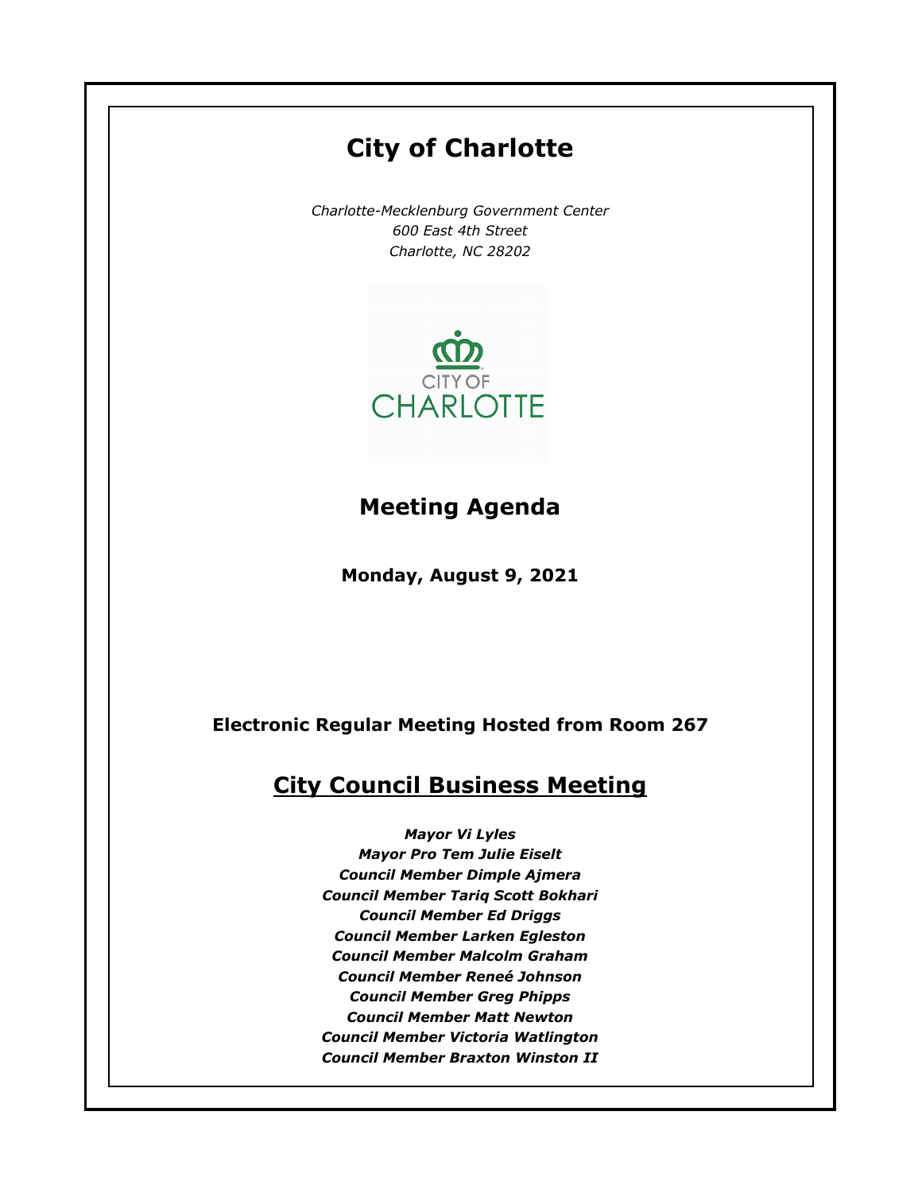# City of Charlotte

*Charlotte-Mecklenburg Government Center*
*600 East 4th Street*
*Charlotte, NC 28202*

## Meeting Agenda

**Monday, August 9, 2021**

**Electronic Regular Meeting Hosted from Room 267**

## City Council Business Meeting

***Mayor Vi Lyles***
***Mayor Pro Tem Julie Eiselt***
***Council Member Dimple Ajmera***
***Council Member Tariq Scott Bokhari***
***Council Member Ed Driggs***
***Council Member Larken Egleston***
***Council Member Malcolm Graham***
***Council Member Reneé Johnson***
***Council Member Greg Phipps***
***Council Member Matt Newton***
***Council Member Victoria Watlington***
***Council Member Braxton Winston II***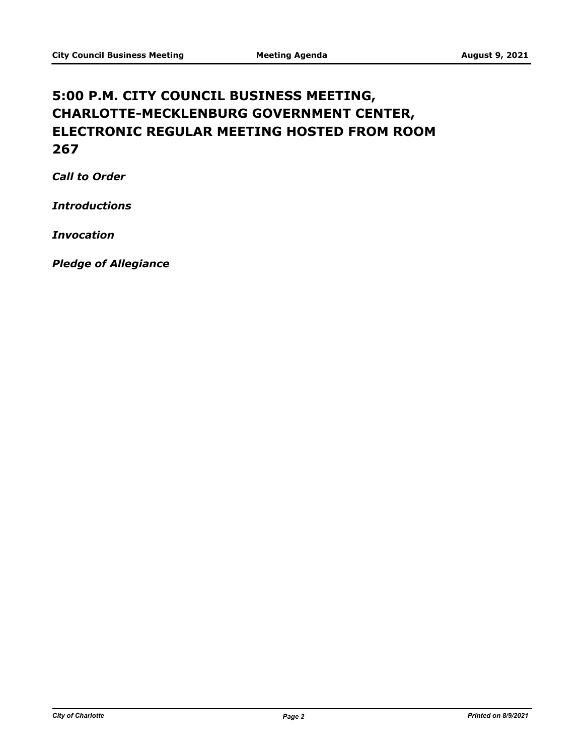# 5:00 P.M. CITY COUNCIL BUSINESS MEETING, CHARLOTTE-MECKLENBURG GOVERNMENT CENTER, ELECTRONIC REGULAR MEETING HOSTED FROM ROOM 267

***Call to Order***

***Introductions***

***Invocation***

***Pledge of Allegiance***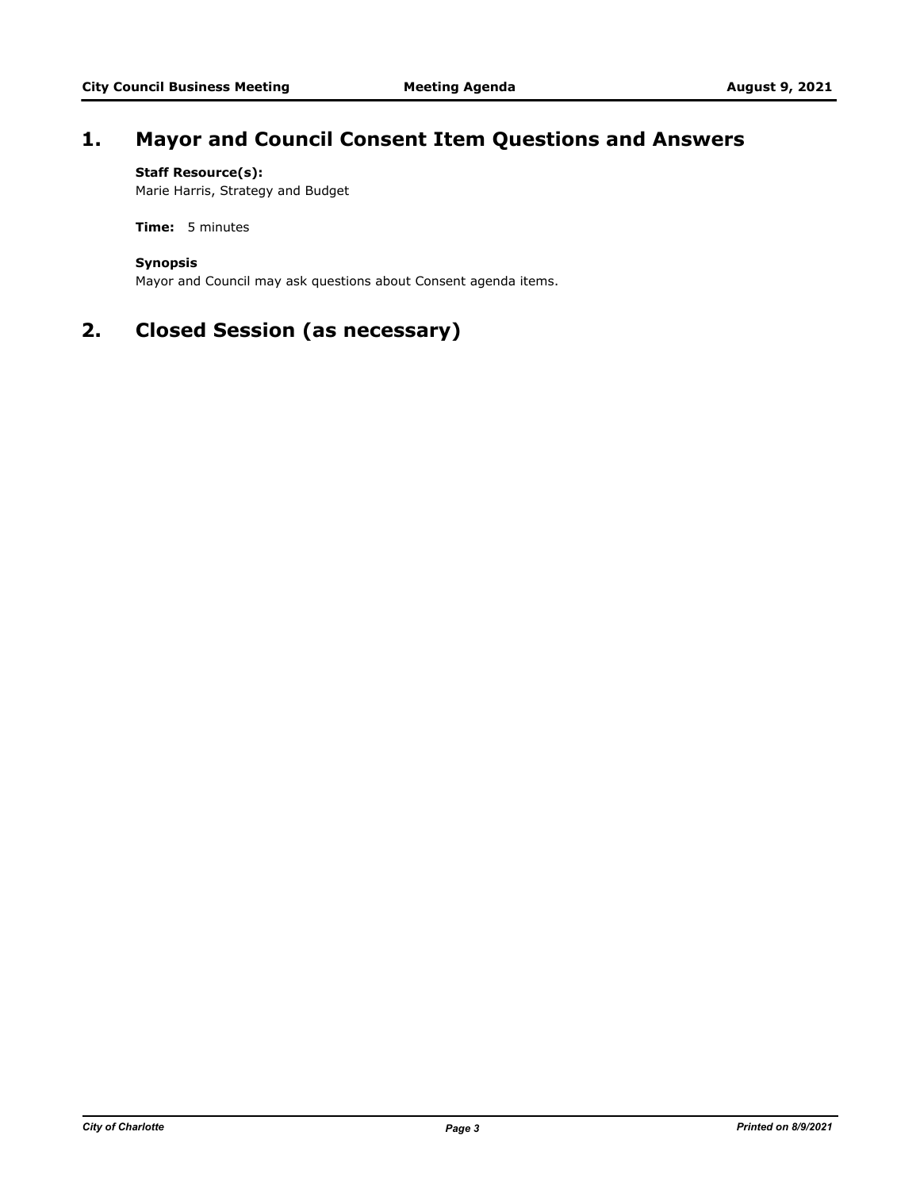# 1. Mayor and Council Consent Item Questions and Answers

**Staff Resource(s):**
Marie Harris, Strategy and Budget

**Time:** 5 minutes

**Synopsis**
Mayor and Council may ask questions about Consent agenda items.

# 2. Closed Session (as necessary)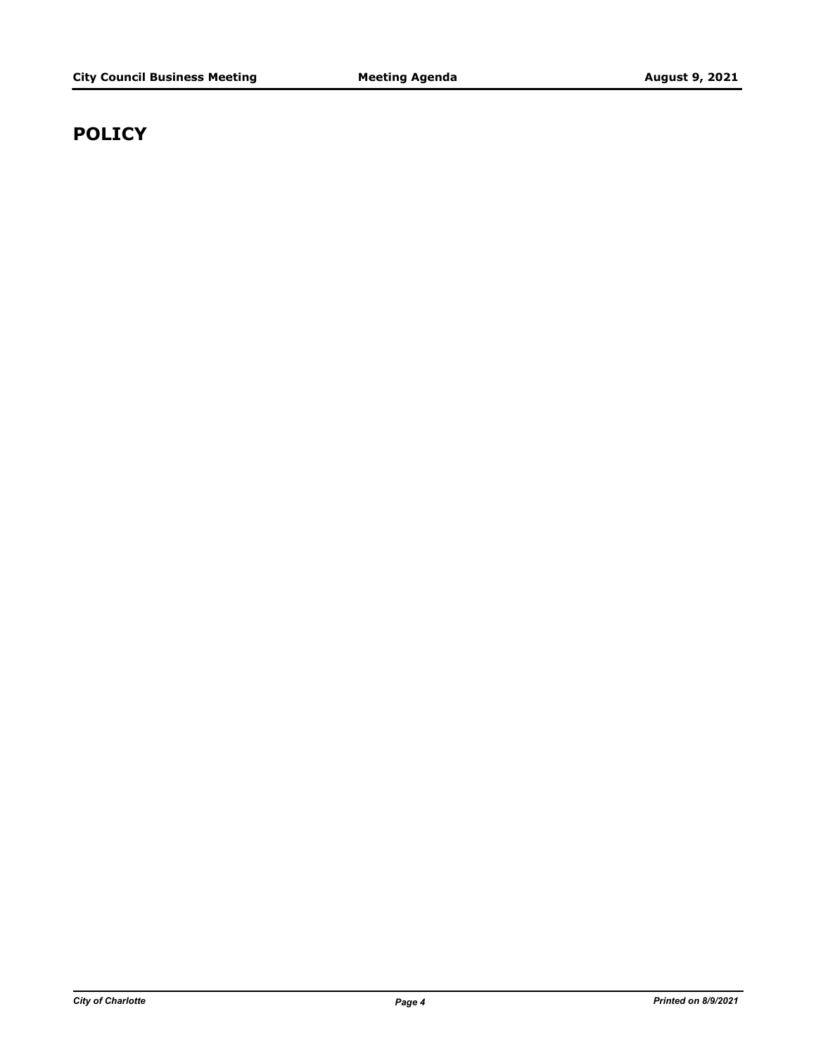# POLICY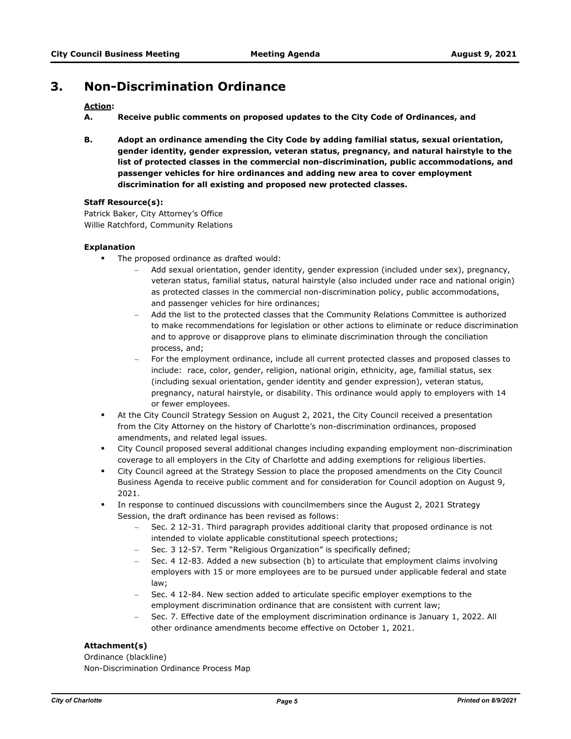## 3. Non-Discrimination Ordinance

**Action:**

**A. Receive public comments on proposed updates to the City Code of Ordinances, and**

**B. Adopt an ordinance amending the City Code by adding familial status, sexual orientation, gender identity, gender expression, veteran status, pregnancy, and natural hairstyle to the list of protected classes in the commercial non-discrimination, public accommodations, and passenger vehicles for hire ordinances and adding new area to cover employment discrimination for all existing and proposed new protected classes.**

**Staff Resource(s):**

Patrick Baker, City Attorney's Office
Willie Ratchford, Community Relations

**Explanation**

- The proposed ordinance as drafted would:
  - Add sexual orientation, gender identity, gender expression (included under sex), pregnancy, veteran status, familial status, natural hairstyle (also included under race and national origin) as protected classes in the commercial non-discrimination policy, public accommodations, and passenger vehicles for hire ordinances;
  - Add the list to the protected classes that the Community Relations Committee is authorized to make recommendations for legislation or other actions to eliminate or reduce discrimination and to approve or disapprove plans to eliminate discrimination through the conciliation process, and;
  - For the employment ordinance, include all current protected classes and proposed classes to include: race, color, gender, religion, national origin, ethnicity, age, familial status, sex (including sexual orientation, gender identity and gender expression), veteran status, pregnancy, natural hairstyle, or disability. This ordinance would apply to employers with 14 or fewer employees.
- At the City Council Strategy Session on August 2, 2021, the City Council received a presentation from the City Attorney on the history of Charlotte's non-discrimination ordinances, proposed amendments, and related legal issues.
- City Council proposed several additional changes including expanding employment non-discrimination coverage to all employers in the City of Charlotte and adding exemptions for religious liberties.
- City Council agreed at the Strategy Session to place the proposed amendments on the City Council Business Agenda to receive public comment and for consideration for Council adoption on August 9, 2021.
- In response to continued discussions with councilmembers since the August 2, 2021 Strategy Session, the draft ordinance has been revised as follows:
  - Sec. 2 12-31. Third paragraph provides additional clarity that proposed ordinance is not intended to violate applicable constitutional speech protections;
  - Sec. 3 12-57. Term "Religious Organization" is specifically defined;
  - Sec. 4 12-83. Added a new subsection (b) to articulate that employment claims involving employers with 15 or more employees are to be pursued under applicable federal and state law;
  - Sec. 4 12-84. New section added to articulate specific employer exemptions to the employment discrimination ordinance that are consistent with current law;
  - Sec. 7. Effective date of the employment discrimination ordinance is January 1, 2022. All other ordinance amendments become effective on October 1, 2021.

**Attachment(s)**

Ordinance (blackline)
Non-Discrimination Ordinance Process Map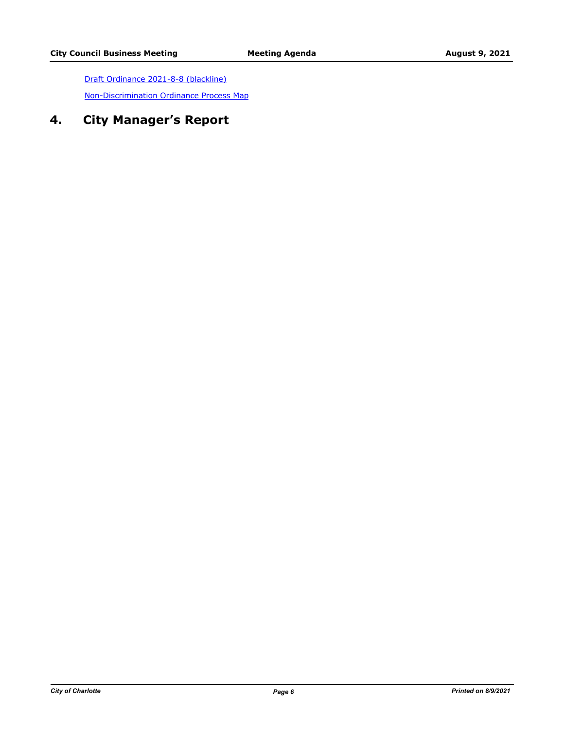[Draft Ordinance 2021-8-8 (blackline)]

[Non-Discrimination Ordinance Process Map]

# 4. City Manager's Report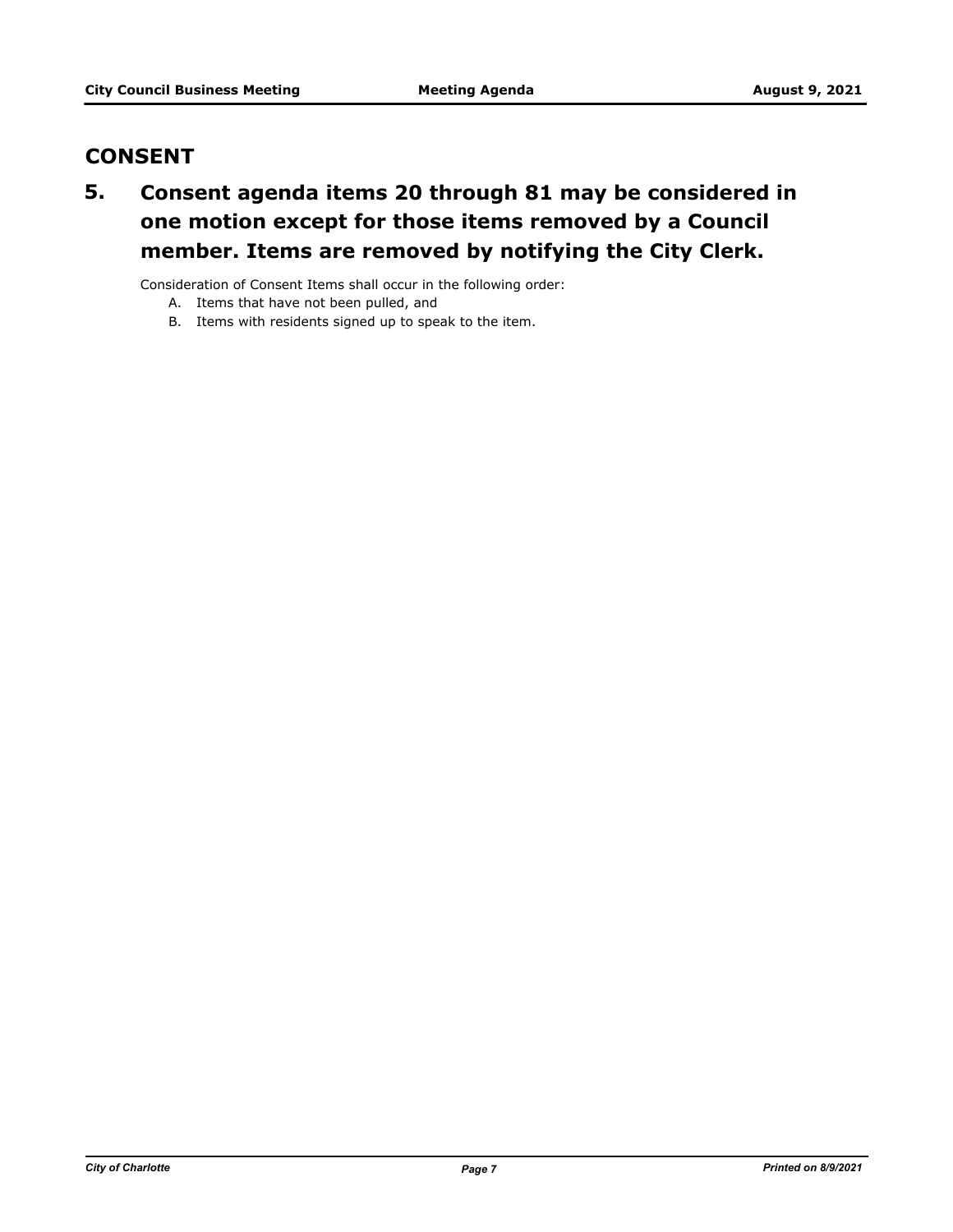## CONSENT

### 5. Consent agenda items 20 through 81 may be considered in one motion except for those items removed by a Council member. Items are removed by notifying the City Clerk.

Consideration of Consent Items shall occur in the following order:

A. Items that have not been pulled, and

B. Items with residents signed up to speak to the item.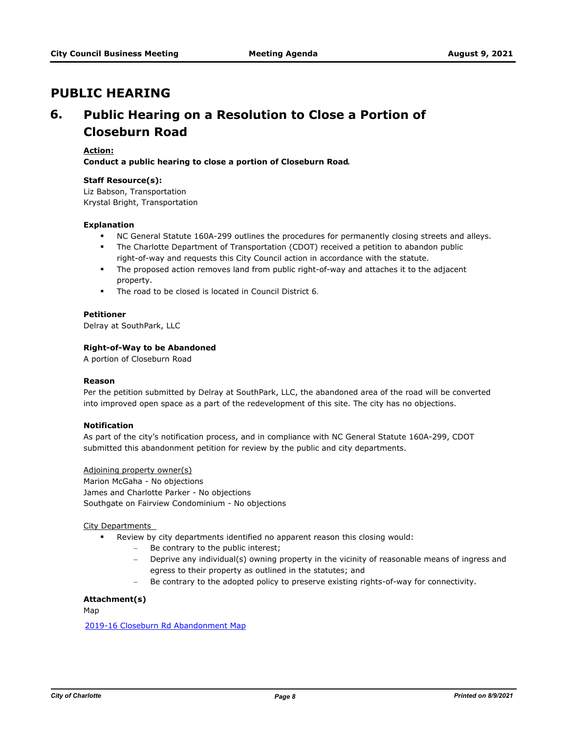## PUBLIC HEARING

### 6. Public Hearing on a Resolution to Close a Portion of Closeburn Road

**Action:**

**Conduct a public hearing to close a portion of Closeburn Road.**

**Staff Resource(s):**
Liz Babson, Transportation
Krystal Bright, Transportation

**Explanation**

- NC General Statute 160A-299 outlines the procedures for permanently closing streets and alleys.
- The Charlotte Department of Transportation (CDOT) received a petition to abandon public right-of-way and requests this City Council action in accordance with the statute.
- The proposed action removes land from public right-of-way and attaches it to the adjacent property.
- The road to be closed is located in Council District 6.

**Petitioner**

Delray at SouthPark, LLC

**Right-of-Way to be Abandoned**

A portion of Closeburn Road

**Reason**

Per the petition submitted by Delray at SouthPark, LLC, the abandoned area of the road will be converted into improved open space as a part of the redevelopment of this site. The city has no objections.

**Notification**

As part of the city's notification process, and in compliance with NC General Statute 160A-299, CDOT submitted this abandonment petition for review by the public and city departments.

Adjoining property owner(s)
Marion McGaha - No objections
James and Charlotte Parker - No objections
Southgate on Fairview Condominium - No objections

City Departments

- Review by city departments identified no apparent reason this closing would:
  - Be contrary to the public interest;
  - Deprive any individual(s) owning property in the vicinity of reasonable means of ingress and egress to their property as outlined in the statutes; and
  - Be contrary to the adopted policy to preserve existing rights-of-way for connectivity.

**Attachment(s)**

Map

2019-16 Closeburn Rd Abandonment Map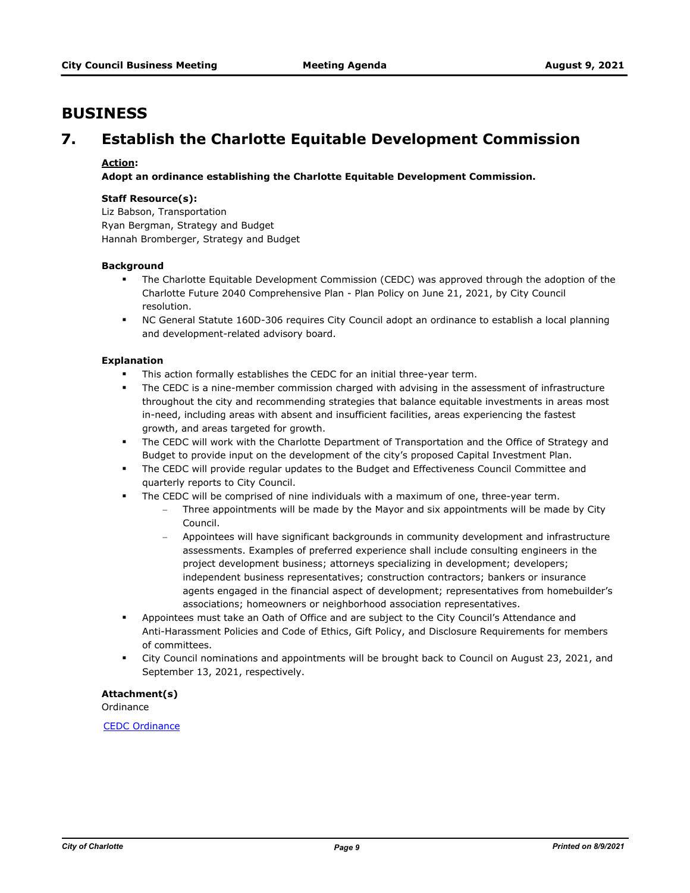# BUSINESS

## 7. Establish the Charlotte Equitable Development Commission

**Action:**

**Adopt an ordinance establishing the Charlotte Equitable Development Commission.**

**Staff Resource(s):**

Liz Babson, Transportation
Ryan Bergman, Strategy and Budget
Hannah Bromberger, Strategy and Budget

**Background**

- The Charlotte Equitable Development Commission (CEDC) was approved through the adoption of the Charlotte Future 2040 Comprehensive Plan - Plan Policy on June 21, 2021, by City Council resolution.
- NC General Statute 160D-306 requires City Council adopt an ordinance to establish a local planning and development-related advisory board.

**Explanation**

- This action formally establishes the CEDC for an initial three-year term.
- The CEDC is a nine-member commission charged with advising in the assessment of infrastructure throughout the city and recommending strategies that balance equitable investments in areas most in-need, including areas with absent and insufficient facilities, areas experiencing the fastest growth, and areas targeted for growth.
- The CEDC will work with the Charlotte Department of Transportation and the Office of Strategy and Budget to provide input on the development of the city's proposed Capital Investment Plan.
- The CEDC will provide regular updates to the Budget and Effectiveness Council Committee and quarterly reports to City Council.
- The CEDC will be comprised of nine individuals with a maximum of one, three-year term.
  - Three appointments will be made by the Mayor and six appointments will be made by City Council.
  - Appointees will have significant backgrounds in community development and infrastructure assessments. Examples of preferred experience shall include consulting engineers in the project development business; attorneys specializing in development; developers; independent business representatives; construction contractors; bankers or insurance agents engaged in the financial aspect of development; representatives from homebuilder's associations; homeowners or neighborhood association representatives.
- Appointees must take an Oath of Office and are subject to the City Council's Attendance and Anti-Harassment Policies and Code of Ethics, Gift Policy, and Disclosure Requirements for members of committees.
- City Council nominations and appointments will be brought back to Council on August 23, 2021, and September 13, 2021, respectively.

**Attachment(s)**

Ordinance

CEDC Ordinance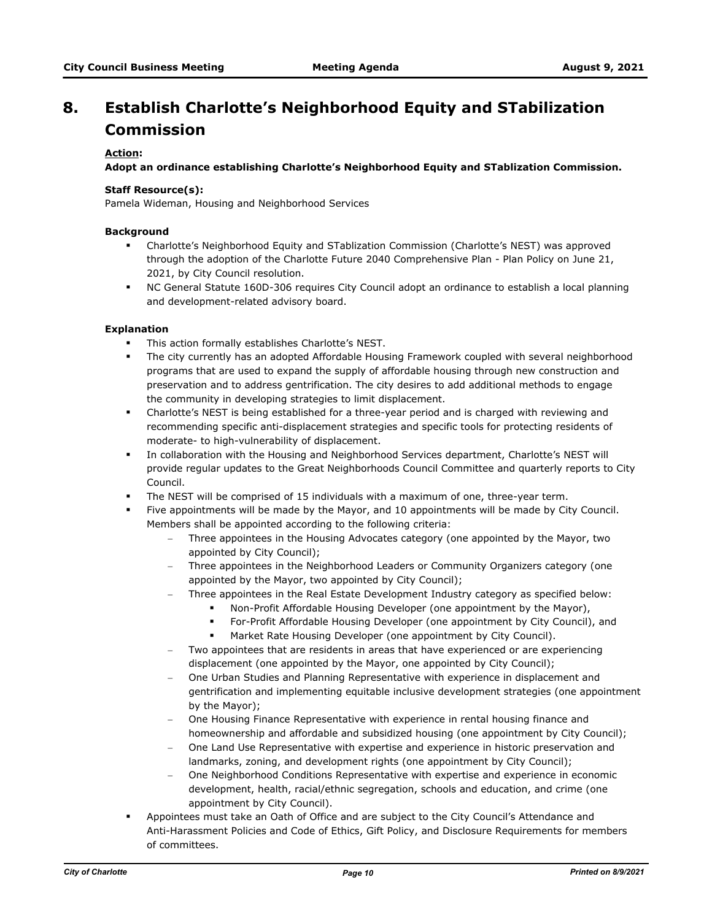# 8. Establish Charlotte's Neighborhood Equity and STabilization Commission

**Action:**

**Adopt an ordinance establishing Charlotte's Neighborhood Equity and STablization Commission.**

**Staff Resource(s):**

Pamela Wideman, Housing and Neighborhood Services

**Background**

- Charlotte's Neighborhood Equity and STablization Commission (Charlotte's NEST) was approved through the adoption of the Charlotte Future 2040 Comprehensive Plan - Plan Policy on June 21, 2021, by City Council resolution.
- NC General Statute 160D-306 requires City Council adopt an ordinance to establish a local planning and development-related advisory board.

**Explanation**

- This action formally establishes Charlotte's NEST.
- The city currently has an adopted Affordable Housing Framework coupled with several neighborhood programs that are used to expand the supply of affordable housing through new construction and preservation and to address gentrification. The city desires to add additional methods to engage the community in developing strategies to limit displacement.
- Charlotte's NEST is being established for a three-year period and is charged with reviewing and recommending specific anti-displacement strategies and specific tools for protecting residents of moderate- to high-vulnerability of displacement.
- In collaboration with the Housing and Neighborhood Services department, Charlotte's NEST will provide regular updates to the Great Neighborhoods Council Committee and quarterly reports to City Council.
- The NEST will be comprised of 15 individuals with a maximum of one, three-year term.
- Five appointments will be made by the Mayor, and 10 appointments will be made by City Council. Members shall be appointed according to the following criteria:
  - Three appointees in the Housing Advocates category (one appointed by the Mayor, two appointed by City Council);
  - Three appointees in the Neighborhood Leaders or Community Organizers category (one appointed by the Mayor, two appointed by City Council);
  - Three appointees in the Real Estate Development Industry category as specified below:
    - Non-Profit Affordable Housing Developer (one appointment by the Mayor),
    - For-Profit Affordable Housing Developer (one appointment by City Council), and
    - Market Rate Housing Developer (one appointment by City Council).
  - Two appointees that are residents in areas that have experienced or are experiencing displacement (one appointed by the Mayor, one appointed by City Council);
  - One Urban Studies and Planning Representative with experience in displacement and gentrification and implementing equitable inclusive development strategies (one appointment by the Mayor);
  - One Housing Finance Representative with experience in rental housing finance and homeownership and affordable and subsidized housing (one appointment by City Council);
  - One Land Use Representative with expertise and experience in historic preservation and landmarks, zoning, and development rights (one appointment by City Council);
  - One Neighborhood Conditions Representative with expertise and experience in economic development, health, racial/ethnic segregation, schools and education, and crime (one appointment by City Council).
- Appointees must take an Oath of Office and are subject to the City Council's Attendance and Anti-Harassment Policies and Code of Ethics, Gift Policy, and Disclosure Requirements for members of committees.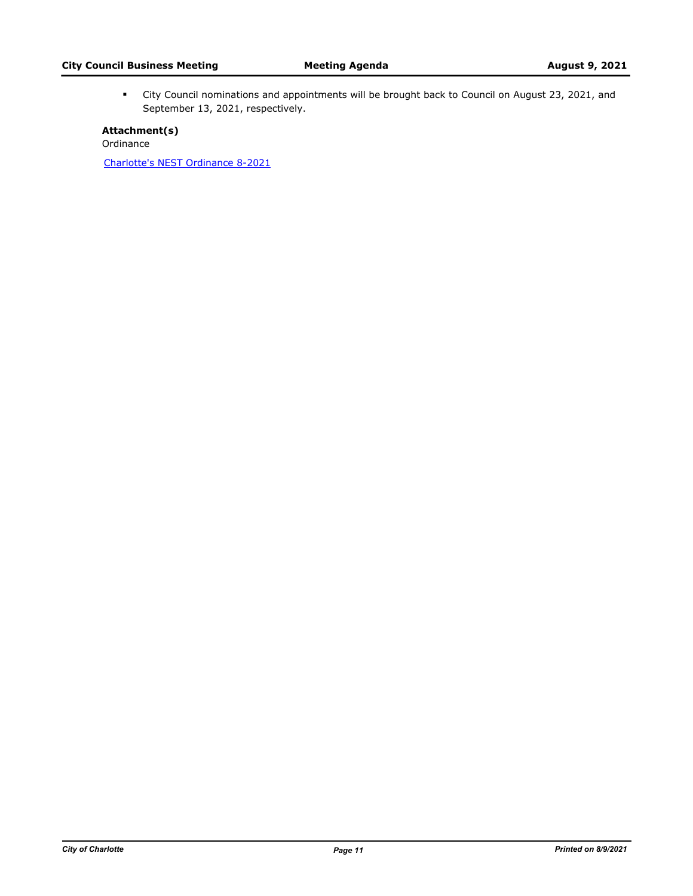- City Council nominations and appointments will be brought back to Council on August 23, 2021, and September 13, 2021, respectively.

**Attachment(s)**

Ordinance

Charlotte's NEST Ordinance 8-2021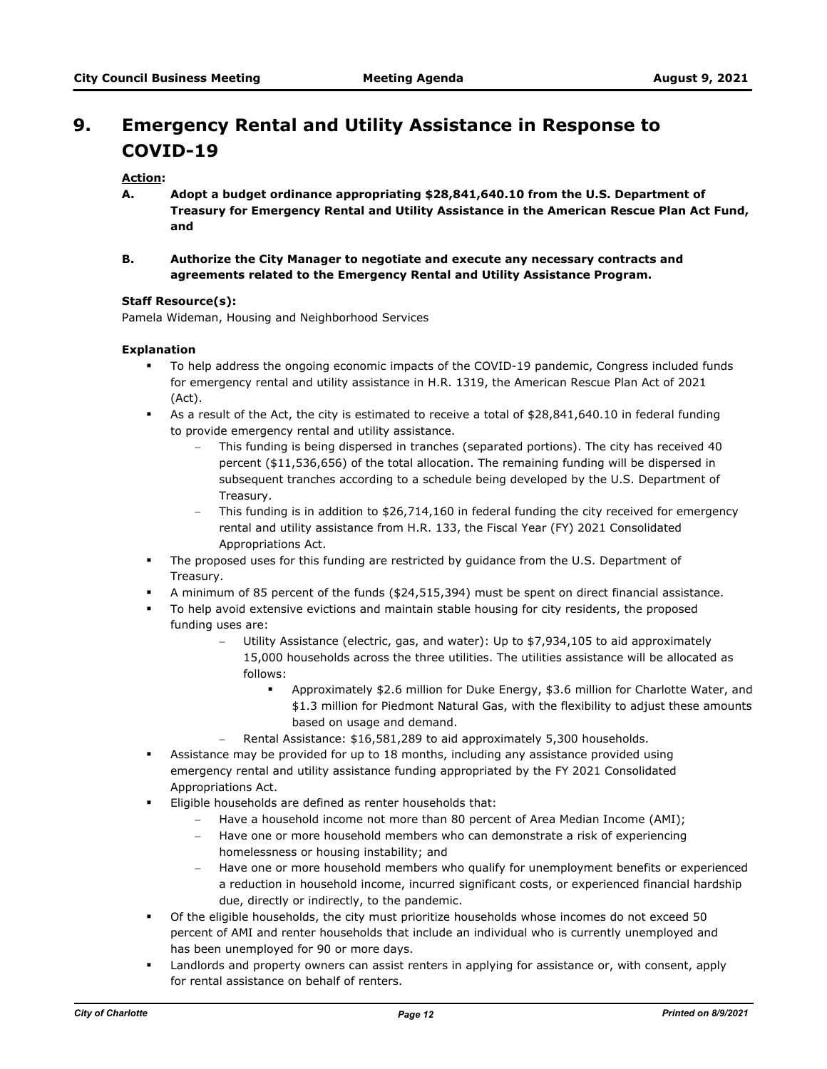## 9. Emergency Rental and Utility Assistance in Response to COVID-19

**Action:**

**A. Adopt a budget ordinance appropriating $28,841,640.10 from the U.S. Department of Treasury for Emergency Rental and Utility Assistance in the American Rescue Plan Act Fund, and**

**B. Authorize the City Manager to negotiate and execute any necessary contracts and agreements related to the Emergency Rental and Utility Assistance Program.**

**Staff Resource(s):**
Pamela Wideman, Housing and Neighborhood Services

**Explanation**

- To help address the ongoing economic impacts of the COVID-19 pandemic, Congress included funds for emergency rental and utility assistance in H.R. 1319, the American Rescue Plan Act of 2021 (Act).
- As a result of the Act, the city is estimated to receive a total of $28,841,640.10 in federal funding to provide emergency rental and utility assistance.
  - This funding is being dispersed in tranches (separated portions). The city has received 40 percent ($11,536,656) of the total allocation. The remaining funding will be dispersed in subsequent tranches according to a schedule being developed by the U.S. Department of Treasury.
  - This funding is in addition to $26,714,160 in federal funding the city received for emergency rental and utility assistance from H.R. 133, the Fiscal Year (FY) 2021 Consolidated Appropriations Act.
- The proposed uses for this funding are restricted by guidance from the U.S. Department of Treasury.
- A minimum of 85 percent of the funds ($24,515,394) must be spent on direct financial assistance.
- To help avoid extensive evictions and maintain stable housing for city residents, the proposed funding uses are:
  - Utility Assistance (electric, gas, and water): Up to $7,934,105 to aid approximately 15,000 households across the three utilities. The utilities assistance will be allocated as follows:
    - Approximately $2.6 million for Duke Energy, $3.6 million for Charlotte Water, and $1.3 million for Piedmont Natural Gas, with the flexibility to adjust these amounts based on usage and demand.
  - Rental Assistance: $16,581,289 to aid approximately 5,300 households.
- Assistance may be provided for up to 18 months, including any assistance provided using emergency rental and utility assistance funding appropriated by the FY 2021 Consolidated Appropriations Act.
- Eligible households are defined as renter households that:
  - Have a household income not more than 80 percent of Area Median Income (AMI);
  - Have one or more household members who can demonstrate a risk of experiencing homelessness or housing instability; and
  - Have one or more household members who qualify for unemployment benefits or experienced a reduction in household income, incurred significant costs, or experienced financial hardship due, directly or indirectly, to the pandemic.
- Of the eligible households, the city must prioritize households whose incomes do not exceed 50 percent of AMI and renter households that include an individual who is currently unemployed and has been unemployed for 90 or more days.
- Landlords and property owners can assist renters in applying for assistance or, with consent, apply for rental assistance on behalf of renters.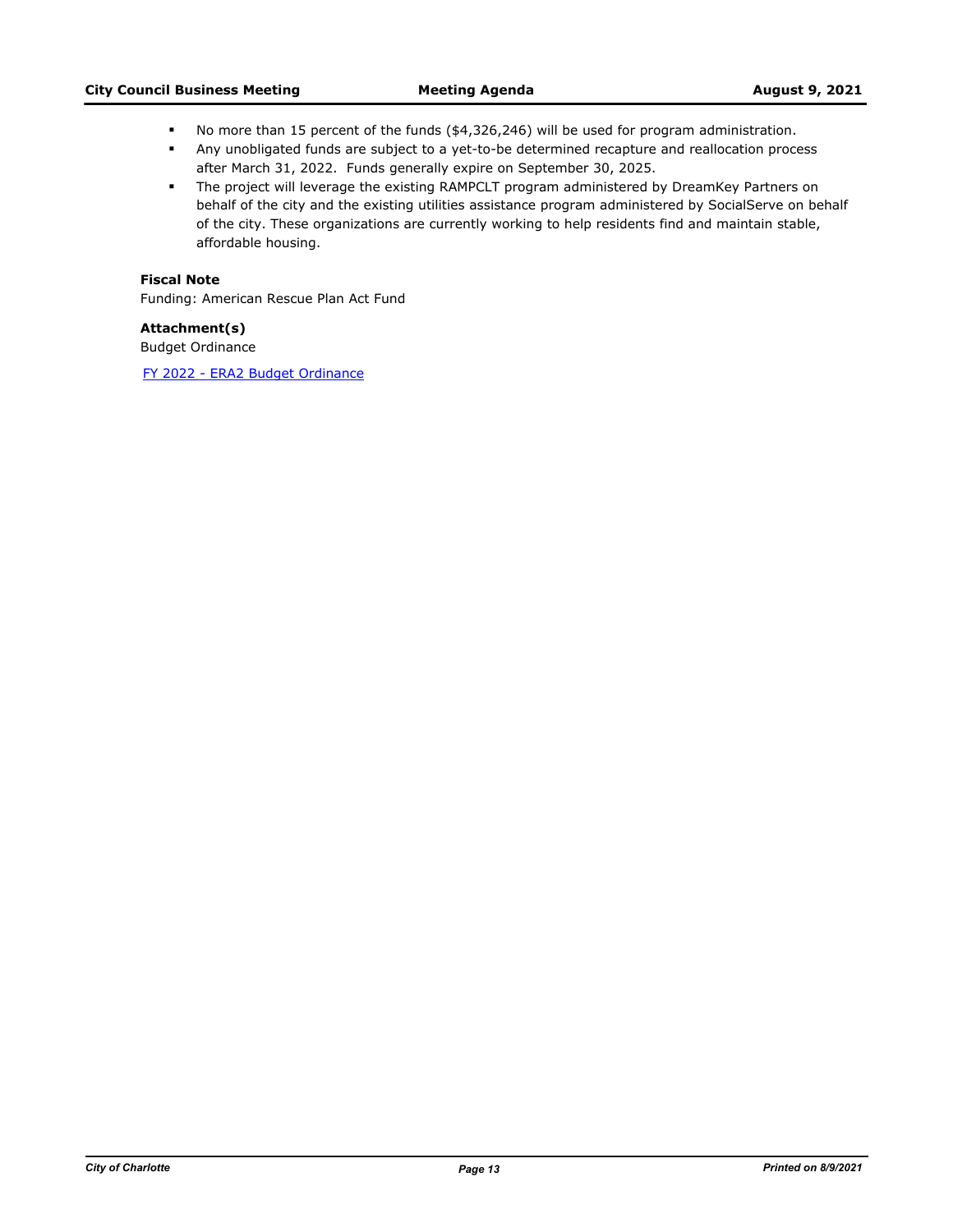- No more than 15 percent of the funds ($4,326,246) will be used for program administration.
- Any unobligated funds are subject to a yet-to-be determined recapture and reallocation process after March 31, 2022. Funds generally expire on September 30, 2025.
- The project will leverage the existing RAMPCLT program administered by DreamKey Partners on behalf of the city and the existing utilities assistance program administered by SocialServe on behalf of the city. These organizations are currently working to help residents find and maintain stable, affordable housing.

**Fiscal Note**

Funding: American Rescue Plan Act Fund

**Attachment(s)**

Budget Ordinance

FY 2022 - ERA2 Budget Ordinance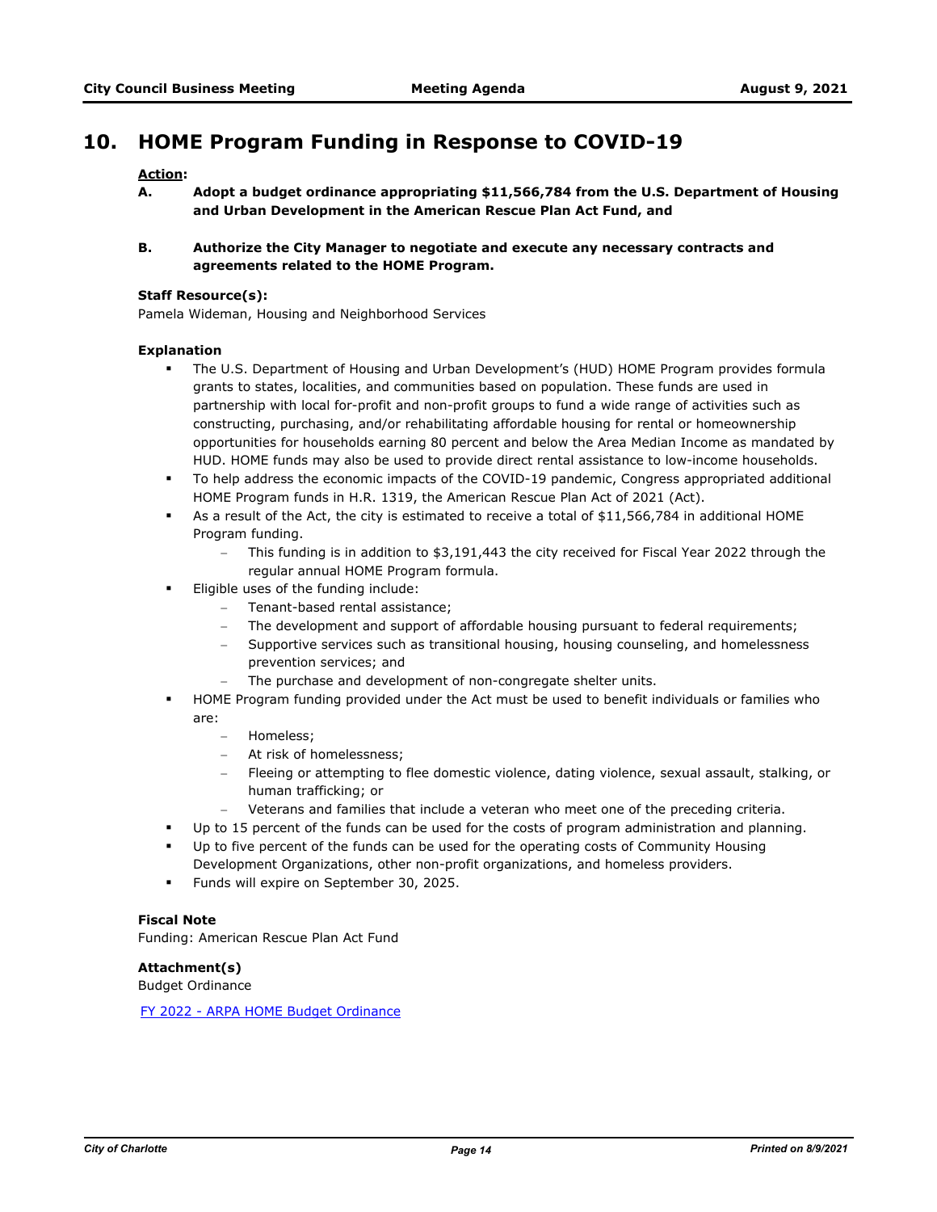## 10. HOME Program Funding in Response to COVID-19

**Action:**

**A. Adopt a budget ordinance appropriating $11,566,784 from the U.S. Department of Housing and Urban Development in the American Rescue Plan Act Fund, and**

**B. Authorize the City Manager to negotiate and execute any necessary contracts and agreements related to the HOME Program.**

**Staff Resource(s):**
Pamela Wideman, Housing and Neighborhood Services

**Explanation**

- The U.S. Department of Housing and Urban Development's (HUD) HOME Program provides formula grants to states, localities, and communities based on population. These funds are used in partnership with local for-profit and non-profit groups to fund a wide range of activities such as constructing, purchasing, and/or rehabilitating affordable housing for rental or homeownership opportunities for households earning 80 percent and below the Area Median Income as mandated by HUD. HOME funds may also be used to provide direct rental assistance to low-income households.
- To help address the economic impacts of the COVID-19 pandemic, Congress appropriated additional HOME Program funds in H.R. 1319, the American Rescue Plan Act of 2021 (Act).
- As a result of the Act, the city is estimated to receive a total of $11,566,784 in additional HOME Program funding.
  - This funding is in addition to $3,191,443 the city received for Fiscal Year 2022 through the regular annual HOME Program formula.
- Eligible uses of the funding include:
  - Tenant-based rental assistance;
  - The development and support of affordable housing pursuant to federal requirements;
  - Supportive services such as transitional housing, housing counseling, and homelessness prevention services; and
  - The purchase and development of non-congregate shelter units.
- HOME Program funding provided under the Act must be used to benefit individuals or families who are:
  - Homeless;
  - At risk of homelessness;
  - Fleeing or attempting to flee domestic violence, dating violence, sexual assault, stalking, or human trafficking; or
  - Veterans and families that include a veteran who meet one of the preceding criteria.
- Up to 15 percent of the funds can be used for the costs of program administration and planning.
- Up to five percent of the funds can be used for the operating costs of Community Housing Development Organizations, other non-profit organizations, and homeless providers.
- Funds will expire on September 30, 2025.

**Fiscal Note**
Funding: American Rescue Plan Act Fund

**Attachment(s)**
Budget Ordinance

FY 2022 - ARPA HOME Budget Ordinance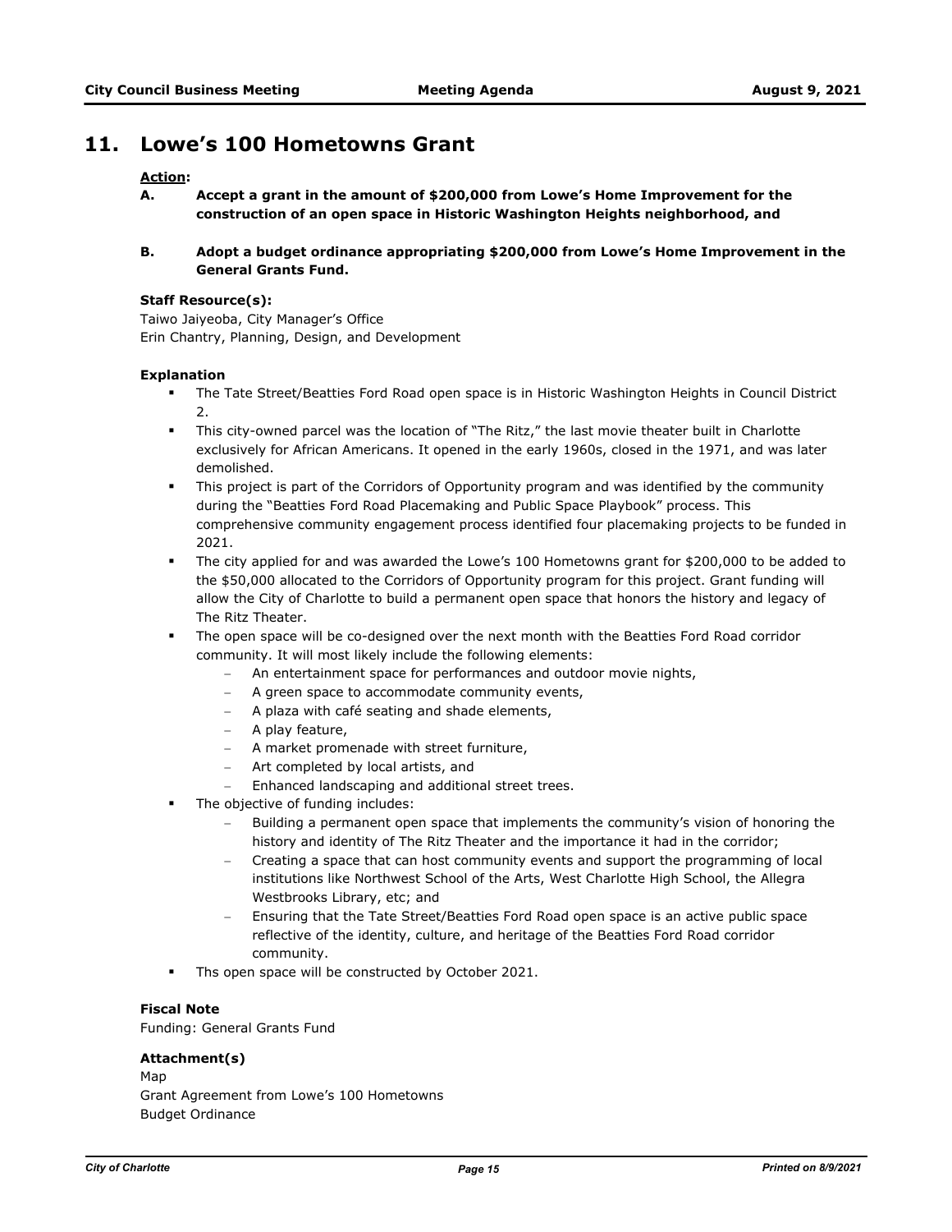## 11. Lowe's 100 Hometowns Grant

**Action:**

**A. Accept a grant in the amount of $200,000 from Lowe's Home Improvement for the construction of an open space in Historic Washington Heights neighborhood, and**

**B. Adopt a budget ordinance appropriating $200,000 from Lowe's Home Improvement in the General Grants Fund.**

**Staff Resource(s):**

Taiwo Jaiyeoba, City Manager's Office
Erin Chantry, Planning, Design, and Development

**Explanation**

- The Tate Street/Beatties Ford Road open space is in Historic Washington Heights in Council District 2.
- This city-owned parcel was the location of "The Ritz," the last movie theater built in Charlotte exclusively for African Americans. It opened in the early 1960s, closed in the 1971, and was later demolished.
- This project is part of the Corridors of Opportunity program and was identified by the community during the "Beatties Ford Road Placemaking and Public Space Playbook" process. This comprehensive community engagement process identified four placemaking projects to be funded in 2021.
- The city applied for and was awarded the Lowe's 100 Hometowns grant for $200,000 to be added to the $50,000 allocated to the Corridors of Opportunity program for this project. Grant funding will allow the City of Charlotte to build a permanent open space that honors the history and legacy of The Ritz Theater.
- The open space will be co-designed over the next month with the Beatties Ford Road corridor community. It will most likely include the following elements:
  - An entertainment space for performances and outdoor movie nights,
  - A green space to accommodate community events,
  - A plaza with café seating and shade elements,
  - A play feature,
  - A market promenade with street furniture,
  - Art completed by local artists, and
  - Enhanced landscaping and additional street trees.
- The objective of funding includes:
  - Building a permanent open space that implements the community's vision of honoring the history and identity of The Ritz Theater and the importance it had in the corridor;
  - Creating a space that can host community events and support the programming of local institutions like Northwest School of the Arts, West Charlotte High School, the Allegra Westbrooks Library, etc; and
  - Ensuring that the Tate Street/Beatties Ford Road open space is an active public space reflective of the identity, culture, and heritage of the Beatties Ford Road corridor community.
- Ths open space will be constructed by October 2021.

**Fiscal Note**

Funding: General Grants Fund

**Attachment(s)**

Map
Grant Agreement from Lowe's 100 Hometowns
Budget Ordinance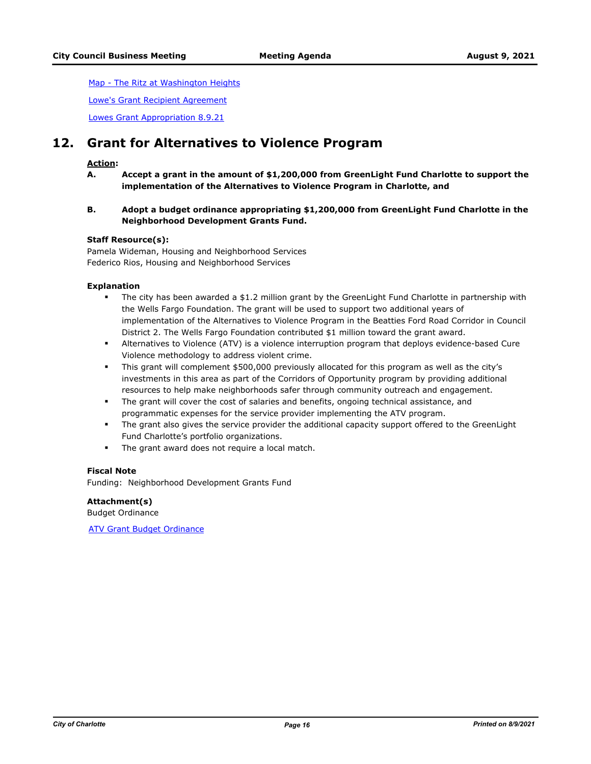Map - The Ritz at Washington Heights

Lowe's Grant Recipient Agreement

Lowes Grant Appropriation 8.9.21

## 12. Grant for Alternatives to Violence Program

**Action:**

**A. Accept a grant in the amount of $1,200,000 from GreenLight Fund Charlotte to support the implementation of the Alternatives to Violence Program in Charlotte, and**

**B. Adopt a budget ordinance appropriating $1,200,000 from GreenLight Fund Charlotte in the Neighborhood Development Grants Fund.**

**Staff Resource(s):**

Pamela Wideman, Housing and Neighborhood Services
Federico Rios, Housing and Neighborhood Services

**Explanation**

- The city has been awarded a $1.2 million grant by the GreenLight Fund Charlotte in partnership with the Wells Fargo Foundation. The grant will be used to support two additional years of implementation of the Alternatives to Violence Program in the Beatties Ford Road Corridor in Council District 2. The Wells Fargo Foundation contributed $1 million toward the grant award.
- Alternatives to Violence (ATV) is a violence interruption program that deploys evidence-based Cure Violence methodology to address violent crime.
- This grant will complement $500,000 previously allocated for this program as well as the city's investments in this area as part of the Corridors of Opportunity program by providing additional resources to help make neighborhoods safer through community outreach and engagement.
- The grant will cover the cost of salaries and benefits, ongoing technical assistance, and programmatic expenses for the service provider implementing the ATV program.
- The grant also gives the service provider the additional capacity support offered to the GreenLight Fund Charlotte's portfolio organizations.
- The grant award does not require a local match.

**Fiscal Note**

Funding: Neighborhood Development Grants Fund

**Attachment(s)**

Budget Ordinance

ATV Grant Budget Ordinance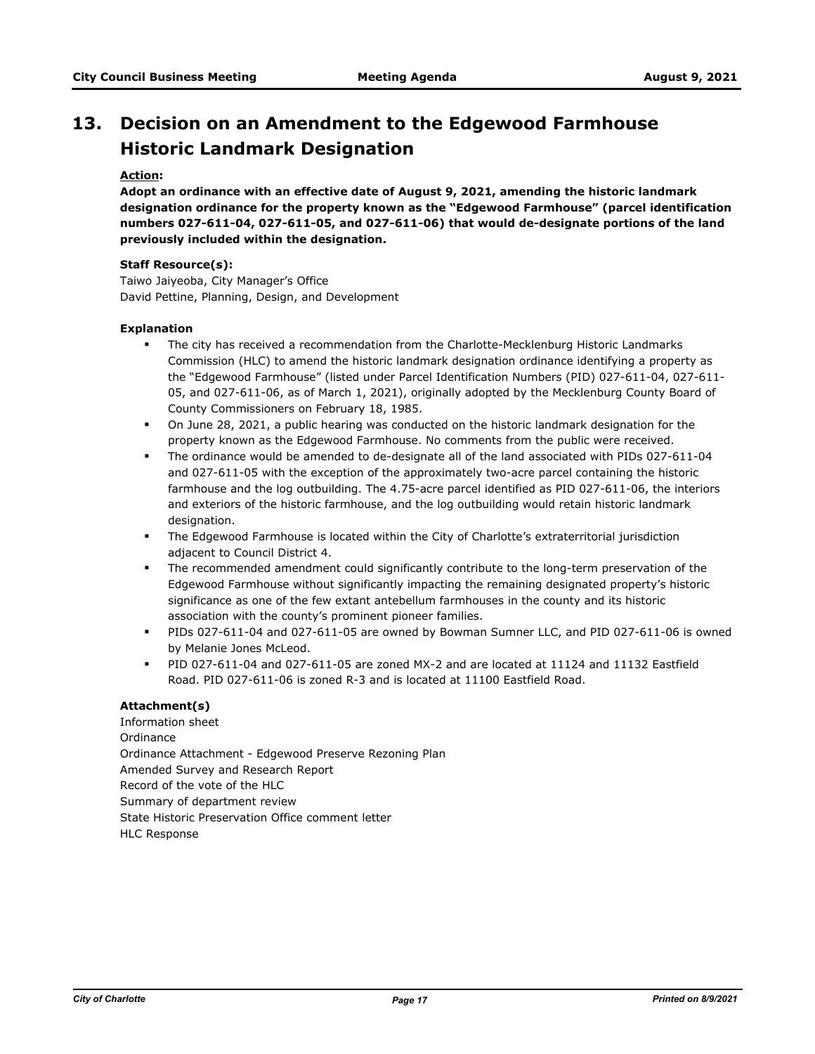# 13. Decision on an Amendment to the Edgewood Farmhouse Historic Landmark Designation

**Action:**

**Adopt an ordinance with an effective date of August 9, 2021, amending the historic landmark designation ordinance for the property known as the "Edgewood Farmhouse" (parcel identification numbers 027-611-04, 027-611-05, and 027-611-06) that would de-designate portions of the land previously included within the designation.**

**Staff Resource(s):**

Taiwo Jaiyeoba, City Manager's Office
David Pettine, Planning, Design, and Development

**Explanation**

- The city has received a recommendation from the Charlotte-Mecklenburg Historic Landmarks Commission (HLC) to amend the historic landmark designation ordinance identifying a property as the "Edgewood Farmhouse" (listed under Parcel Identification Numbers (PID) 027-611-04, 027-611-05, and 027-611-06, as of March 1, 2021), originally adopted by the Mecklenburg County Board of County Commissioners on February 18, 1985.
- On June 28, 2021, a public hearing was conducted on the historic landmark designation for the property known as the Edgewood Farmhouse. No comments from the public were received.
- The ordinance would be amended to de-designate all of the land associated with PIDs 027-611-04 and 027-611-05 with the exception of the approximately two-acre parcel containing the historic farmhouse and the log outbuilding. The 4.75-acre parcel identified as PID 027-611-06, the interiors and exteriors of the historic farmhouse, and the log outbuilding would retain historic landmark designation.
- The Edgewood Farmhouse is located within the City of Charlotte's extraterritorial jurisdiction adjacent to Council District 4.
- The recommended amendment could significantly contribute to the long-term preservation of the Edgewood Farmhouse without significantly impacting the remaining designated property's historic significance as one of the few extant antebellum farmhouses in the county and its historic association with the county's prominent pioneer families.
- PIDs 027-611-04 and 027-611-05 are owned by Bowman Sumner LLC, and PID 027-611-06 is owned by Melanie Jones McLeod.
- PID 027-611-04 and 027-611-05 are zoned MX-2 and are located at 11124 and 11132 Eastfield Road. PID 027-611-06 is zoned R-3 and is located at 11100 Eastfield Road.

**Attachment(s)**

Information sheet
Ordinance
Ordinance Attachment - Edgewood Preserve Rezoning Plan
Amended Survey and Research Report
Record of the vote of the HLC
Summary of department review
State Historic Preservation Office comment letter
HLC Response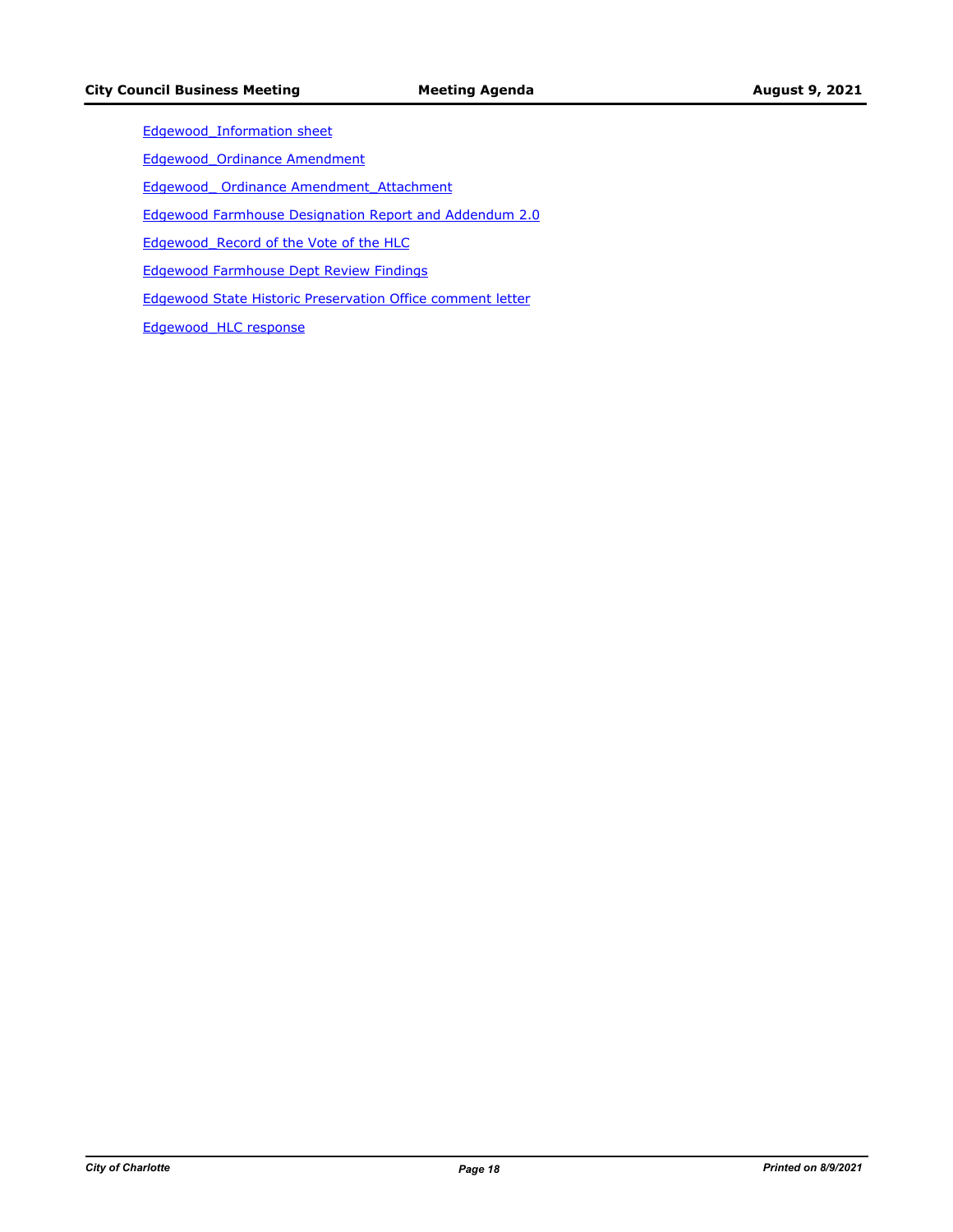Edgewood_Information sheet

Edgewood_Ordinance Amendment

Edgewood_ Ordinance Amendment_Attachment

Edgewood Farmhouse Designation Report and Addendum 2.0

Edgewood_Record of the Vote of the HLC

Edgewood Farmhouse Dept Review Findings

Edgewood State Historic Preservation Office comment letter

Edgewood_HLC response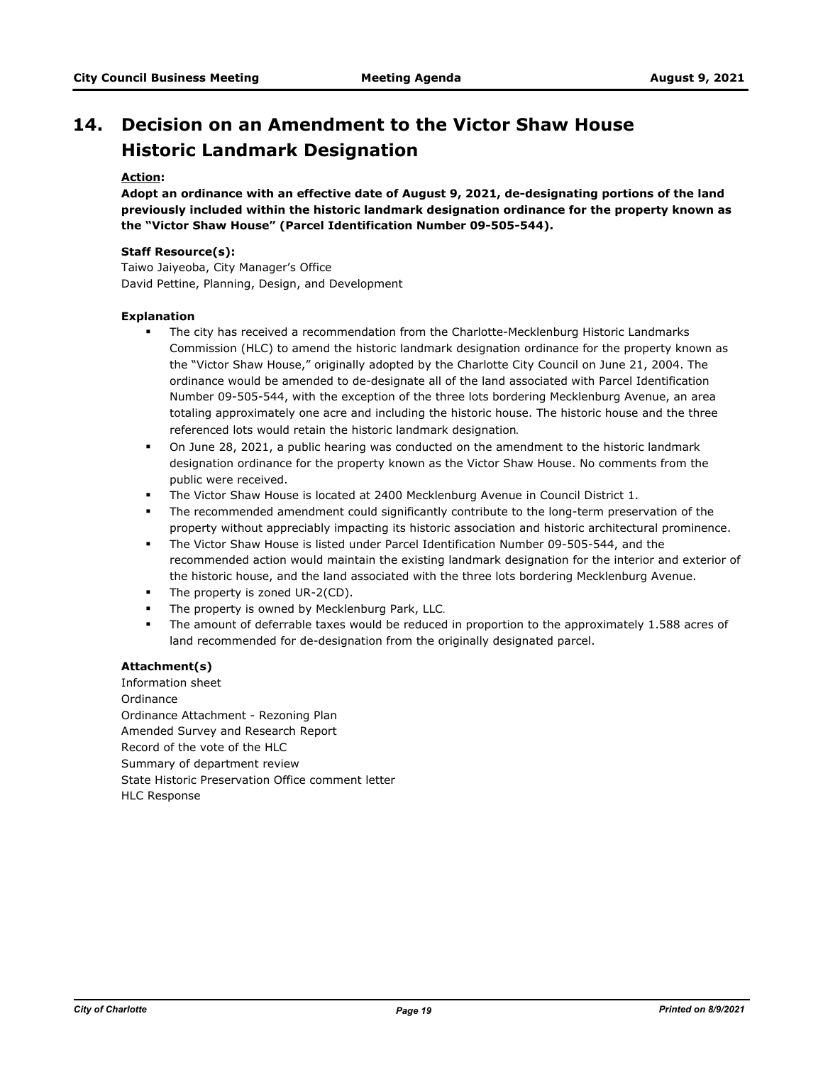## 14. Decision on an Amendment to the Victor Shaw House Historic Landmark Designation

**Action:**

**Adopt an ordinance with an effective date of August 9, 2021, de-designating portions of the land previously included within the historic landmark designation ordinance for the property known as the "Victor Shaw House" (Parcel Identification Number 09-505-544).**

**Staff Resource(s):**

Taiwo Jaiyeoba, City Manager's Office
David Pettine, Planning, Design, and Development

**Explanation**

- The city has received a recommendation from the Charlotte-Mecklenburg Historic Landmarks Commission (HLC) to amend the historic landmark designation ordinance for the property known as the "Victor Shaw House," originally adopted by the Charlotte City Council on June 21, 2004. The ordinance would be amended to de-designate all of the land associated with Parcel Identification Number 09-505-544, with the exception of the three lots bordering Mecklenburg Avenue, an area totaling approximately one acre and including the historic house. The historic house and the three referenced lots would retain the historic landmark designation.
- On June 28, 2021, a public hearing was conducted on the amendment to the historic landmark designation ordinance for the property known as the Victor Shaw House. No comments from the public were received.
- The Victor Shaw House is located at 2400 Mecklenburg Avenue in Council District 1.
- The recommended amendment could significantly contribute to the long-term preservation of the property without appreciably impacting its historic association and historic architectural prominence.
- The Victor Shaw House is listed under Parcel Identification Number 09-505-544, and the recommended action would maintain the existing landmark designation for the interior and exterior of the historic house, and the land associated with the three lots bordering Mecklenburg Avenue.
- The property is zoned UR-2(CD).
- The property is owned by Mecklenburg Park, LLC.
- The amount of deferrable taxes would be reduced in proportion to the approximately 1.588 acres of land recommended for de-designation from the originally designated parcel.

**Attachment(s)**

Information sheet
Ordinance
Ordinance Attachment - Rezoning Plan
Amended Survey and Research Report
Record of the vote of the HLC
Summary of department review
State Historic Preservation Office comment letter
HLC Response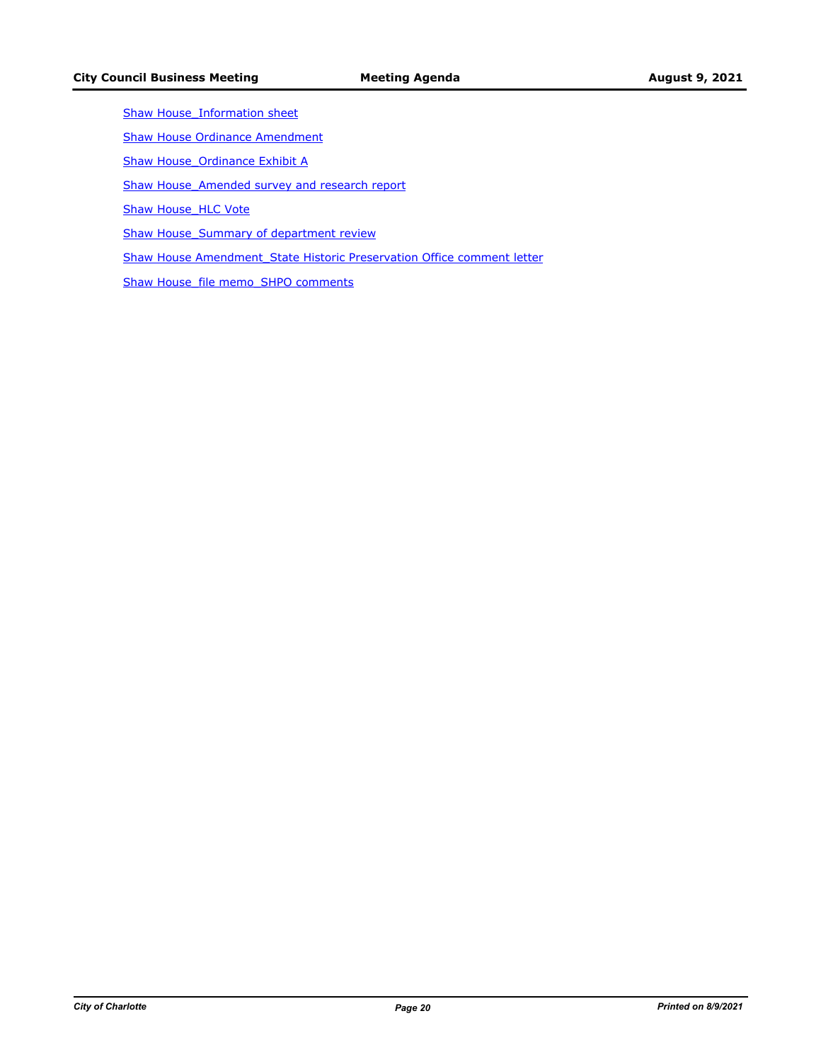Shaw House_Information sheet

Shaw House Ordinance Amendment

Shaw House_Ordinance Exhibit A

Shaw House_Amended survey and research report

Shaw House_HLC Vote

Shaw House_Summary of department review

Shaw House Amendment_State Historic Preservation Office comment letter

Shaw House_file memo_SHPO comments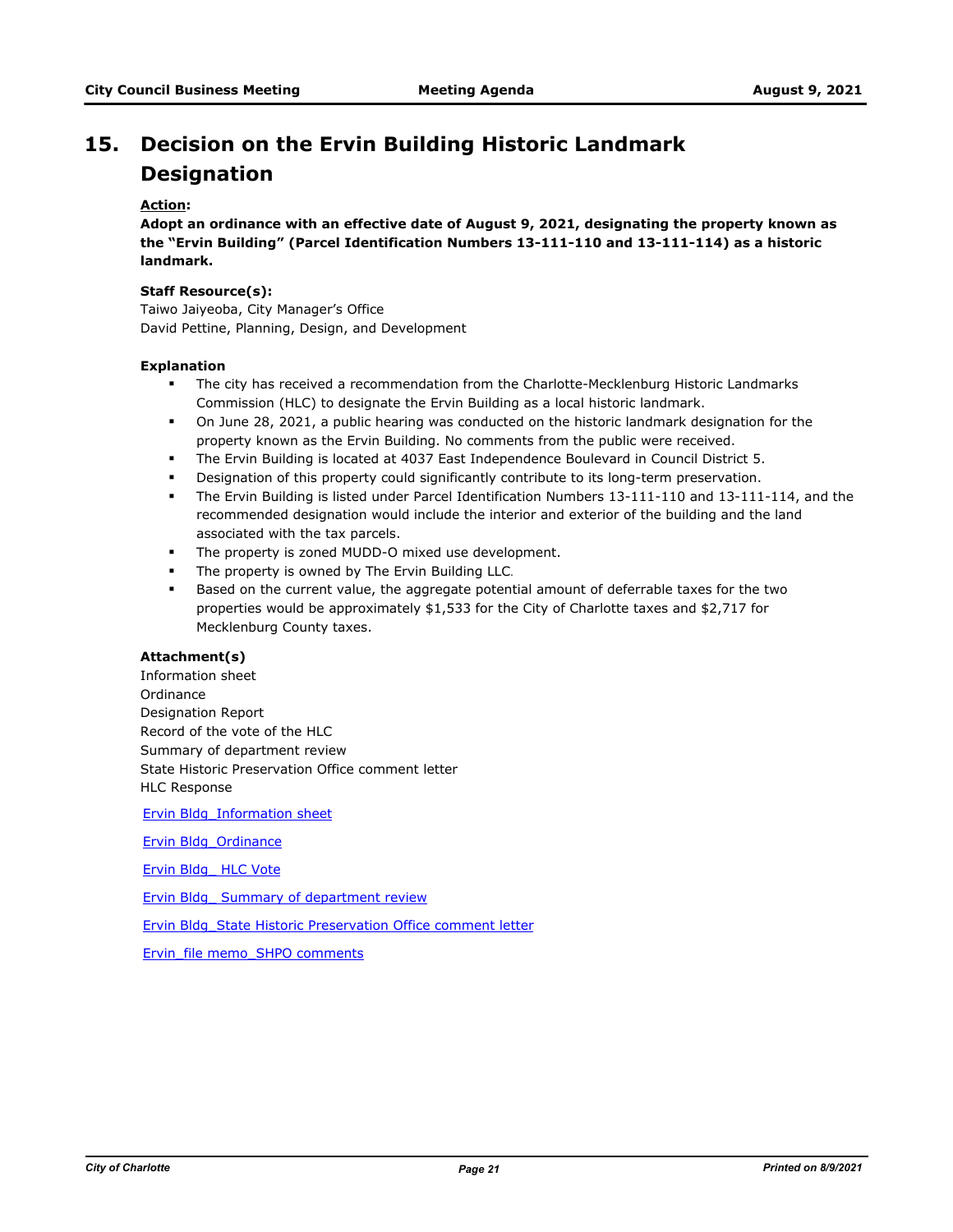# 15. Decision on the Ervin Building Historic Landmark Designation

**Action:**

**Adopt an ordinance with an effective date of August 9, 2021, designating the property known as the "Ervin Building" (Parcel Identification Numbers 13-111-110 and 13-111-114) as a historic landmark.**

**Staff Resource(s):**

Taiwo Jaiyeoba, City Manager's Office
David Pettine, Planning, Design, and Development

**Explanation**

- The city has received a recommendation from the Charlotte-Mecklenburg Historic Landmarks Commission (HLC) to designate the Ervin Building as a local historic landmark.
- On June 28, 2021, a public hearing was conducted on the historic landmark designation for the property known as the Ervin Building. No comments from the public were received.
- The Ervin Building is located at 4037 East Independence Boulevard in Council District 5.
- Designation of this property could significantly contribute to its long-term preservation.
- The Ervin Building is listed under Parcel Identification Numbers 13-111-110 and 13-111-114, and the recommended designation would include the interior and exterior of the building and the land associated with the tax parcels.
- The property is zoned MUDD-O mixed use development.
- The property is owned by The Ervin Building LLC.
- Based on the current value, the aggregate potential amount of deferrable taxes for the two properties would be approximately $1,533 for the City of Charlotte taxes and $2,717 for Mecklenburg County taxes.

**Attachment(s)**

Information sheet
Ordinance
Designation Report
Record of the vote of the HLC
Summary of department review
State Historic Preservation Office comment letter
HLC Response

Ervin Bldg_Information sheet

Ervin Bldg_Ordinance

Ervin Bldg_ HLC Vote

Ervin Bldg_ Summary of department review

Ervin Bldg_State Historic Preservation Office comment letter

Ervin_file memo_SHPO comments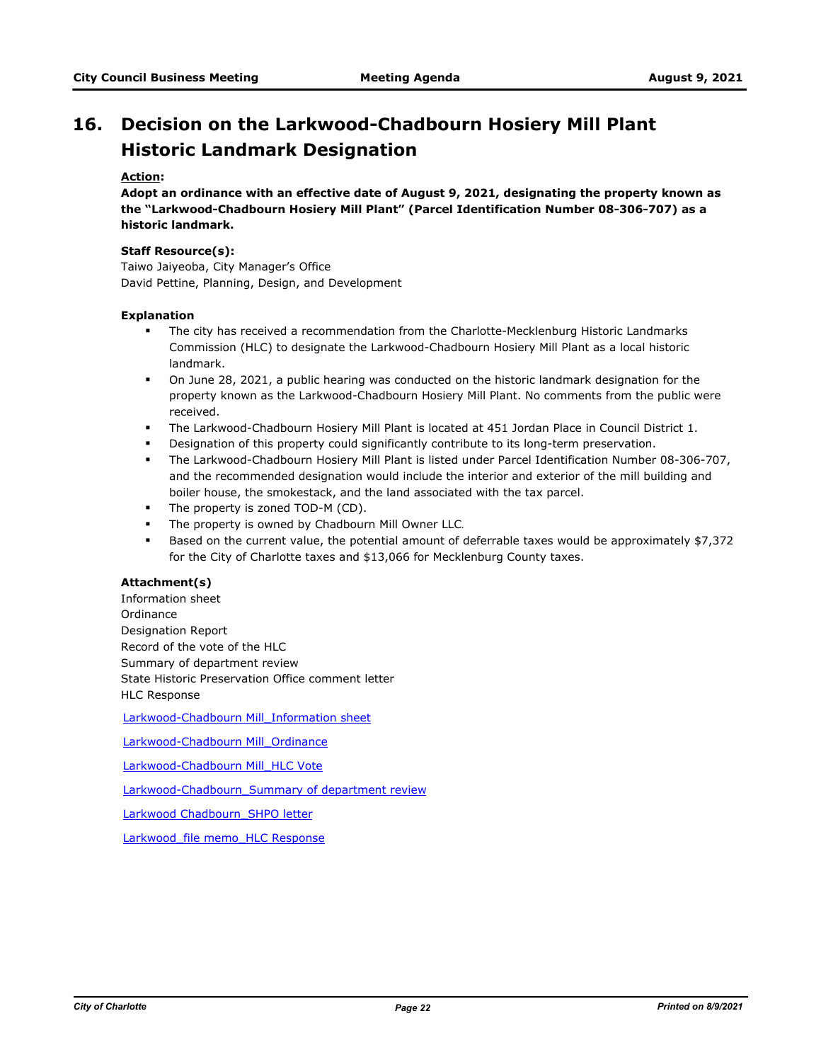# 16. Decision on the Larkwood-Chadbourn Hosiery Mill Plant Historic Landmark Designation

**Action:**

**Adopt an ordinance with an effective date of August 9, 2021, designating the property known as the "Larkwood-Chadbourn Hosiery Mill Plant" (Parcel Identification Number 08-306-707) as a historic landmark.**

**Staff Resource(s):**

Taiwo Jaiyeoba, City Manager's Office
David Pettine, Planning, Design, and Development

**Explanation**

- The city has received a recommendation from the Charlotte-Mecklenburg Historic Landmarks Commission (HLC) to designate the Larkwood-Chadbourn Hosiery Mill Plant as a local historic landmark.
- On June 28, 2021, a public hearing was conducted on the historic landmark designation for the property known as the Larkwood-Chadbourn Hosiery Mill Plant. No comments from the public were received.
- The Larkwood-Chadbourn Hosiery Mill Plant is located at 451 Jordan Place in Council District 1.
- Designation of this property could significantly contribute to its long-term preservation.
- The Larkwood-Chadbourn Hosiery Mill Plant is listed under Parcel Identification Number 08-306-707, and the recommended designation would include the interior and exterior of the mill building and boiler house, the smokestack, and the land associated with the tax parcel.
- The property is zoned TOD-M (CD).
- The property is owned by Chadbourn Mill Owner LLC.
- Based on the current value, the potential amount of deferrable taxes would be approximately $7,372 for the City of Charlotte taxes and $13,066 for Mecklenburg County taxes.

**Attachment(s)**

Information sheet
Ordinance
Designation Report
Record of the vote of the HLC
Summary of department review
State Historic Preservation Office comment letter
HLC Response

Larkwood-Chadbourn Mill_Information sheet

Larkwood-Chadbourn Mill_Ordinance

Larkwood-Chadbourn Mill_HLC Vote

Larkwood-Chadbourn_Summary of department review

Larkwood Chadbourn_SHPO letter

Larkwood_file memo_HLC Response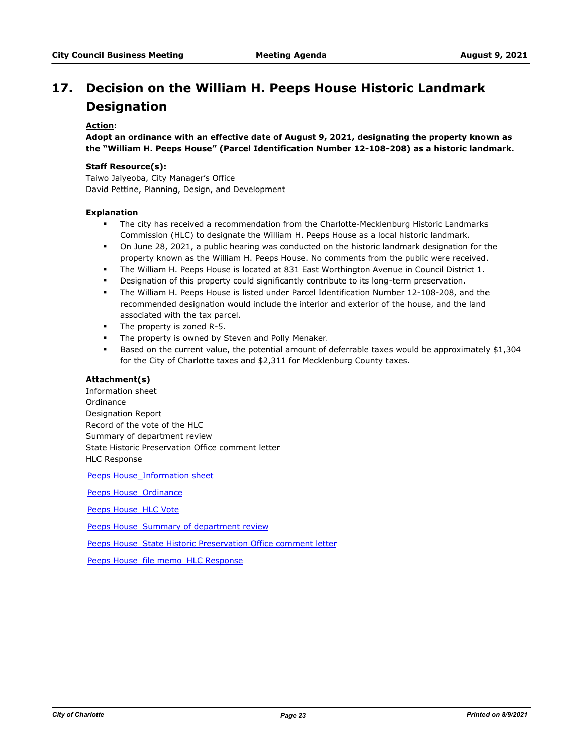# 17. Decision on the William H. Peeps House Historic Landmark Designation

**Action:**

**Adopt an ordinance with an effective date of August 9, 2021, designating the property known as the "William H. Peeps House" (Parcel Identification Number 12-108-208) as a historic landmark.**

**Staff Resource(s):**

Taiwo Jaiyeoba, City Manager's Office
David Pettine, Planning, Design, and Development

**Explanation**

- The city has received a recommendation from the Charlotte-Mecklenburg Historic Landmarks Commission (HLC) to designate the William H. Peeps House as a local historic landmark.
- On June 28, 2021, a public hearing was conducted on the historic landmark designation for the property known as the William H. Peeps House. No comments from the public were received.
- The William H. Peeps House is located at 831 East Worthington Avenue in Council District 1.
- Designation of this property could significantly contribute to its long-term preservation.
- The William H. Peeps House is listed under Parcel Identification Number 12-108-208, and the recommended designation would include the interior and exterior of the house, and the land associated with the tax parcel.
- The property is zoned R-5.
- The property is owned by Steven and Polly Menaker.
- Based on the current value, the potential amount of deferrable taxes would be approximately $1,304 for the City of Charlotte taxes and $2,311 for Mecklenburg County taxes.

**Attachment(s)**

Information sheet
Ordinance
Designation Report
Record of the vote of the HLC
Summary of department review
State Historic Preservation Office comment letter
HLC Response

Peeps House_Information sheet

Peeps House_Ordinance

Peeps House_HLC Vote

Peeps House_Summary of department review

Peeps House_State Historic Preservation Office comment letter

Peeps House_file memo_HLC Response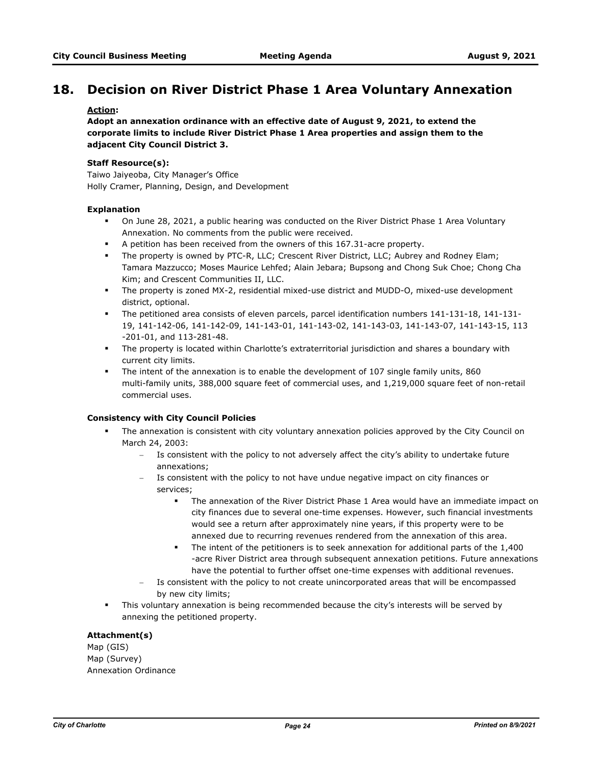## 18. Decision on River District Phase 1 Area Voluntary Annexation

**Action:**

**Adopt an annexation ordinance with an effective date of August 9, 2021, to extend the corporate limits to include River District Phase 1 Area properties and assign them to the adjacent City Council District 3.**

**Staff Resource(s):**

Taiwo Jaiyeoba, City Manager's Office
Holly Cramer, Planning, Design, and Development

**Explanation**

- On June 28, 2021, a public hearing was conducted on the River District Phase 1 Area Voluntary Annexation. No comments from the public were received.
- A petition has been received from the owners of this 167.31-acre property.
- The property is owned by PTC-R, LLC; Crescent River District, LLC; Aubrey and Rodney Elam; Tamara Mazzucco; Moses Maurice Lehfed; Alain Jebara; Bupsong and Chong Suk Choe; Chong Cha Kim; and Crescent Communities II, LLC.
- The property is zoned MX-2, residential mixed-use district and MUDD-O, mixed-use development district, optional.
- The petitioned area consists of eleven parcels, parcel identification numbers 141-131-18, 141-131-19, 141-142-06, 141-142-09, 141-143-01, 141-143-02, 141-143-03, 141-143-07, 141-143-15, 113-201-01, and 113-281-48.
- The property is located within Charlotte's extraterritorial jurisdiction and shares a boundary with current city limits.
- The intent of the annexation is to enable the development of 107 single family units, 860 multi-family units, 388,000 square feet of commercial uses, and 1,219,000 square feet of non-retail commercial uses.

**Consistency with City Council Policies**

- The annexation is consistent with city voluntary annexation policies approved by the City Council on March 24, 2003:
  - Is consistent with the policy to not adversely affect the city's ability to undertake future annexations;
  - Is consistent with the policy to not have undue negative impact on city finances or services;
    - The annexation of the River District Phase 1 Area would have an immediate impact on city finances due to several one-time expenses. However, such financial investments would see a return after approximately nine years, if this property were to be annexed due to recurring revenues rendered from the annexation of this area.
    - The intent of the petitioners is to seek annexation for additional parts of the 1,400-acre River District area through subsequent annexation petitions. Future annexations have the potential to further offset one-time expenses with additional revenues.
  - Is consistent with the policy to not create unincorporated areas that will be encompassed by new city limits;
- This voluntary annexation is being recommended because the city's interests will be served by annexing the petitioned property.

**Attachment(s)**

Map (GIS)
Map (Survey)
Annexation Ordinance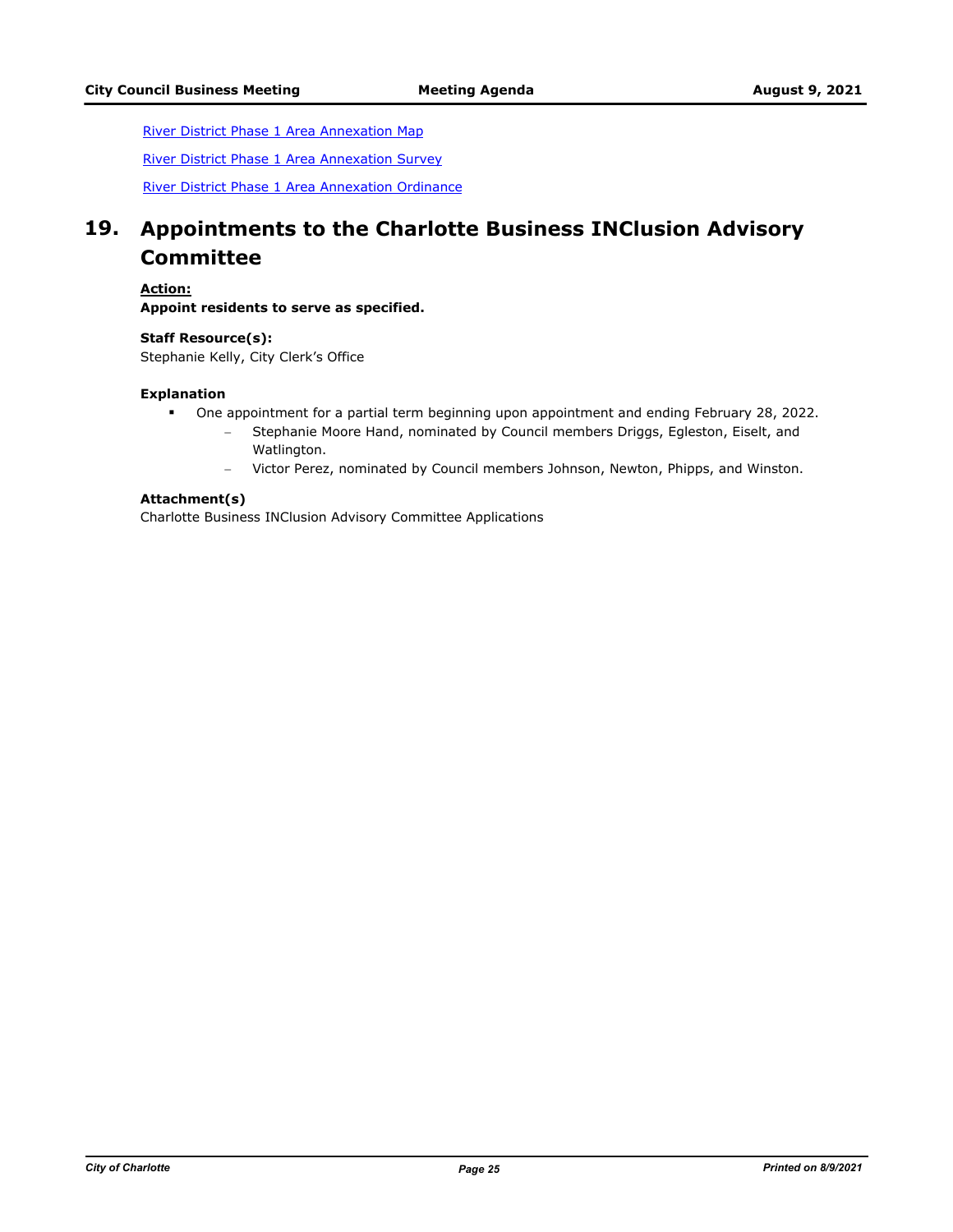[River District Phase 1 Area Annexation Map]

[River District Phase 1 Area Annexation Survey]

[River District Phase 1 Area Annexation Ordinance]

## 19. Appointments to the Charlotte Business INClusion Advisory Committee

**Action:**

**Appoint residents to serve as specified.**

**Staff Resource(s):**

Stephanie Kelly, City Clerk's Office

**Explanation**

- One appointment for a partial term beginning upon appointment and ending February 28, 2022.
  - Stephanie Moore Hand, nominated by Council members Driggs, Egleston, Eiselt, and Watlington.
  - Victor Perez, nominated by Council members Johnson, Newton, Phipps, and Winston.

**Attachment(s)**

Charlotte Business INClusion Advisory Committee Applications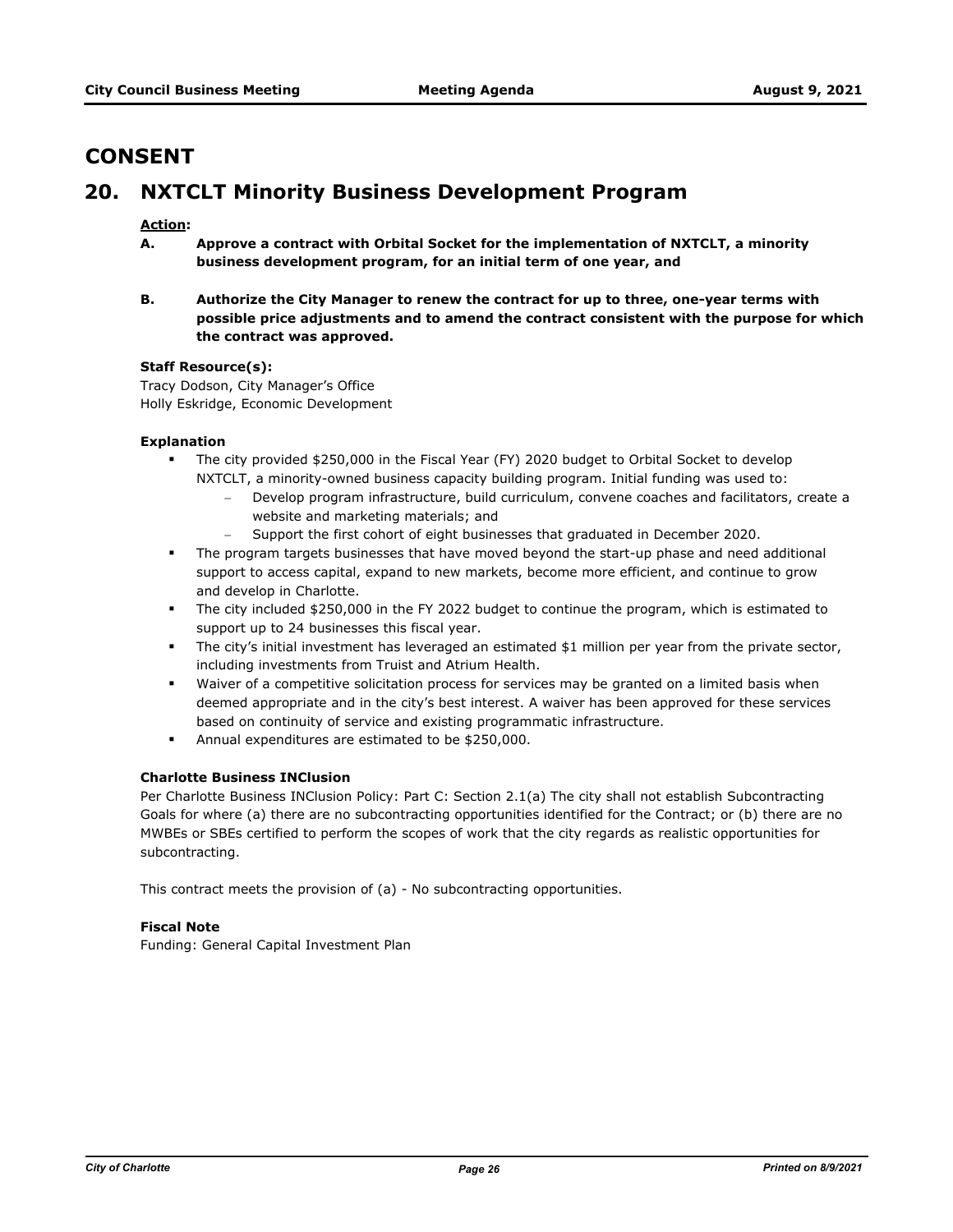# CONSENT

## 20. NXTCLT Minority Business Development Program

**Action:**

**A. Approve a contract with Orbital Socket for the implementation of NXTCLT, a minority business development program, for an initial term of one year, and**

**B. Authorize the City Manager to renew the contract for up to three, one-year terms with possible price adjustments and to amend the contract consistent with the purpose for which the contract was approved.**

**Staff Resource(s):**

Tracy Dodson, City Manager's Office
Holly Eskridge, Economic Development

**Explanation**

- The city provided $250,000 in the Fiscal Year (FY) 2020 budget to Orbital Socket to develop NXTCLT, a minority-owned business capacity building program. Initial funding was used to:
  - Develop program infrastructure, build curriculum, convene coaches and facilitators, create a website and marketing materials; and
  - Support the first cohort of eight businesses that graduated in December 2020.
- The program targets businesses that have moved beyond the start-up phase and need additional support to access capital, expand to new markets, become more efficient, and continue to grow and develop in Charlotte.
- The city included $250,000 in the FY 2022 budget to continue the program, which is estimated to support up to 24 businesses this fiscal year.
- The city's initial investment has leveraged an estimated $1 million per year from the private sector, including investments from Truist and Atrium Health.
- Waiver of a competitive solicitation process for services may be granted on a limited basis when deemed appropriate and in the city's best interest. A waiver has been approved for these services based on continuity of service and existing programmatic infrastructure.
- Annual expenditures are estimated to be $250,000.

**Charlotte Business INClusion**

Per Charlotte Business INClusion Policy: Part C: Section 2.1(a) The city shall not establish Subcontracting Goals for where (a) there are no subcontracting opportunities identified for the Contract; or (b) there are no MWBEs or SBEs certified to perform the scopes of work that the city regards as realistic opportunities for subcontracting.

This contract meets the provision of (a) - No subcontracting opportunities.

**Fiscal Note**

Funding: General Capital Investment Plan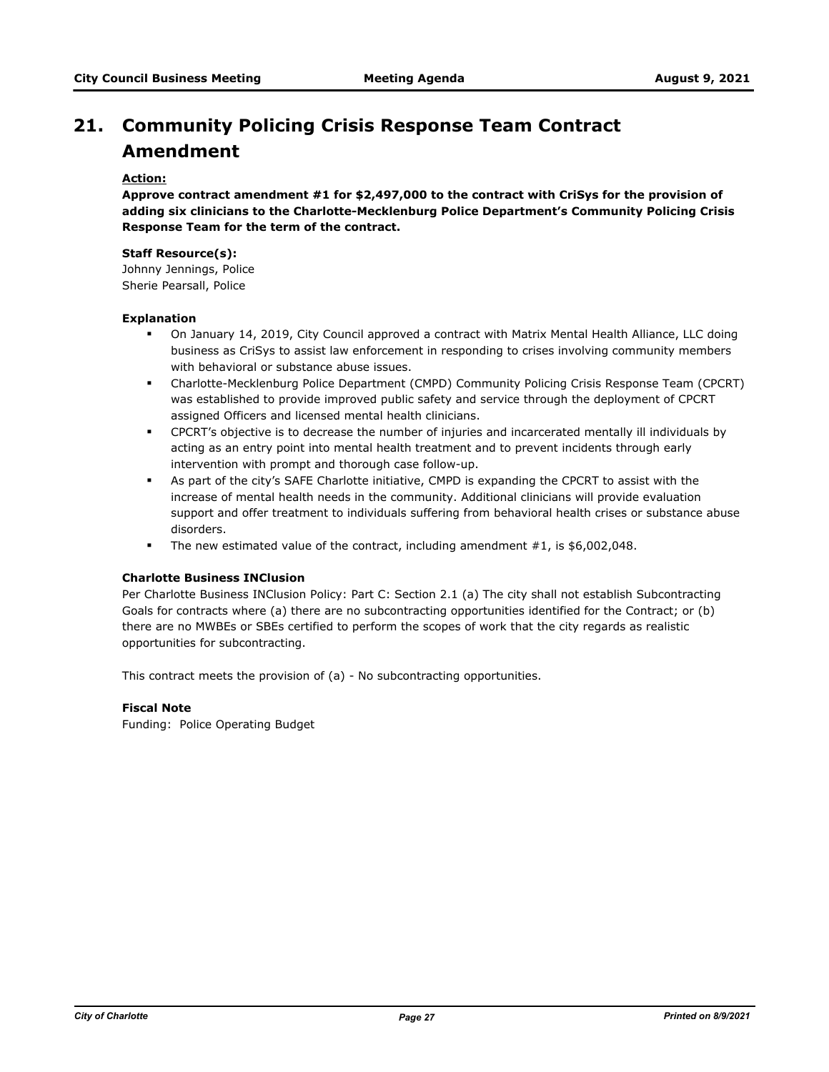# 21. Community Policing Crisis Response Team Contract Amendment

**Action:**

**Approve contract amendment #1 for $2,497,000 to the contract with CriSys for the provision of adding six clinicians to the Charlotte-Mecklenburg Police Department's Community Policing Crisis Response Team for the term of the contract.**

**Staff Resource(s):**

Johnny Jennings, Police
Sherie Pearsall, Police

**Explanation**

- On January 14, 2019, City Council approved a contract with Matrix Mental Health Alliance, LLC doing business as CriSys to assist law enforcement in responding to crises involving community members with behavioral or substance abuse issues.
- Charlotte-Mecklenburg Police Department (CMPD) Community Policing Crisis Response Team (CPCRT) was established to provide improved public safety and service through the deployment of CPCRT assigned Officers and licensed mental health clinicians.
- CPCRT's objective is to decrease the number of injuries and incarcerated mentally ill individuals by acting as an entry point into mental health treatment and to prevent incidents through early intervention with prompt and thorough case follow-up.
- As part of the city's SAFE Charlotte initiative, CMPD is expanding the CPCRT to assist with the increase of mental health needs in the community. Additional clinicians will provide evaluation support and offer treatment to individuals suffering from behavioral health crises or substance abuse disorders.
- The new estimated value of the contract, including amendment #1, is $6,002,048.

**Charlotte Business INClusion**

Per Charlotte Business INClusion Policy: Part C: Section 2.1 (a) The city shall not establish Subcontracting Goals for contracts where (a) there are no subcontracting opportunities identified for the Contract; or (b) there are no MWBEs or SBEs certified to perform the scopes of work that the city regards as realistic opportunities for subcontracting.

This contract meets the provision of (a) - No subcontracting opportunities.

**Fiscal Note**

Funding: Police Operating Budget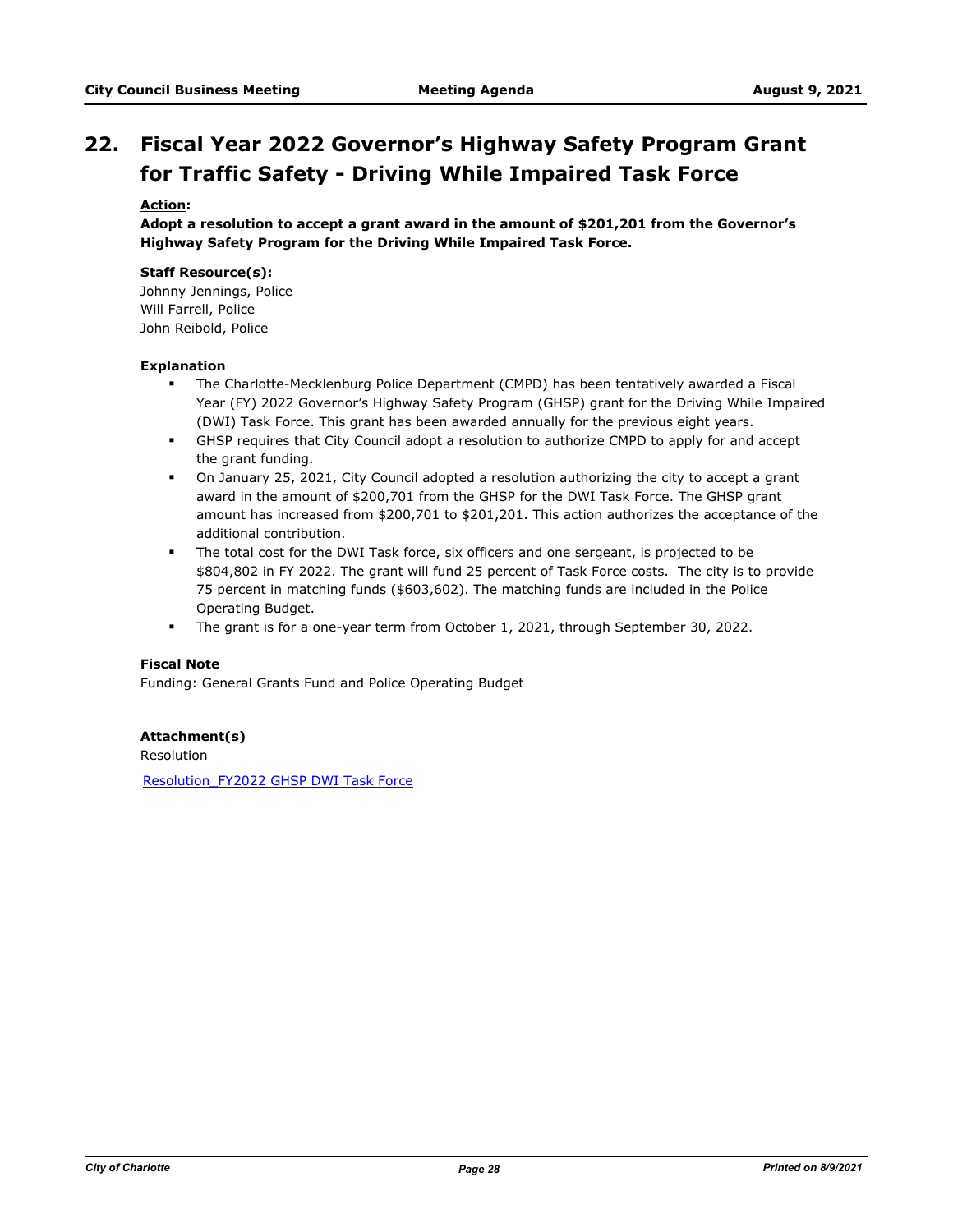# 22. Fiscal Year 2022 Governor's Highway Safety Program Grant for Traffic Safety - Driving While Impaired Task Force

**Action:**

**Adopt a resolution to accept a grant award in the amount of $201,201 from the Governor's Highway Safety Program for the Driving While Impaired Task Force.**

**Staff Resource(s):**

Johnny Jennings, Police
Will Farrell, Police
John Reibold, Police

**Explanation**

- The Charlotte-Mecklenburg Police Department (CMPD) has been tentatively awarded a Fiscal Year (FY) 2022 Governor's Highway Safety Program (GHSP) grant for the Driving While Impaired (DWI) Task Force. This grant has been awarded annually for the previous eight years.
- GHSP requires that City Council adopt a resolution to authorize CMPD to apply for and accept the grant funding.
- On January 25, 2021, City Council adopted a resolution authorizing the city to accept a grant award in the amount of $200,701 from the GHSP for the DWI Task Force. The GHSP grant amount has increased from $200,701 to $201,201. This action authorizes the acceptance of the additional contribution.
- The total cost for the DWI Task force, six officers and one sergeant, is projected to be $804,802 in FY 2022. The grant will fund 25 percent of Task Force costs. The city is to provide 75 percent in matching funds ($603,602). The matching funds are included in the Police Operating Budget.
- The grant is for a one-year term from October 1, 2021, through September 30, 2022.

**Fiscal Note**

Funding: General Grants Fund and Police Operating Budget

**Attachment(s)**

Resolution

Resolution_FY2022 GHSP DWI Task Force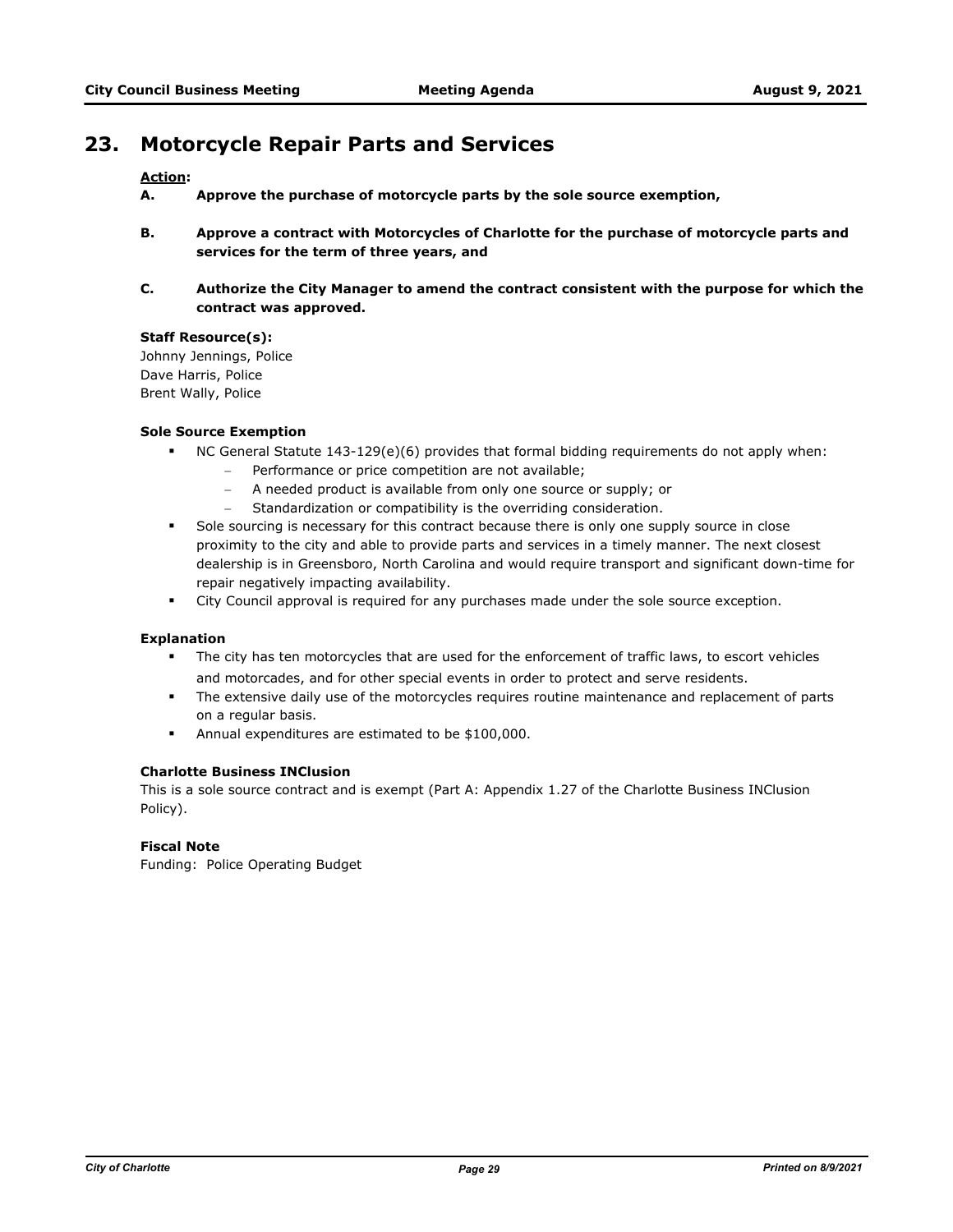## 23. Motorcycle Repair Parts and Services

**Action:**

**A. Approve the purchase of motorcycle parts by the sole source exemption,**

**B. Approve a contract with Motorcycles of Charlotte for the purchase of motorcycle parts and services for the term of three years, and**

**C. Authorize the City Manager to amend the contract consistent with the purpose for which the contract was approved.**

**Staff Resource(s):**
Johnny Jennings, Police
Dave Harris, Police
Brent Wally, Police

**Sole Source Exemption**

- NC General Statute 143-129(e)(6) provides that formal bidding requirements do not apply when:
  - Performance or price competition are not available;
  - A needed product is available from only one source or supply; or
  - Standardization or compatibility is the overriding consideration.
- Sole sourcing is necessary for this contract because there is only one supply source in close proximity to the city and able to provide parts and services in a timely manner. The next closest dealership is in Greensboro, North Carolina and would require transport and significant down-time for repair negatively impacting availability.
- City Council approval is required for any purchases made under the sole source exception.

**Explanation**

- The city has ten motorcycles that are used for the enforcement of traffic laws, to escort vehicles and motorcades, and for other special events in order to protect and serve residents.
- The extensive daily use of the motorcycles requires routine maintenance and replacement of parts on a regular basis.
- Annual expenditures are estimated to be $100,000.

**Charlotte Business INClusion**

This is a sole source contract and is exempt (Part A: Appendix 1.27 of the Charlotte Business INClusion Policy).

**Fiscal Note**

Funding: Police Operating Budget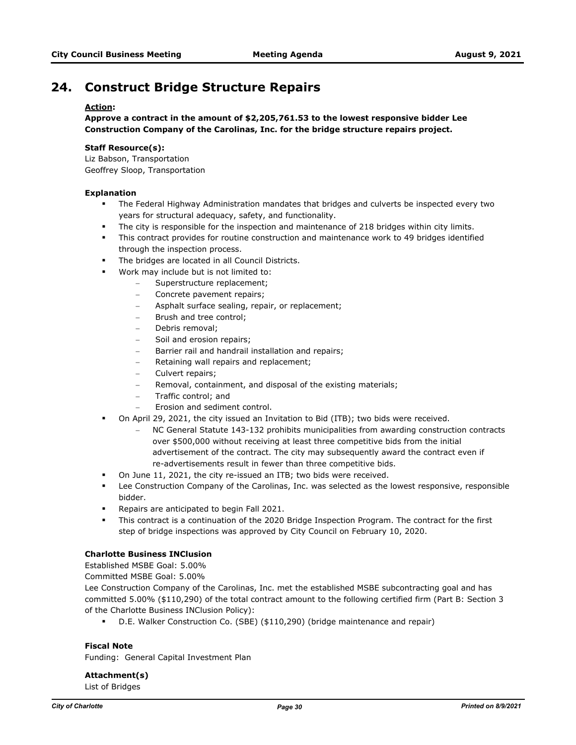## 24. Construct Bridge Structure Repairs

**Action:**

**Approve a contract in the amount of $2,205,761.53 to the lowest responsive bidder Lee Construction Company of the Carolinas, Inc. for the bridge structure repairs project.**

**Staff Resource(s):**

Liz Babson, Transportation
Geoffrey Sloop, Transportation

**Explanation**

- The Federal Highway Administration mandates that bridges and culverts be inspected every two years for structural adequacy, safety, and functionality.
- The city is responsible for the inspection and maintenance of 218 bridges within city limits.
- This contract provides for routine construction and maintenance work to 49 bridges identified through the inspection process.
- The bridges are located in all Council Districts.
- Work may include but is not limited to:
  - Superstructure replacement;
  - Concrete pavement repairs;
  - Asphalt surface sealing, repair, or replacement;
  - Brush and tree control;
  - Debris removal;
  - Soil and erosion repairs;
  - Barrier rail and handrail installation and repairs;
  - Retaining wall repairs and replacement;
  - Culvert repairs;
  - Removal, containment, and disposal of the existing materials;
  - Traffic control; and
  - Erosion and sediment control.
- On April 29, 2021, the city issued an Invitation to Bid (ITB); two bids were received.
  - NC General Statute 143-132 prohibits municipalities from awarding construction contracts over $500,000 without receiving at least three competitive bids from the initial advertisement of the contract. The city may subsequently award the contract even if re-advertisements result in fewer than three competitive bids.
- On June 11, 2021, the city re-issued an ITB; two bids were received.
- Lee Construction Company of the Carolinas, Inc. was selected as the lowest responsive, responsible bidder.
- Repairs are anticipated to begin Fall 2021.
- This contract is a continuation of the 2020 Bridge Inspection Program. The contract for the first step of bridge inspections was approved by City Council on February 10, 2020.

**Charlotte Business INClusion**

Established MSBE Goal: 5.00%
Committed MSBE Goal: 5.00%
Lee Construction Company of the Carolinas, Inc. met the established MSBE subcontracting goal and has committed 5.00% ($110,290) of the total contract amount to the following certified firm (Part B: Section 3 of the Charlotte Business INClusion Policy):

- D.E. Walker Construction Co. (SBE) ($110,290) (bridge maintenance and repair)

**Fiscal Note**

Funding: General Capital Investment Plan

**Attachment(s)**

List of Bridges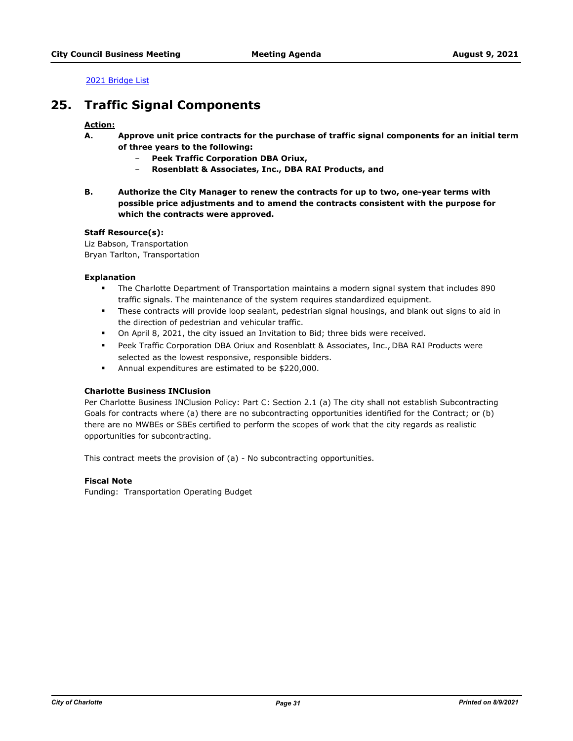[2021 Bridge List]

## 25. Traffic Signal Components

**Action:**

**A.** **Approve unit price contracts for the purchase of traffic signal components for an initial term of three years to the following:**
   - **Peek Traffic Corporation DBA Oriux,**
   - **Rosenblatt & Associates, Inc., DBA RAI Products, and**

**B.** **Authorize the City Manager to renew the contracts for up to two, one-year terms with possible price adjustments and to amend the contracts consistent with the purpose for which the contracts were approved.**

**Staff Resource(s):**
Liz Babson, Transportation
Bryan Tarlton, Transportation

**Explanation**

- The Charlotte Department of Transportation maintains a modern signal system that includes 890 traffic signals. The maintenance of the system requires standardized equipment.
- These contracts will provide loop sealant, pedestrian signal housings, and blank out signs to aid in the direction of pedestrian and vehicular traffic.
- On April 8, 2021, the city issued an Invitation to Bid; three bids were received.
- Peek Traffic Corporation DBA Oriux and Rosenblatt & Associates, Inc., DBA RAI Products were selected as the lowest responsive, responsible bidders.
- Annual expenditures are estimated to be $220,000.

**Charlotte Business INClusion**

Per Charlotte Business INClusion Policy: Part C: Section 2.1 (a) The city shall not establish Subcontracting Goals for contracts where (a) there are no subcontracting opportunities identified for the Contract; or (b) there are no MWBEs or SBEs certified to perform the scopes of work that the city regards as realistic opportunities for subcontracting.

This contract meets the provision of (a) - No subcontracting opportunities.

**Fiscal Note**

Funding: Transportation Operating Budget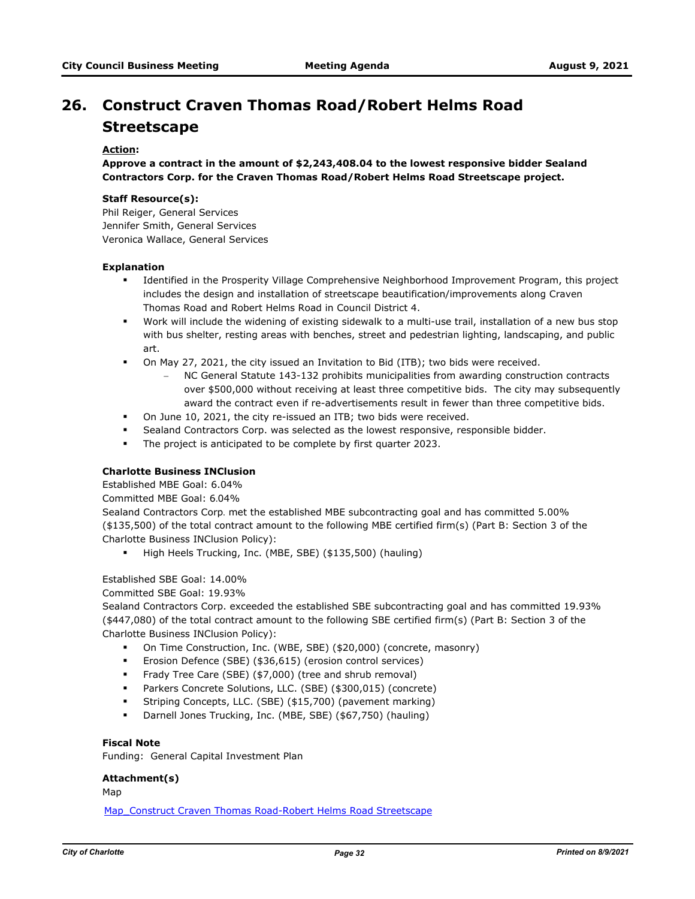# 26. Construct Craven Thomas Road/Robert Helms Road Streetscape

**Action:**

**Approve a contract in the amount of $2,243,408.04 to the lowest responsive bidder Sealand Contractors Corp. for the Craven Thomas Road/Robert Helms Road Streetscape project.**

**Staff Resource(s):**

Phil Reiger, General Services
Jennifer Smith, General Services
Veronica Wallace, General Services

**Explanation**

- Identified in the Prosperity Village Comprehensive Neighborhood Improvement Program, this project includes the design and installation of streetscape beautification/improvements along Craven Thomas Road and Robert Helms Road in Council District 4.
- Work will include the widening of existing sidewalk to a multi-use trail, installation of a new bus stop with bus shelter, resting areas with benches, street and pedestrian lighting, landscaping, and public art.
- On May 27, 2021, the city issued an Invitation to Bid (ITB); two bids were received.
  - NC General Statute 143-132 prohibits municipalities from awarding construction contracts over $500,000 without receiving at least three competitive bids. The city may subsequently award the contract even if re-advertisements result in fewer than three competitive bids.
- On June 10, 2021, the city re-issued an ITB; two bids were received.
- Sealand Contractors Corp. was selected as the lowest responsive, responsible bidder.
- The project is anticipated to be complete by first quarter 2023.

**Charlotte Business INClusion**

Established MBE Goal: 6.04%
Committed MBE Goal: 6.04%
Sealand Contractors Corp. met the established MBE subcontracting goal and has committed 5.00% ($135,500) of the total contract amount to the following MBE certified firm(s) (Part B: Section 3 of the Charlotte Business INClusion Policy):

- High Heels Trucking, Inc. (MBE, SBE) ($135,500) (hauling)

Established SBE Goal: 14.00%
Committed SBE Goal: 19.93%
Sealand Contractors Corp. exceeded the established SBE subcontracting goal and has committed 19.93% ($447,080) of the total contract amount to the following SBE certified firm(s) (Part B: Section 3 of the Charlotte Business INClusion Policy):

- On Time Construction, Inc. (WBE, SBE) ($20,000) (concrete, masonry)
- Erosion Defence (SBE) ($36,615) (erosion control services)
- Frady Tree Care (SBE) ($7,000) (tree and shrub removal)
- Parkers Concrete Solutions, LLC. (SBE) ($300,015) (concrete)
- Striping Concepts, LLC. (SBE) ($15,700) (pavement marking)
- Darnell Jones Trucking, Inc. (MBE, SBE) ($67,750) (hauling)

**Fiscal Note**

Funding: General Capital Investment Plan

**Attachment(s)**

Map

Map_Construct Craven Thomas Road-Robert Helms Road Streetscape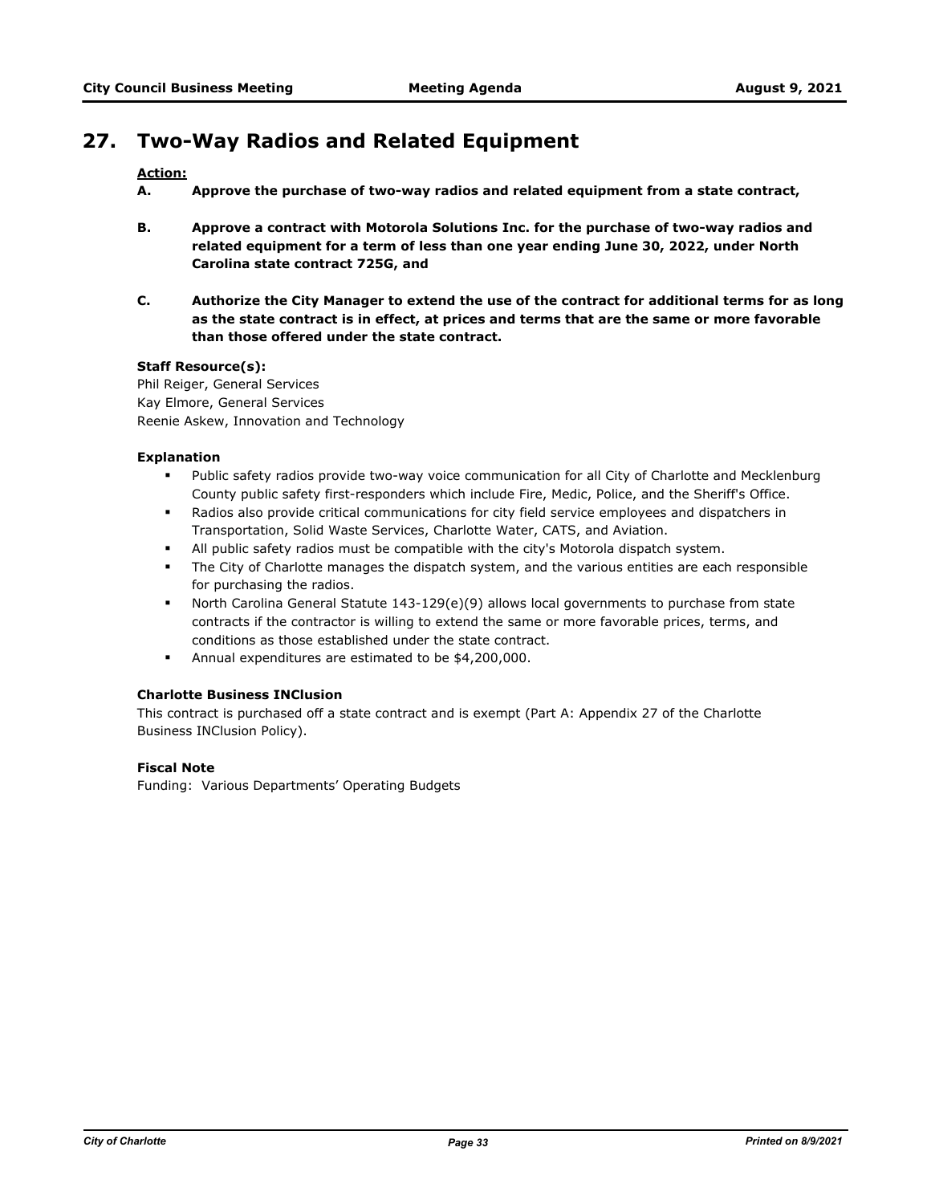## 27. Two-Way Radios and Related Equipment

**Action:**

**A. Approve the purchase of two-way radios and related equipment from a state contract,**

**B. Approve a contract with Motorola Solutions Inc. for the purchase of two-way radios and related equipment for a term of less than one year ending June 30, 2022, under North Carolina state contract 725G, and**

**C. Authorize the City Manager to extend the use of the contract for additional terms for as long as the state contract is in effect, at prices and terms that are the same or more favorable than those offered under the state contract.**

**Staff Resource(s):**

Phil Reiger, General Services
Kay Elmore, General Services
Reenie Askew, Innovation and Technology

**Explanation**

- Public safety radios provide two-way voice communication for all City of Charlotte and Mecklenburg County public safety first-responders which include Fire, Medic, Police, and the Sheriff's Office.
- Radios also provide critical communications for city field service employees and dispatchers in Transportation, Solid Waste Services, Charlotte Water, CATS, and Aviation.
- All public safety radios must be compatible with the city's Motorola dispatch system.
- The City of Charlotte manages the dispatch system, and the various entities are each responsible for purchasing the radios.
- North Carolina General Statute 143-129(e)(9) allows local governments to purchase from state contracts if the contractor is willing to extend the same or more favorable prices, terms, and conditions as those established under the state contract.
- Annual expenditures are estimated to be $4,200,000.

**Charlotte Business INClusion**

This contract is purchased off a state contract and is exempt (Part A: Appendix 27 of the Charlotte Business INClusion Policy).

**Fiscal Note**

Funding: Various Departments' Operating Budgets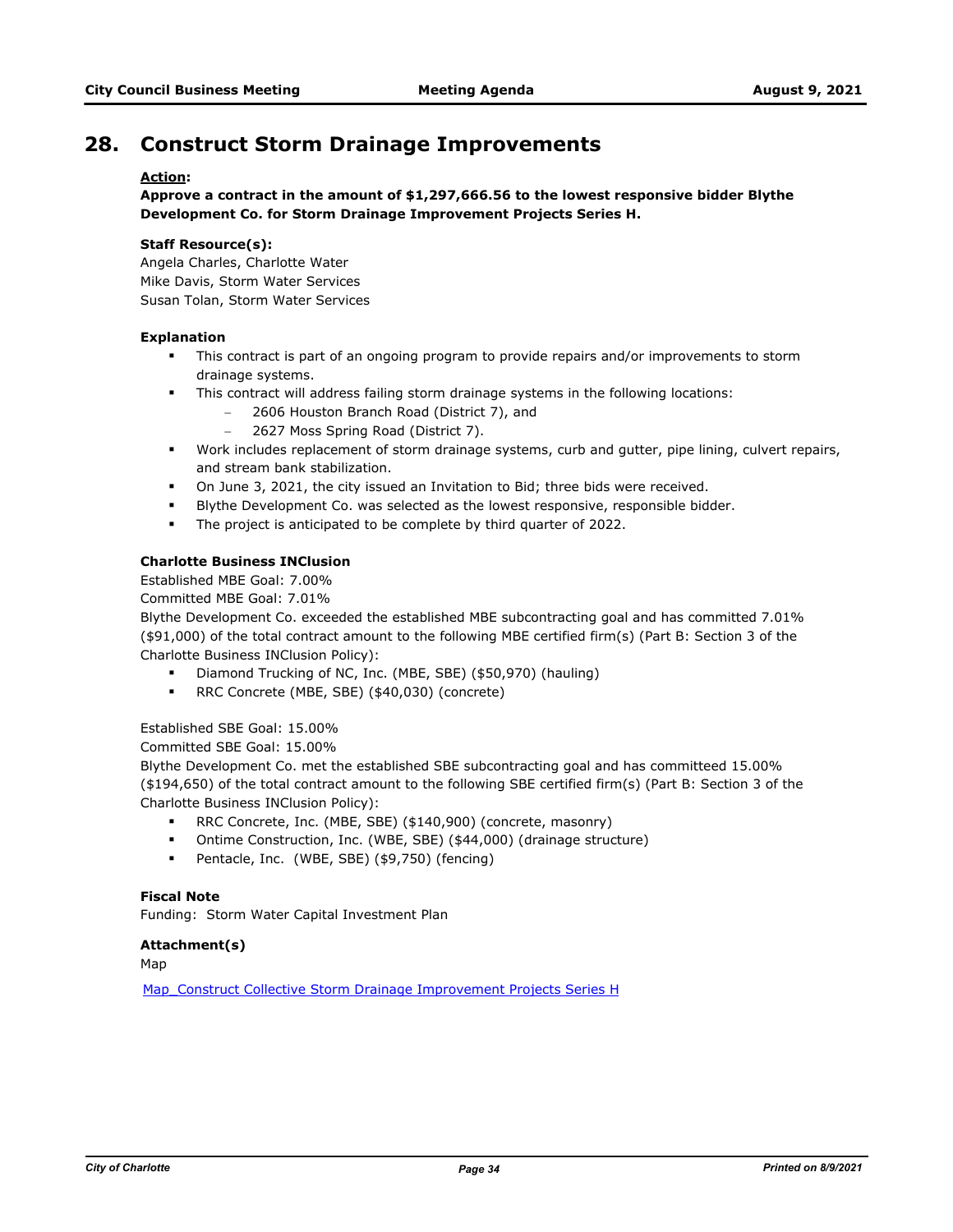## 28. Construct Storm Drainage Improvements

**Action:**

**Approve a contract in the amount of $1,297,666.56 to the lowest responsive bidder Blythe Development Co. for Storm Drainage Improvement Projects Series H.**

**Staff Resource(s):**

Angela Charles, Charlotte Water
Mike Davis, Storm Water Services
Susan Tolan, Storm Water Services

**Explanation**

- This contract is part of an ongoing program to provide repairs and/or improvements to storm drainage systems.
- This contract will address failing storm drainage systems in the following locations:
  - 2606 Houston Branch Road (District 7), and
  - 2627 Moss Spring Road (District 7).
- Work includes replacement of storm drainage systems, curb and gutter, pipe lining, culvert repairs, and stream bank stabilization.
- On June 3, 2021, the city issued an Invitation to Bid; three bids were received.
- Blythe Development Co. was selected as the lowest responsive, responsible bidder.
- The project is anticipated to be complete by third quarter of 2022.

**Charlotte Business INClusion**

Established MBE Goal: 7.00%
Committed MBE Goal: 7.01%
Blythe Development Co. exceeded the established MBE subcontracting goal and has committed 7.01% ($91,000) of the total contract amount to the following MBE certified firm(s) (Part B: Section 3 of the Charlotte Business INClusion Policy):

- Diamond Trucking of NC, Inc. (MBE, SBE) ($50,970) (hauling)
- RRC Concrete (MBE, SBE) ($40,030) (concrete)

Established SBE Goal: 15.00%
Committed SBE Goal: 15.00%
Blythe Development Co. met the established SBE subcontracting goal and has committeed 15.00% ($194,650) of the total contract amount to the following SBE certified firm(s) (Part B: Section 3 of the Charlotte Business INClusion Policy):

- RRC Concrete, Inc. (MBE, SBE) ($140,900) (concrete, masonry)
- Ontime Construction, Inc. (WBE, SBE) ($44,000) (drainage structure)
- Pentacle, Inc. (WBE, SBE) ($9,750) (fencing)

**Fiscal Note**

Funding: Storm Water Capital Investment Plan

**Attachment(s)**

Map

Map_Construct Collective Storm Drainage Improvement Projects Series H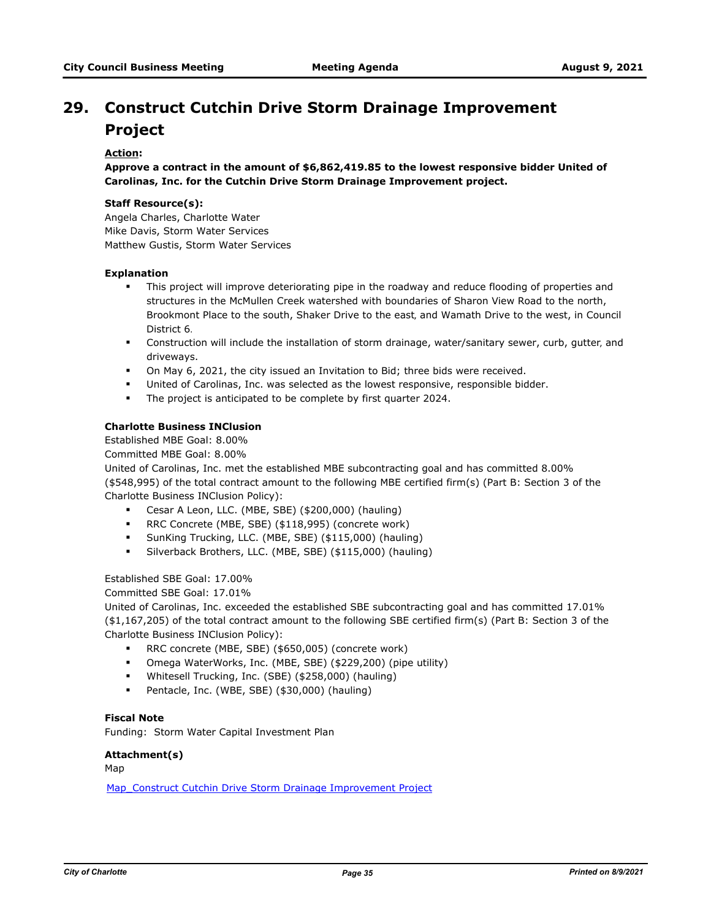# 29. Construct Cutchin Drive Storm Drainage Improvement Project

**Action:**

**Approve a contract in the amount of $6,862,419.85 to the lowest responsive bidder United of Carolinas, Inc. for the Cutchin Drive Storm Drainage Improvement project.**

**Staff Resource(s):**

Angela Charles, Charlotte Water
Mike Davis, Storm Water Services
Matthew Gustis, Storm Water Services

**Explanation**

- This project will improve deteriorating pipe in the roadway and reduce flooding of properties and structures in the McMullen Creek watershed with boundaries of Sharon View Road to the north, Brookmont Place to the south, Shaker Drive to the east, and Wamath Drive to the west, in Council District 6.
- Construction will include the installation of storm drainage, water/sanitary sewer, curb, gutter, and driveways.
- On May 6, 2021, the city issued an Invitation to Bid; three bids were received.
- United of Carolinas, Inc. was selected as the lowest responsive, responsible bidder.
- The project is anticipated to be complete by first quarter 2024.

**Charlotte Business INClusion**

Established MBE Goal: 8.00%
Committed MBE Goal: 8.00%
United of Carolinas, Inc. met the established MBE subcontracting goal and has committed 8.00% ($548,995) of the total contract amount to the following MBE certified firm(s) (Part B: Section 3 of the Charlotte Business INClusion Policy):

- Cesar A Leon, LLC. (MBE, SBE) ($200,000) (hauling)
- RRC Concrete (MBE, SBE) ($118,995) (concrete work)
- SunKing Trucking, LLC. (MBE, SBE) ($115,000) (hauling)
- Silverback Brothers, LLC. (MBE, SBE) ($115,000) (hauling)

Established SBE Goal: 17.00%
Committed SBE Goal: 17.01%
United of Carolinas, Inc. exceeded the established SBE subcontracting goal and has committed 17.01% ($1,167,205) of the total contract amount to the following SBE certified firm(s) (Part B: Section 3 of the Charlotte Business INClusion Policy):

- RRC concrete (MBE, SBE) ($650,005) (concrete work)
- Omega WaterWorks, Inc. (MBE, SBE) ($229,200) (pipe utility)
- Whitesell Trucking, Inc. (SBE) ($258,000) (hauling)
- Pentacle, Inc. (WBE, SBE) ($30,000) (hauling)

**Fiscal Note**

Funding: Storm Water Capital Investment Plan

**Attachment(s)**

Map

Map_Construct Cutchin Drive Storm Drainage Improvement Project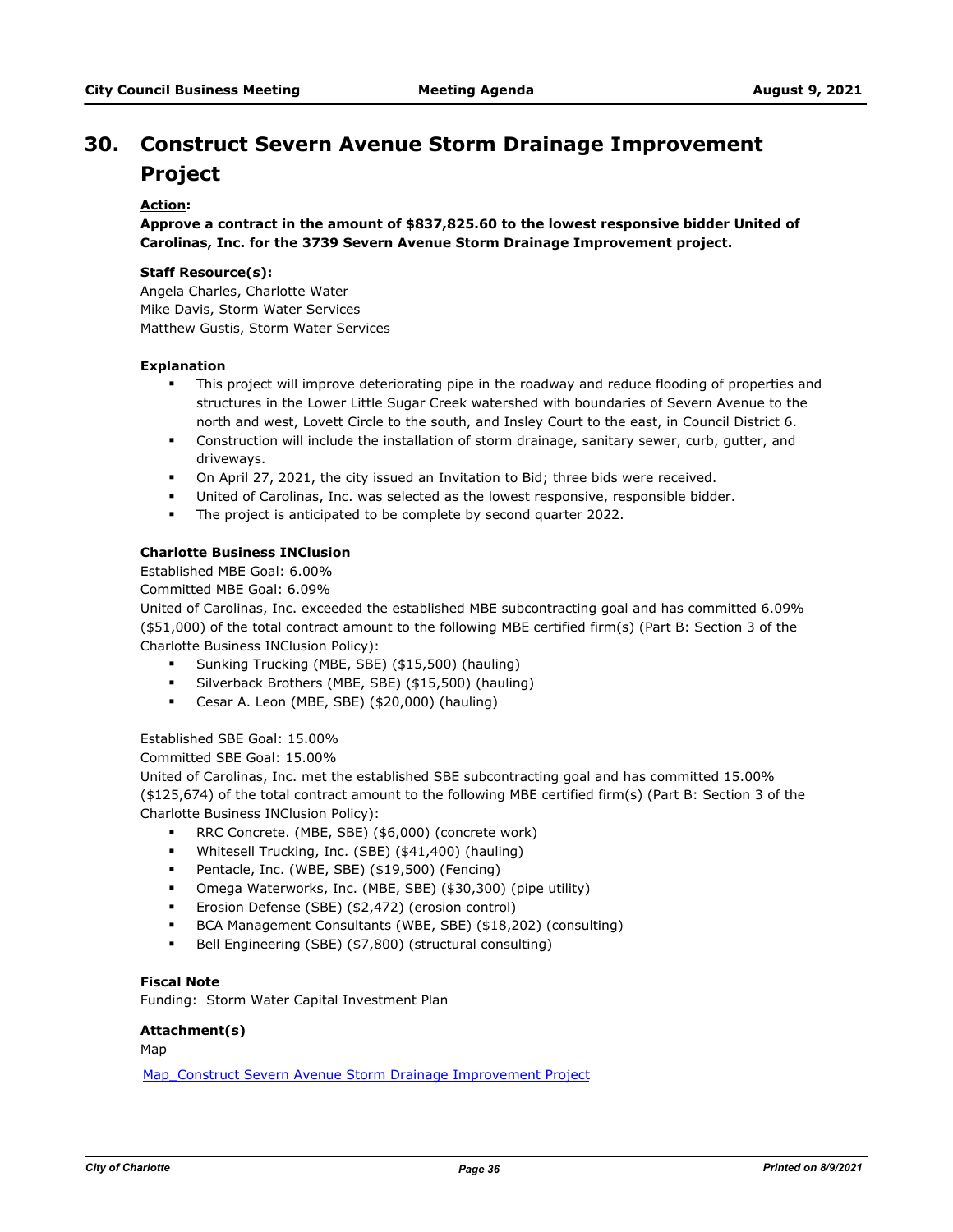## 30. Construct Severn Avenue Storm Drainage Improvement Project

**Action:**

**Approve a contract in the amount of $837,825.60 to the lowest responsive bidder United of Carolinas, Inc. for the 3739 Severn Avenue Storm Drainage Improvement project.**

**Staff Resource(s):**

Angela Charles, Charlotte Water
Mike Davis, Storm Water Services
Matthew Gustis, Storm Water Services

**Explanation**

- This project will improve deteriorating pipe in the roadway and reduce flooding of properties and structures in the Lower Little Sugar Creek watershed with boundaries of Severn Avenue to the north and west, Lovett Circle to the south, and Insley Court to the east, in Council District 6.
- Construction will include the installation of storm drainage, sanitary sewer, curb, gutter, and driveways.
- On April 27, 2021, the city issued an Invitation to Bid; three bids were received.
- United of Carolinas, Inc. was selected as the lowest responsive, responsible bidder.
- The project is anticipated to be complete by second quarter 2022.

**Charlotte Business INClusion**

Established MBE Goal: 6.00%
Committed MBE Goal: 6.09%
United of Carolinas, Inc. exceeded the established MBE subcontracting goal and has committed 6.09% ($51,000) of the total contract amount to the following MBE certified firm(s) (Part B: Section 3 of the Charlotte Business INClusion Policy):

- Sunking Trucking (MBE, SBE) ($15,500) (hauling)
- Silverback Brothers (MBE, SBE) ($15,500) (hauling)
- Cesar A. Leon (MBE, SBE) ($20,000) (hauling)

Established SBE Goal: 15.00%
Committed SBE Goal: 15.00%
United of Carolinas, Inc. met the established SBE subcontracting goal and has committed 15.00% ($125,674) of the total contract amount to the following MBE certified firm(s) (Part B: Section 3 of the Charlotte Business INClusion Policy):

- RRC Concrete. (MBE, SBE) ($6,000) (concrete work)
- Whitesell Trucking, Inc. (SBE) ($41,400) (hauling)
- Pentacle, Inc. (WBE, SBE) ($19,500) (Fencing)
- Omega Waterworks, Inc. (MBE, SBE) ($30,300) (pipe utility)
- Erosion Defense (SBE) ($2,472) (erosion control)
- BCA Management Consultants (WBE, SBE) ($18,202) (consulting)
- Bell Engineering (SBE) ($7,800) (structural consulting)

**Fiscal Note**

Funding: Storm Water Capital Investment Plan

**Attachment(s)**

Map

Map_Construct Severn Avenue Storm Drainage Improvement Project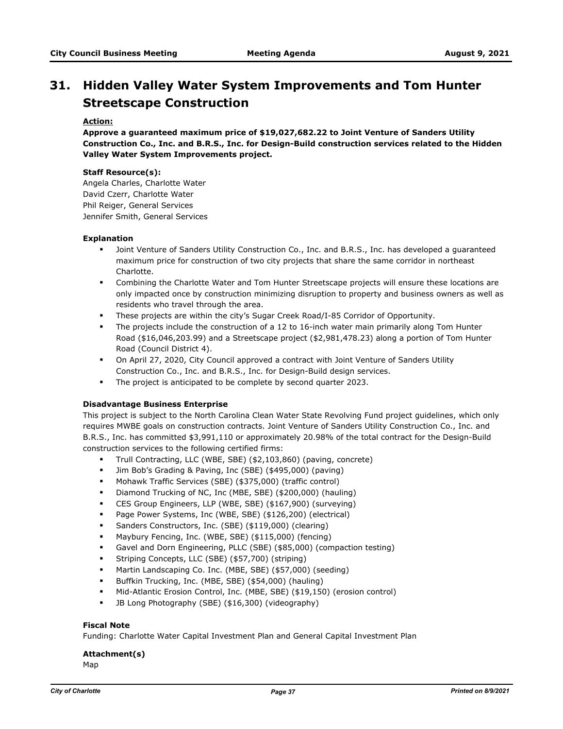# 31. Hidden Valley Water System Improvements and Tom Hunter Streetscape Construction

**Action:**

**Approve a guaranteed maximum price of $19,027,682.22 to Joint Venture of Sanders Utility Construction Co., Inc. and B.R.S., Inc. for Design-Build construction services related to the Hidden Valley Water System Improvements project.**

**Staff Resource(s):**

Angela Charles, Charlotte Water
David Czerr, Charlotte Water
Phil Reiger, General Services
Jennifer Smith, General Services

**Explanation**

- Joint Venture of Sanders Utility Construction Co., Inc. and B.R.S., Inc. has developed a guaranteed maximum price for construction of two city projects that share the same corridor in northeast Charlotte.
- Combining the Charlotte Water and Tom Hunter Streetscape projects will ensure these locations are only impacted once by construction minimizing disruption to property and business owners as well as residents who travel through the area.
- These projects are within the city's Sugar Creek Road/I-85 Corridor of Opportunity.
- The projects include the construction of a 12 to 16-inch water main primarily along Tom Hunter Road ($16,046,203.99) and a Streetscape project ($2,981,478.23) along a portion of Tom Hunter Road (Council District 4).
- On April 27, 2020, City Council approved a contract with Joint Venture of Sanders Utility Construction Co., Inc. and B.R.S., Inc. for Design-Build design services.
- The project is anticipated to be complete by second quarter 2023.

**Disadvantage Business Enterprise**

This project is subject to the North Carolina Clean Water State Revolving Fund project guidelines, which only requires MWBE goals on construction contracts. Joint Venture of Sanders Utility Construction Co., Inc. and B.R.S., Inc. has committed $3,991,110 or approximately 20.98% of the total contract for the Design-Build construction services to the following certified firms:

- Trull Contracting, LLC (WBE, SBE) ($2,103,860) (paving, concrete)
- Jim Bob's Grading & Paving, Inc (SBE) ($495,000) (paving)
- Mohawk Traffic Services (SBE) ($375,000) (traffic control)
- Diamond Trucking of NC, Inc (MBE, SBE) ($200,000) (hauling)
- CES Group Engineers, LLP (WBE, SBE) ($167,900) (surveying)
- Page Power Systems, Inc (WBE, SBE) ($126,200) (electrical)
- Sanders Constructors, Inc. (SBE) ($119,000) (clearing)
- Maybury Fencing, Inc. (WBE, SBE) ($115,000) (fencing)
- Gavel and Dorn Engineering, PLLC (SBE) ($85,000) (compaction testing)
- Striping Concepts, LLC (SBE) ($57,700) (striping)
- Martin Landscaping Co. Inc. (MBE, SBE) ($57,000) (seeding)
- Buffkin Trucking, Inc. (MBE, SBE) ($54,000) (hauling)
- Mid-Atlantic Erosion Control, Inc. (MBE, SBE) ($19,150) (erosion control)
- JB Long Photography (SBE) ($16,300) (videography)

**Fiscal Note**

Funding: Charlotte Water Capital Investment Plan and General Capital Investment Plan

**Attachment(s)**

Map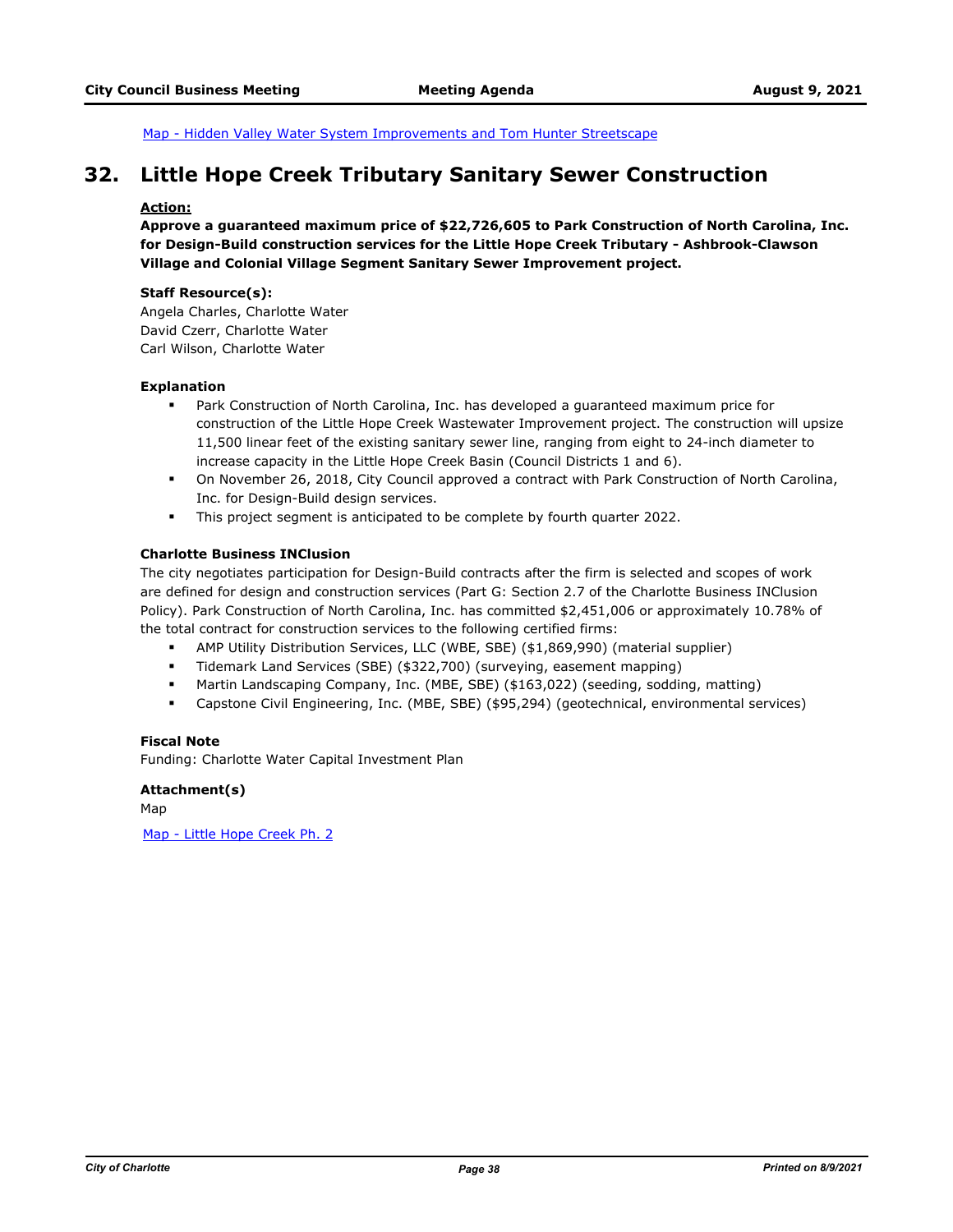Map - Hidden Valley Water System Improvements and Tom Hunter Streetscape

## 32. Little Hope Creek Tributary Sanitary Sewer Construction

**Action:**

**Approve a guaranteed maximum price of $22,726,605 to Park Construction of North Carolina, Inc. for Design-Build construction services for the Little Hope Creek Tributary - Ashbrook-Clawson Village and Colonial Village Segment Sanitary Sewer Improvement project.**

**Staff Resource(s):**

Angela Charles, Charlotte Water
David Czerr, Charlotte Water
Carl Wilson, Charlotte Water

**Explanation**

- Park Construction of North Carolina, Inc. has developed a guaranteed maximum price for construction of the Little Hope Creek Wastewater Improvement project. The construction will upsize 11,500 linear feet of the existing sanitary sewer line, ranging from eight to 24-inch diameter to increase capacity in the Little Hope Creek Basin (Council Districts 1 and 6).
- On November 26, 2018, City Council approved a contract with Park Construction of North Carolina, Inc. for Design-Build design services.
- This project segment is anticipated to be complete by fourth quarter 2022.

**Charlotte Business INClusion**

The city negotiates participation for Design-Build contracts after the firm is selected and scopes of work are defined for design and construction services (Part G: Section 2.7 of the Charlotte Business INClusion Policy). Park Construction of North Carolina, Inc. has committed $2,451,006 or approximately 10.78% of the total contract for construction services to the following certified firms:

- AMP Utility Distribution Services, LLC (WBE, SBE) ($1,869,990) (material supplier)
- Tidemark Land Services (SBE) ($322,700) (surveying, easement mapping)
- Martin Landscaping Company, Inc. (MBE, SBE) ($163,022) (seeding, sodding, matting)
- Capstone Civil Engineering, Inc. (MBE, SBE) ($95,294) (geotechnical, environmental services)

**Fiscal Note**

Funding: Charlotte Water Capital Investment Plan

**Attachment(s)**

Map

Map - Little Hope Creek Ph. 2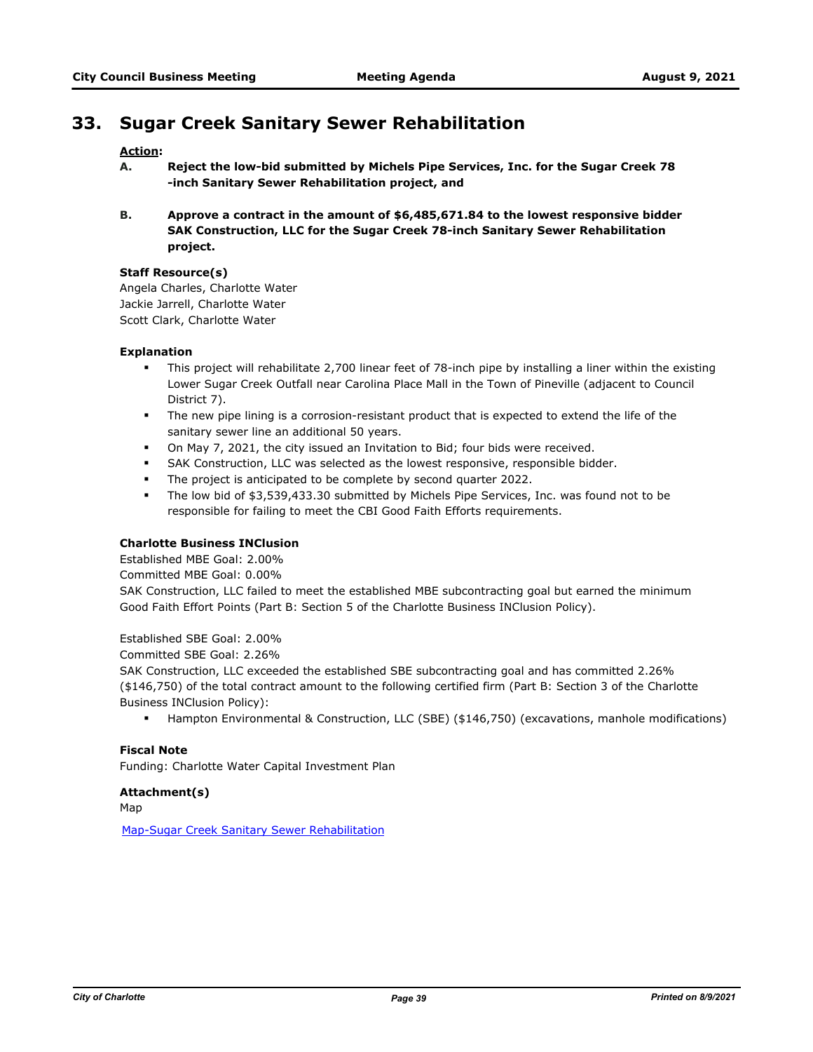# 33. Sugar Creek Sanitary Sewer Rehabilitation

**Action:**

**A. Reject the low-bid submitted by Michels Pipe Services, Inc. for the Sugar Creek 78 -inch Sanitary Sewer Rehabilitation project, and**

**B. Approve a contract in the amount of $6,485,671.84 to the lowest responsive bidder SAK Construction, LLC for the Sugar Creek 78-inch Sanitary Sewer Rehabilitation project.**

**Staff Resource(s)**

Angela Charles, Charlotte Water
Jackie Jarrell, Charlotte Water
Scott Clark, Charlotte Water

**Explanation**

- This project will rehabilitate 2,700 linear feet of 78-inch pipe by installing a liner within the existing Lower Sugar Creek Outfall near Carolina Place Mall in the Town of Pineville (adjacent to Council District 7).
- The new pipe lining is a corrosion-resistant product that is expected to extend the life of the sanitary sewer line an additional 50 years.
- On May 7, 2021, the city issued an Invitation to Bid; four bids were received.
- SAK Construction, LLC was selected as the lowest responsive, responsible bidder.
- The project is anticipated to be complete by second quarter 2022.
- The low bid of $3,539,433.30 submitted by Michels Pipe Services, Inc. was found not to be responsible for failing to meet the CBI Good Faith Efforts requirements.

**Charlotte Business INClusion**

Established MBE Goal: 2.00%
Committed MBE Goal: 0.00%
SAK Construction, LLC failed to meet the established MBE subcontracting goal but earned the minimum Good Faith Effort Points (Part B: Section 5 of the Charlotte Business INClusion Policy).

Established SBE Goal: 2.00%
Committed SBE Goal: 2.26%
SAK Construction, LLC exceeded the established SBE subcontracting goal and has committed 2.26% ($146,750) of the total contract amount to the following certified firm (Part B: Section 3 of the Charlotte Business INClusion Policy):

- Hampton Environmental & Construction, LLC (SBE) ($146,750) (excavations, manhole modifications)

**Fiscal Note**

Funding: Charlotte Water Capital Investment Plan

**Attachment(s)**

Map

Map-Sugar Creek Sanitary Sewer Rehabilitation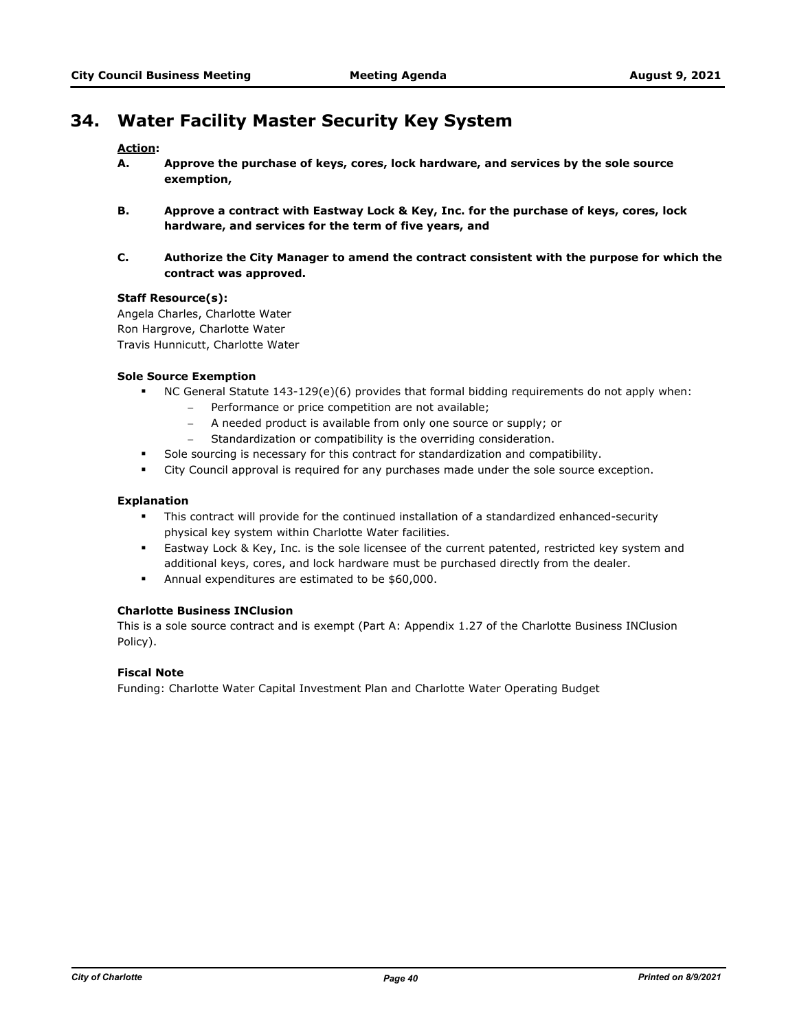## 34. Water Facility Master Security Key System

**Action:**

**A. Approve the purchase of keys, cores, lock hardware, and services by the sole source exemption,**

**B. Approve a contract with Eastway Lock & Key, Inc. for the purchase of keys, cores, lock hardware, and services for the term of five years, and**

**C. Authorize the City Manager to amend the contract consistent with the purpose for which the contract was approved.**

**Staff Resource(s):**
Angela Charles, Charlotte Water
Ron Hargrove, Charlotte Water
Travis Hunnicutt, Charlotte Water

**Sole Source Exemption**

- NC General Statute 143-129(e)(6) provides that formal bidding requirements do not apply when:
  - Performance or price competition are not available;
  - A needed product is available from only one source or supply; or
  - Standardization or compatibility is the overriding consideration.
- Sole sourcing is necessary for this contract for standardization and compatibility.
- City Council approval is required for any purchases made under the sole source exception.

**Explanation**

- This contract will provide for the continued installation of a standardized enhanced-security physical key system within Charlotte Water facilities.
- Eastway Lock & Key, Inc. is the sole licensee of the current patented, restricted key system and additional keys, cores, and lock hardware must be purchased directly from the dealer.
- Annual expenditures are estimated to be $60,000.

**Charlotte Business INClusion**

This is a sole source contract and is exempt (Part A: Appendix 1.27 of the Charlotte Business INClusion Policy).

**Fiscal Note**

Funding: Charlotte Water Capital Investment Plan and Charlotte Water Operating Budget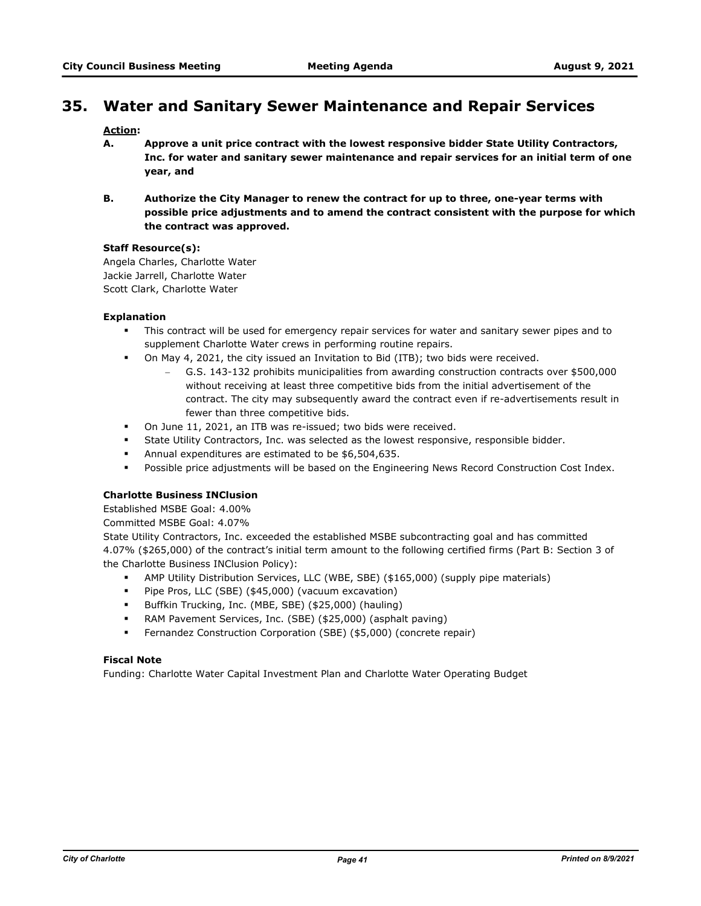# 35. Water and Sanitary Sewer Maintenance and Repair Services

**Action:**

**A. Approve a unit price contract with the lowest responsive bidder State Utility Contractors, Inc. for water and sanitary sewer maintenance and repair services for an initial term of one year, and**

**B. Authorize the City Manager to renew the contract for up to three, one-year terms with possible price adjustments and to amend the contract consistent with the purpose for which the contract was approved.**

**Staff Resource(s):**

Angela Charles, Charlotte Water
Jackie Jarrell, Charlotte Water
Scott Clark, Charlotte Water

**Explanation**

- This contract will be used for emergency repair services for water and sanitary sewer pipes and to supplement Charlotte Water crews in performing routine repairs.
- On May 4, 2021, the city issued an Invitation to Bid (ITB); two bids were received.
  - G.S. 143-132 prohibits municipalities from awarding construction contracts over $500,000 without receiving at least three competitive bids from the initial advertisement of the contract. The city may subsequently award the contract even if re-advertisements result in fewer than three competitive bids.
- On June 11, 2021, an ITB was re-issued; two bids were received.
- State Utility Contractors, Inc. was selected as the lowest responsive, responsible bidder.
- Annual expenditures are estimated to be $6,504,635.
- Possible price adjustments will be based on the Engineering News Record Construction Cost Index.

**Charlotte Business INClusion**

Established MSBE Goal: 4.00%
Committed MSBE Goal: 4.07%
State Utility Contractors, Inc. exceeded the established MSBE subcontracting goal and has committed 4.07% ($265,000) of the contract's initial term amount to the following certified firms (Part B: Section 3 of the Charlotte Business INClusion Policy):

- AMP Utility Distribution Services, LLC (WBE, SBE) ($165,000) (supply pipe materials)
- Pipe Pros, LLC (SBE) ($45,000) (vacuum excavation)
- Buffkin Trucking, Inc. (MBE, SBE) ($25,000) (hauling)
- RAM Pavement Services, Inc. (SBE) ($25,000) (asphalt paving)
- Fernandez Construction Corporation (SBE) ($5,000) (concrete repair)

**Fiscal Note**

Funding: Charlotte Water Capital Investment Plan and Charlotte Water Operating Budget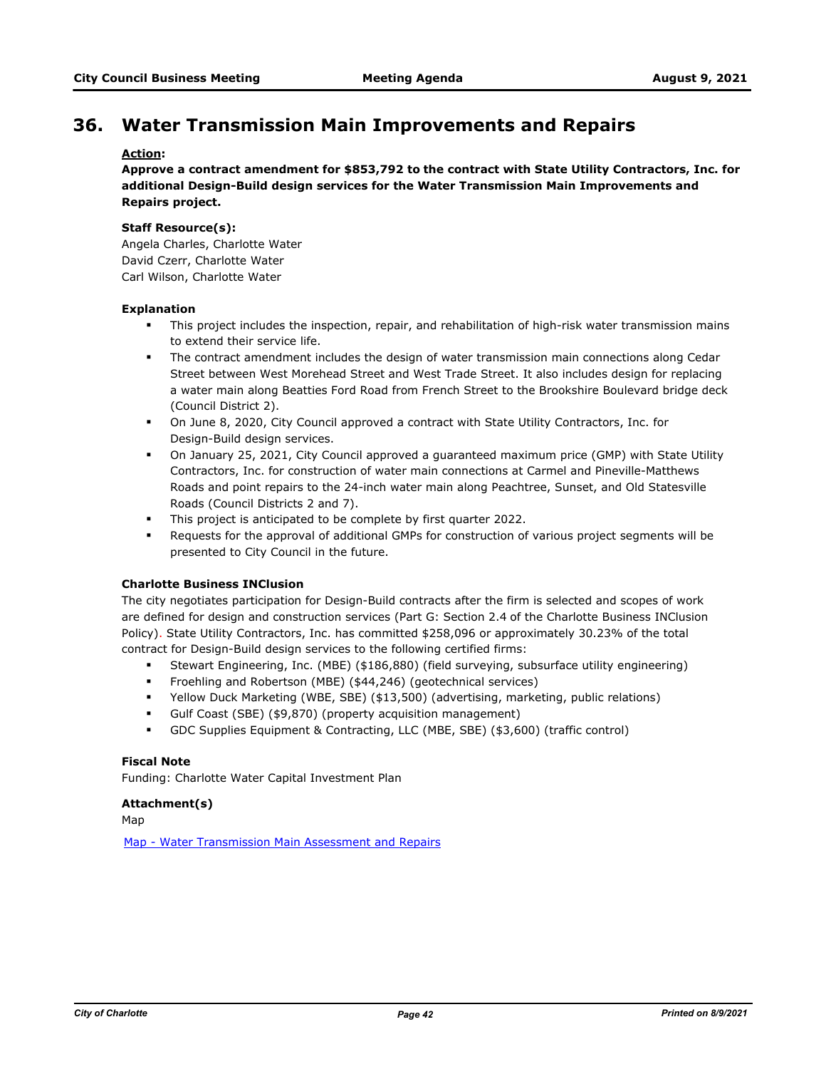# 36. Water Transmission Main Improvements and Repairs

**Action:**

**Approve a contract amendment for $853,792 to the contract with State Utility Contractors, Inc. for additional Design-Build design services for the Water Transmission Main Improvements and Repairs project.**

**Staff Resource(s):**

Angela Charles, Charlotte Water
David Czerr, Charlotte Water
Carl Wilson, Charlotte Water

**Explanation**

- This project includes the inspection, repair, and rehabilitation of high-risk water transmission mains to extend their service life.
- The contract amendment includes the design of water transmission main connections along Cedar Street between West Morehead Street and West Trade Street. It also includes design for replacing a water main along Beatties Ford Road from French Street to the Brookshire Boulevard bridge deck (Council District 2).
- On June 8, 2020, City Council approved a contract with State Utility Contractors, Inc. for Design-Build design services.
- On January 25, 2021, City Council approved a guaranteed maximum price (GMP) with State Utility Contractors, Inc. for construction of water main connections at Carmel and Pineville-Matthews Roads and point repairs to the 24-inch water main along Peachtree, Sunset, and Old Statesville Roads (Council Districts 2 and 7).
- This project is anticipated to be complete by first quarter 2022.
- Requests for the approval of additional GMPs for construction of various project segments will be presented to City Council in the future.

**Charlotte Business INClusion**

The city negotiates participation for Design-Build contracts after the firm is selected and scopes of work are defined for design and construction services (Part G: Section 2.4 of the Charlotte Business INClusion Policy). State Utility Contractors, Inc. has committed $258,096 or approximately 30.23% of the total contract for Design-Build design services to the following certified firms:

- Stewart Engineering, Inc. (MBE) ($186,880) (field surveying, subsurface utility engineering)
- Froehling and Robertson (MBE) ($44,246) (geotechnical services)
- Yellow Duck Marketing (WBE, SBE) ($13,500) (advertising, marketing, public relations)
- Gulf Coast (SBE) ($9,870) (property acquisition management)
- GDC Supplies Equipment & Contracting, LLC (MBE, SBE) ($3,600) (traffic control)

**Fiscal Note**

Funding: Charlotte Water Capital Investment Plan

**Attachment(s)**

Map

Map - Water Transmission Main Assessment and Repairs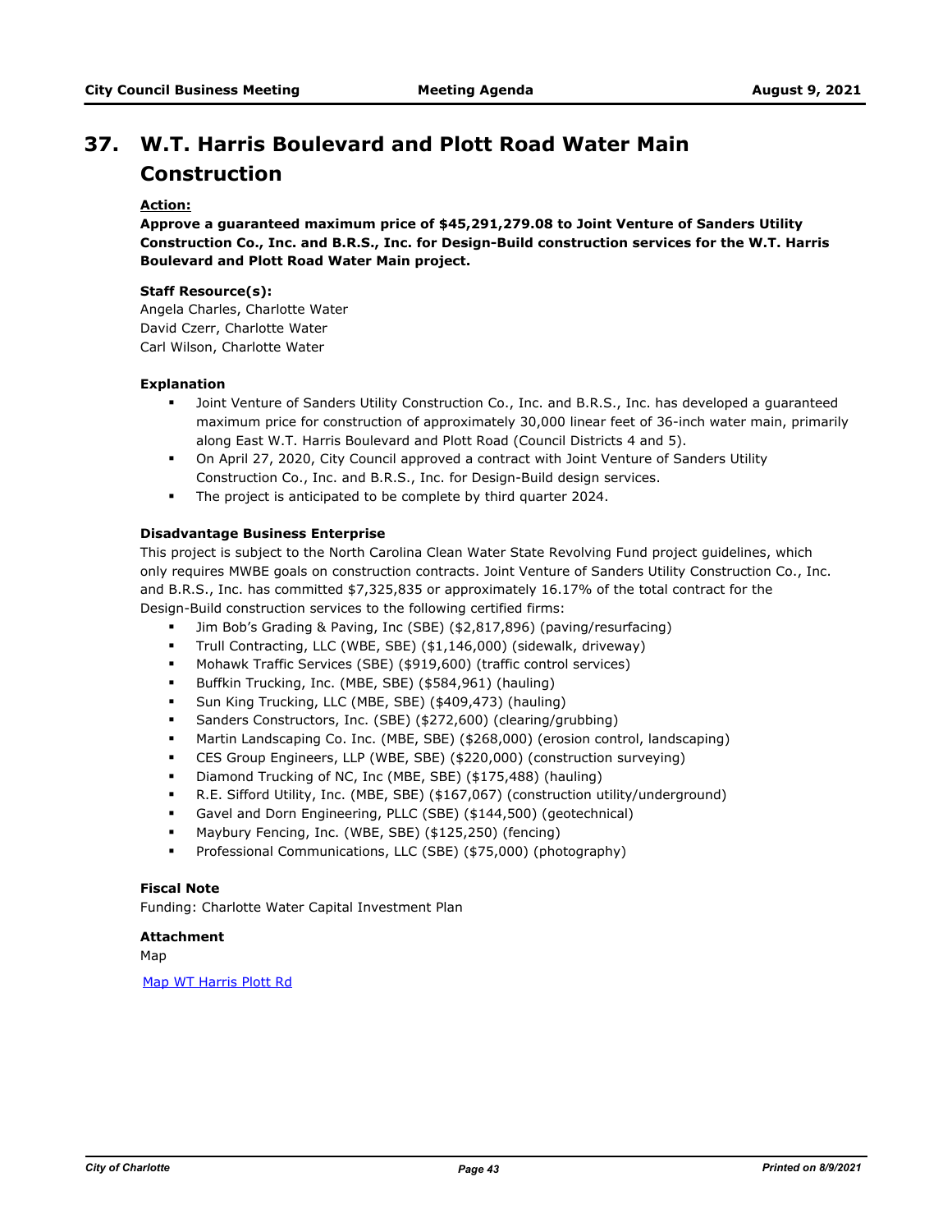# 37. W.T. Harris Boulevard and Plott Road Water Main Construction

**Action:**

**Approve a guaranteed maximum price of $45,291,279.08 to Joint Venture of Sanders Utility Construction Co., Inc. and B.R.S., Inc. for Design-Build construction services for the W.T. Harris Boulevard and Plott Road Water Main project.**

**Staff Resource(s):**

Angela Charles, Charlotte Water
David Czerr, Charlotte Water
Carl Wilson, Charlotte Water

**Explanation**

- Joint Venture of Sanders Utility Construction Co., Inc. and B.R.S., Inc. has developed a guaranteed maximum price for construction of approximately 30,000 linear feet of 36-inch water main, primarily along East W.T. Harris Boulevard and Plott Road (Council Districts 4 and 5).
- On April 27, 2020, City Council approved a contract with Joint Venture of Sanders Utility Construction Co., Inc. and B.R.S., Inc. for Design-Build design services.
- The project is anticipated to be complete by third quarter 2024.

**Disadvantage Business Enterprise**

This project is subject to the North Carolina Clean Water State Revolving Fund project guidelines, which only requires MWBE goals on construction contracts. Joint Venture of Sanders Utility Construction Co., Inc. and B.R.S., Inc. has committed $7,325,835 or approximately 16.17% of the total contract for the Design-Build construction services to the following certified firms:

- Jim Bob's Grading & Paving, Inc (SBE) ($2,817,896) (paving/resurfacing)
- Trull Contracting, LLC (WBE, SBE) ($1,146,000) (sidewalk, driveway)
- Mohawk Traffic Services (SBE) ($919,600) (traffic control services)
- Buffkin Trucking, Inc. (MBE, SBE) ($584,961) (hauling)
- Sun King Trucking, LLC (MBE, SBE) ($409,473) (hauling)
- Sanders Constructors, Inc. (SBE) ($272,600) (clearing/grubbing)
- Martin Landscaping Co. Inc. (MBE, SBE) ($268,000) (erosion control, landscaping)
- CES Group Engineers, LLP (WBE, SBE) ($220,000) (construction surveying)
- Diamond Trucking of NC, Inc (MBE, SBE) ($175,488) (hauling)
- R.E. Sifford Utility, Inc. (MBE, SBE) ($167,067) (construction utility/underground)
- Gavel and Dorn Engineering, PLLC (SBE) ($144,500) (geotechnical)
- Maybury Fencing, Inc. (WBE, SBE) ($125,250) (fencing)
- Professional Communications, LLC (SBE) ($75,000) (photography)

**Fiscal Note**

Funding: Charlotte Water Capital Investment Plan

**Attachment**

Map

Map WT Harris Plott Rd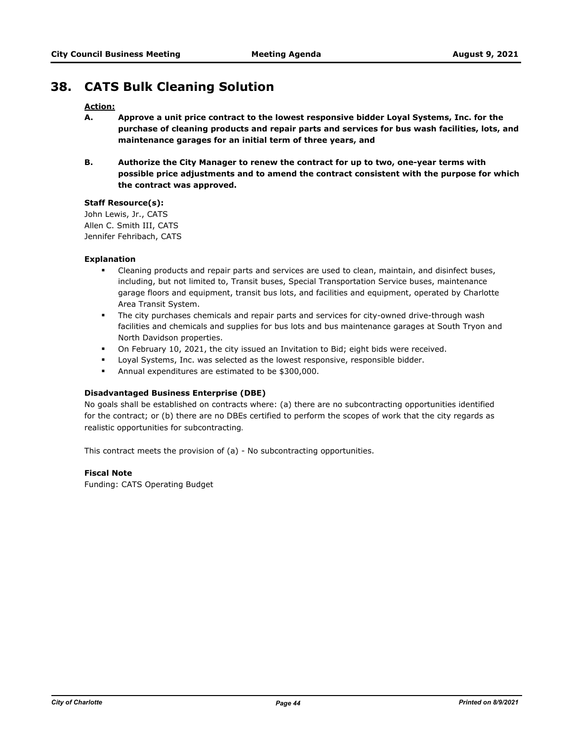# 38. CATS Bulk Cleaning Solution

**Action:**

**A. Approve a unit price contract to the lowest responsive bidder Loyal Systems, Inc. for the purchase of cleaning products and repair parts and services for bus wash facilities, lots, and maintenance garages for an initial term of three years, and**

**B. Authorize the City Manager to renew the contract for up to two, one-year terms with possible price adjustments and to amend the contract consistent with the purpose for which the contract was approved.**

**Staff Resource(s):**
John Lewis, Jr., CATS
Allen C. Smith III, CATS
Jennifer Fehribach, CATS

**Explanation**

- Cleaning products and repair parts and services are used to clean, maintain, and disinfect buses, including, but not limited to, Transit buses, Special Transportation Service buses, maintenance garage floors and equipment, transit bus lots, and facilities and equipment, operated by Charlotte Area Transit System.
- The city purchases chemicals and repair parts and services for city-owned drive-through wash facilities and chemicals and supplies for bus lots and bus maintenance garages at South Tryon and North Davidson properties.
- On February 10, 2021, the city issued an Invitation to Bid; eight bids were received.
- Loyal Systems, Inc. was selected as the lowest responsive, responsible bidder.
- Annual expenditures are estimated to be $300,000.

**Disadvantaged Business Enterprise (DBE)**

No goals shall be established on contracts where: (a) there are no subcontracting opportunities identified for the contract; or (b) there are no DBEs certified to perform the scopes of work that the city regards as realistic opportunities for subcontracting.

This contract meets the provision of (a) - No subcontracting opportunities.

**Fiscal Note**

Funding: CATS Operating Budget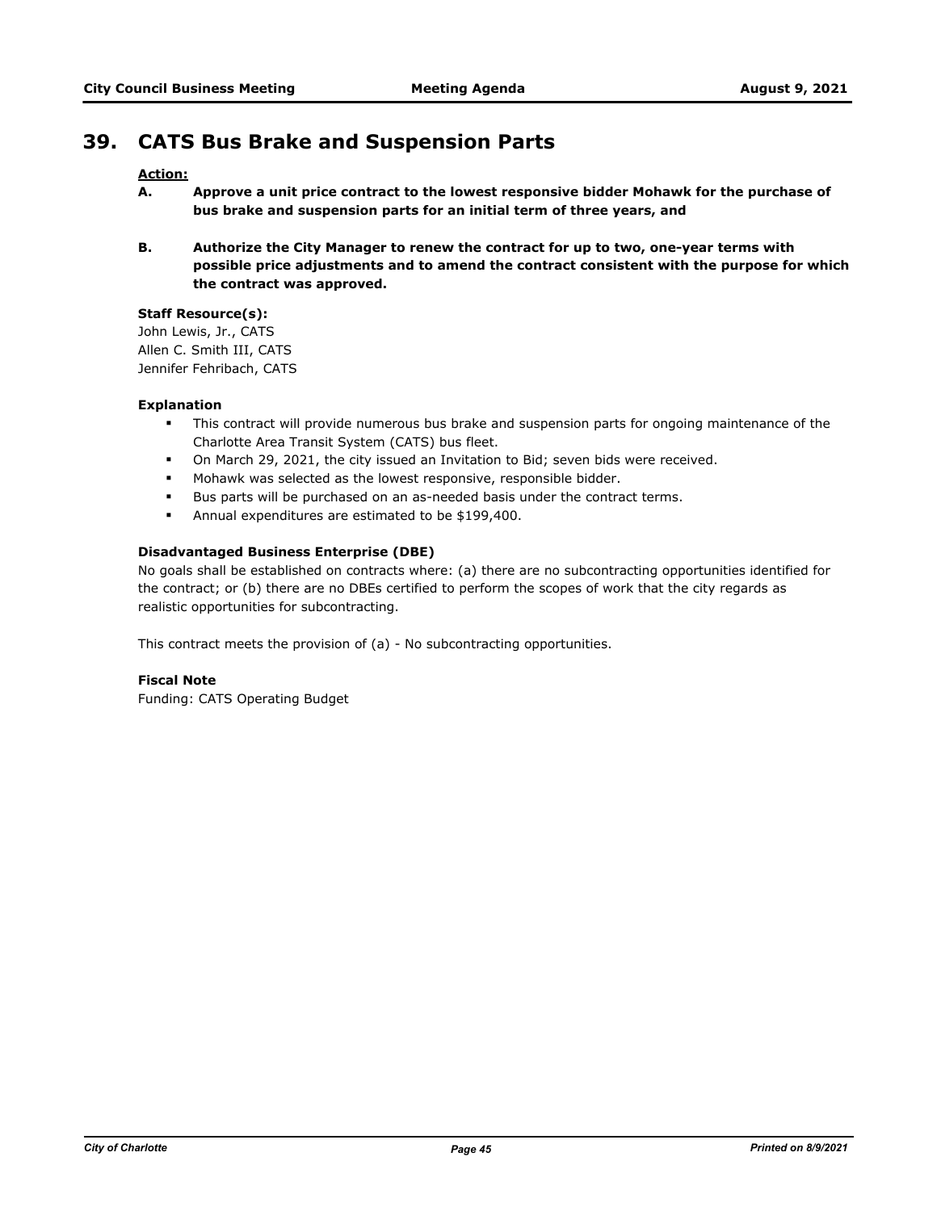# 39. CATS Bus Brake and Suspension Parts

**Action:**

**A. Approve a unit price contract to the lowest responsive bidder Mohawk for the purchase of bus brake and suspension parts for an initial term of three years, and**

**B. Authorize the City Manager to renew the contract for up to two, one-year terms with possible price adjustments and to amend the contract consistent with the purpose for which the contract was approved.**

**Staff Resource(s):**

John Lewis, Jr., CATS
Allen C. Smith III, CATS
Jennifer Fehribach, CATS

**Explanation**

- This contract will provide numerous bus brake and suspension parts for ongoing maintenance of the Charlotte Area Transit System (CATS) bus fleet.
- On March 29, 2021, the city issued an Invitation to Bid; seven bids were received.
- Mohawk was selected as the lowest responsive, responsible bidder.
- Bus parts will be purchased on an as-needed basis under the contract terms.
- Annual expenditures are estimated to be $199,400.

**Disadvantaged Business Enterprise (DBE)**

No goals shall be established on contracts where: (a) there are no subcontracting opportunities identified for the contract; or (b) there are no DBEs certified to perform the scopes of work that the city regards as realistic opportunities for subcontracting.

This contract meets the provision of (a) - No subcontracting opportunities.

**Fiscal Note**

Funding: CATS Operating Budget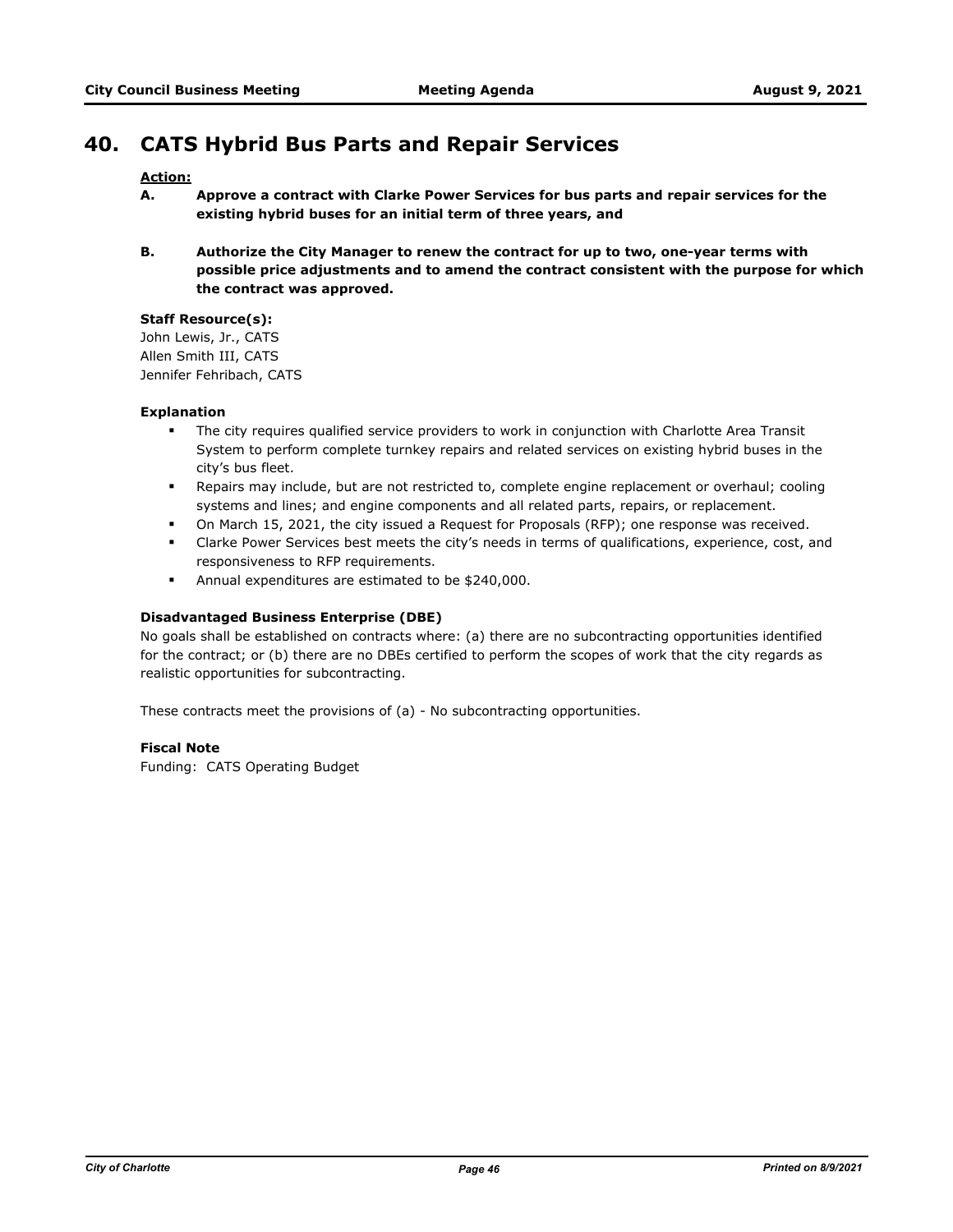# 40. CATS Hybrid Bus Parts and Repair Services

**Action:**

**A. Approve a contract with Clarke Power Services for bus parts and repair services for the existing hybrid buses for an initial term of three years, and**

**B. Authorize the City Manager to renew the contract for up to two, one-year terms with possible price adjustments and to amend the contract consistent with the purpose for which the contract was approved.**

**Staff Resource(s):**
John Lewis, Jr., CATS
Allen Smith III, CATS
Jennifer Fehribach, CATS

**Explanation**

- The city requires qualified service providers to work in conjunction with Charlotte Area Transit System to perform complete turnkey repairs and related services on existing hybrid buses in the city's bus fleet.
- Repairs may include, but are not restricted to, complete engine replacement or overhaul; cooling systems and lines; and engine components and all related parts, repairs, or replacement.
- On March 15, 2021, the city issued a Request for Proposals (RFP); one response was received.
- Clarke Power Services best meets the city's needs in terms of qualifications, experience, cost, and responsiveness to RFP requirements.
- Annual expenditures are estimated to be $240,000.

**Disadvantaged Business Enterprise (DBE)**

No goals shall be established on contracts where: (a) there are no subcontracting opportunities identified for the contract; or (b) there are no DBEs certified to perform the scopes of work that the city regards as realistic opportunities for subcontracting.

These contracts meet the provisions of (a) - No subcontracting opportunities.

**Fiscal Note**

Funding: CATS Operating Budget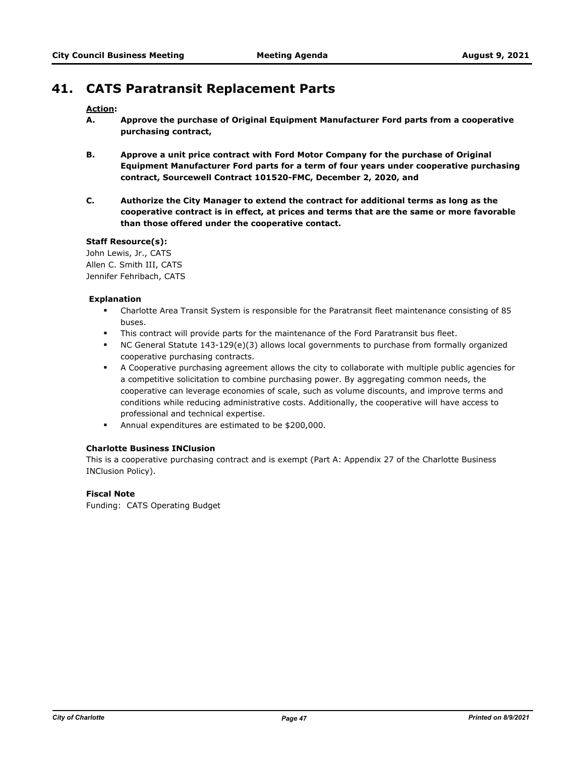# 41. CATS Paratransit Replacement Parts

**Action:**

**A. Approve the purchase of Original Equipment Manufacturer Ford parts from a cooperative purchasing contract,**

**B. Approve a unit price contract with Ford Motor Company for the purchase of Original Equipment Manufacturer Ford parts for a term of four years under cooperative purchasing contract, Sourcewell Contract 101520-FMC, December 2, 2020, and**

**C. Authorize the City Manager to extend the contract for additional terms as long as the cooperative contract is in effect, at prices and terms that are the same or more favorable than those offered under the cooperative contact.**

**Staff Resource(s):**
John Lewis, Jr., CATS
Allen C. Smith III, CATS
Jennifer Fehribach, CATS

**Explanation**

- Charlotte Area Transit System is responsible for the Paratransit fleet maintenance consisting of 85 buses.
- This contract will provide parts for the maintenance of the Ford Paratransit bus fleet.
- NC General Statute 143-129(e)(3) allows local governments to purchase from formally organized cooperative purchasing contracts.
- A Cooperative purchasing agreement allows the city to collaborate with multiple public agencies for a competitive solicitation to combine purchasing power. By aggregating common needs, the cooperative can leverage economies of scale, such as volume discounts, and improve terms and conditions while reducing administrative costs. Additionally, the cooperative will have access to professional and technical expertise.
- Annual expenditures are estimated to be $200,000.

**Charlotte Business INClusion**

This is a cooperative purchasing contract and is exempt (Part A: Appendix 27 of the Charlotte Business INClusion Policy).

**Fiscal Note**

Funding: CATS Operating Budget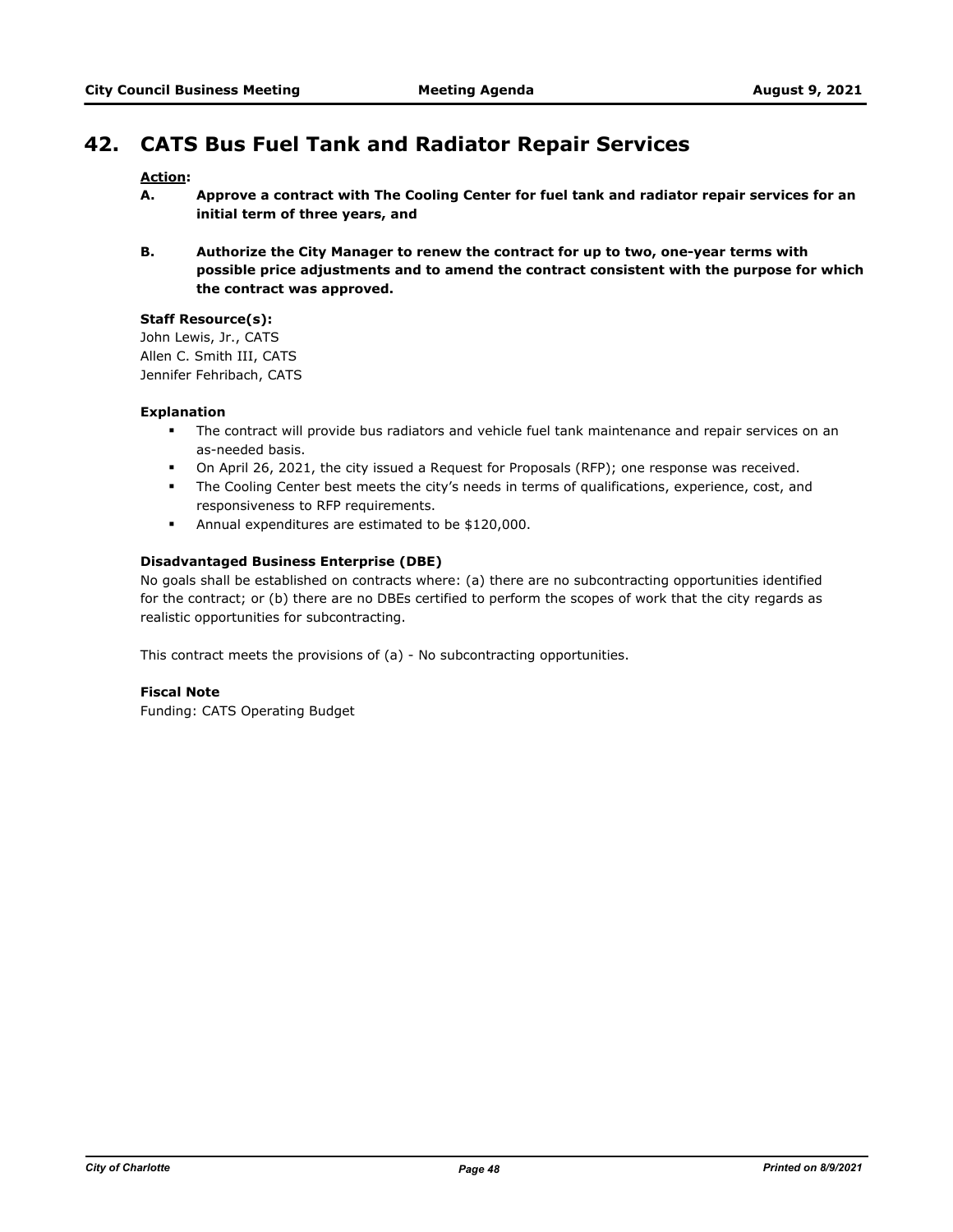# 42. CATS Bus Fuel Tank and Radiator Repair Services

**Action:**

**A. Approve a contract with The Cooling Center for fuel tank and radiator repair services for an initial term of three years, and**

**B. Authorize the City Manager to renew the contract for up to two, one-year terms with possible price adjustments and to amend the contract consistent with the purpose for which the contract was approved.**

**Staff Resource(s):**

John Lewis, Jr., CATS
Allen C. Smith III, CATS
Jennifer Fehribach, CATS

**Explanation**

- The contract will provide bus radiators and vehicle fuel tank maintenance and repair services on an as-needed basis.
- On April 26, 2021, the city issued a Request for Proposals (RFP); one response was received.
- The Cooling Center best meets the city's needs in terms of qualifications, experience, cost, and responsiveness to RFP requirements.
- Annual expenditures are estimated to be $120,000.

**Disadvantaged Business Enterprise (DBE)**

No goals shall be established on contracts where: (a) there are no subcontracting opportunities identified for the contract; or (b) there are no DBEs certified to perform the scopes of work that the city regards as realistic opportunities for subcontracting.

This contract meets the provisions of (a) - No subcontracting opportunities.

**Fiscal Note**

Funding: CATS Operating Budget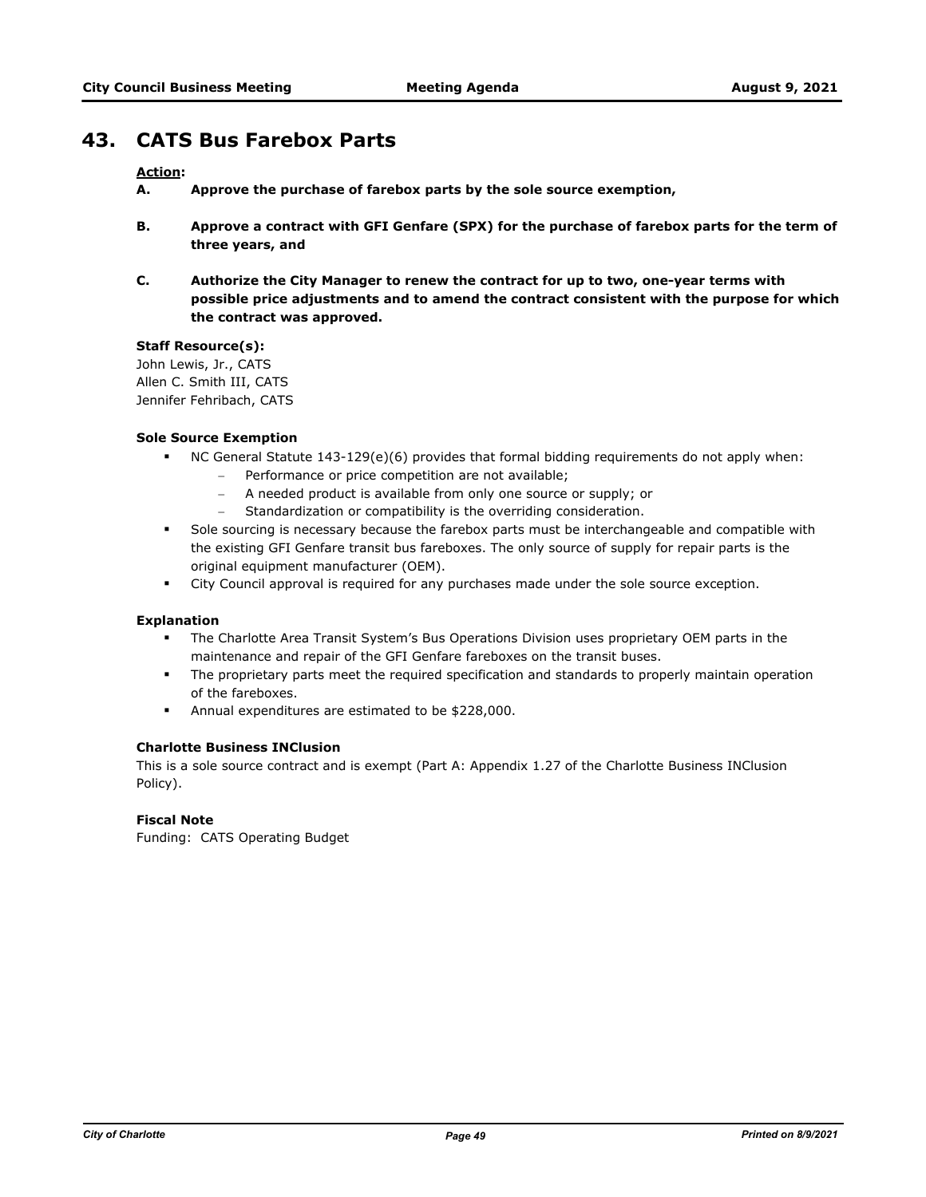# 43. CATS Bus Farebox Parts

**Action:**

**A. Approve the purchase of farebox parts by the sole source exemption,**

**B. Approve a contract with GFI Genfare (SPX) for the purchase of farebox parts for the term of three years, and**

**C. Authorize the City Manager to renew the contract for up to two, one-year terms with possible price adjustments and to amend the contract consistent with the purpose for which the contract was approved.**

**Staff Resource(s):**

John Lewis, Jr., CATS
Allen C. Smith III, CATS
Jennifer Fehribach, CATS

**Sole Source Exemption**

- NC General Statute 143-129(e)(6) provides that formal bidding requirements do not apply when:
  - Performance or price competition are not available;
  - A needed product is available from only one source or supply; or
  - Standardization or compatibility is the overriding consideration.
- Sole sourcing is necessary because the farebox parts must be interchangeable and compatible with the existing GFI Genfare transit bus fareboxes. The only source of supply for repair parts is the original equipment manufacturer (OEM).
- City Council approval is required for any purchases made under the sole source exception.

**Explanation**

- The Charlotte Area Transit System's Bus Operations Division uses proprietary OEM parts in the maintenance and repair of the GFI Genfare fareboxes on the transit buses.
- The proprietary parts meet the required specification and standards to properly maintain operation of the fareboxes.
- Annual expenditures are estimated to be $228,000.

**Charlotte Business INClusion**

This is a sole source contract and is exempt (Part A: Appendix 1.27 of the Charlotte Business INClusion Policy).

**Fiscal Note**

Funding: CATS Operating Budget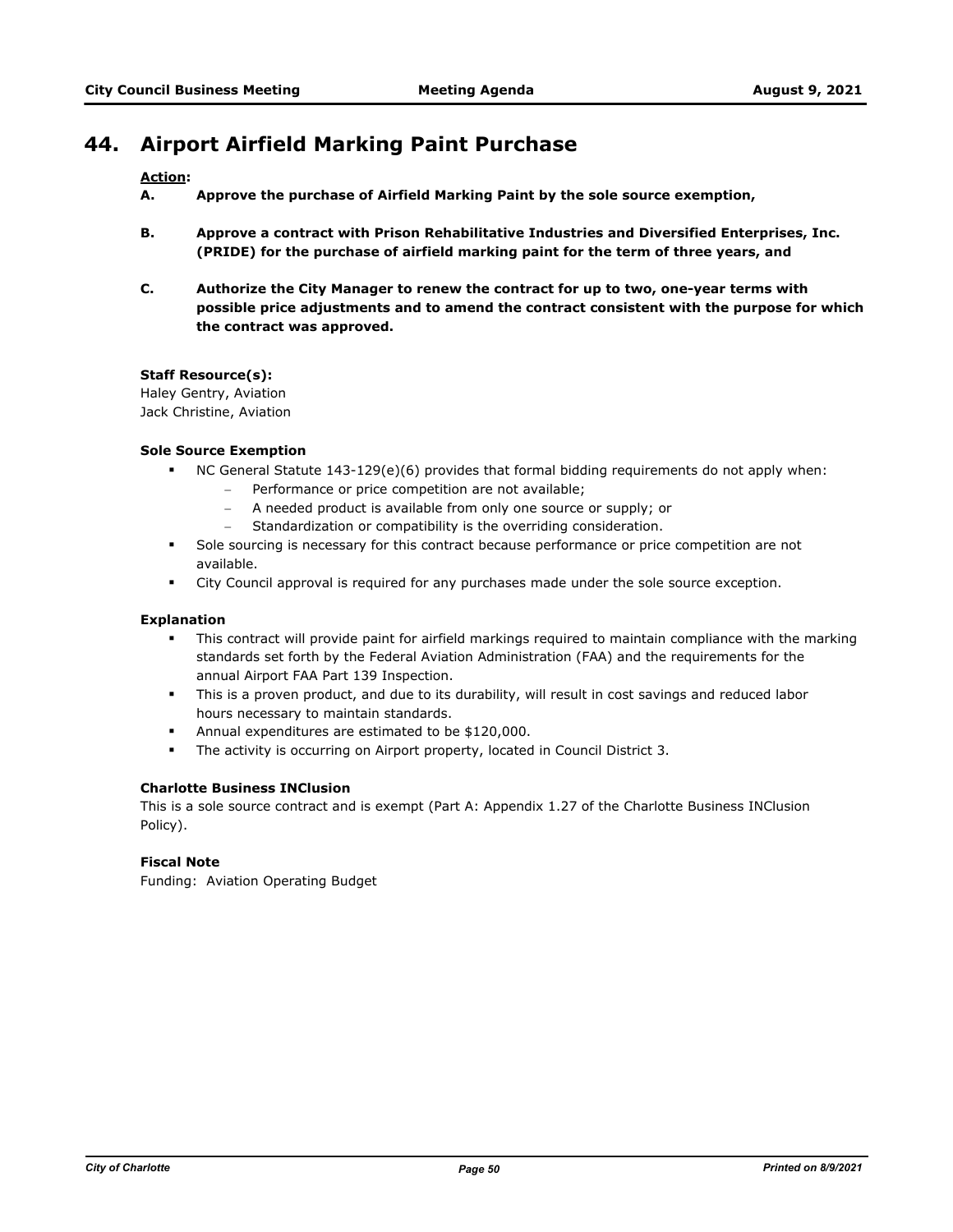## 44. Airport Airfield Marking Paint Purchase

**Action:**

**A. Approve the purchase of Airfield Marking Paint by the sole source exemption,**

**B. Approve a contract with Prison Rehabilitative Industries and Diversified Enterprises, Inc. (PRIDE) for the purchase of airfield marking paint for the term of three years, and**

**C. Authorize the City Manager to renew the contract for up to two, one-year terms with possible price adjustments and to amend the contract consistent with the purpose for which the contract was approved.**

**Staff Resource(s):**
Haley Gentry, Aviation
Jack Christine, Aviation

**Sole Source Exemption**

- NC General Statute 143-129(e)(6) provides that formal bidding requirements do not apply when:
  - Performance or price competition are not available;
  - A needed product is available from only one source or supply; or
  - Standardization or compatibility is the overriding consideration.
- Sole sourcing is necessary for this contract because performance or price competition are not available.
- City Council approval is required for any purchases made under the sole source exception.

**Explanation**

- This contract will provide paint for airfield markings required to maintain compliance with the marking standards set forth by the Federal Aviation Administration (FAA) and the requirements for the annual Airport FAA Part 139 Inspection.
- This is a proven product, and due to its durability, will result in cost savings and reduced labor hours necessary to maintain standards.
- Annual expenditures are estimated to be $120,000.
- The activity is occurring on Airport property, located in Council District 3.

**Charlotte Business INClusion**

This is a sole source contract and is exempt (Part A: Appendix 1.27 of the Charlotte Business INClusion Policy).

**Fiscal Note**

Funding: Aviation Operating Budget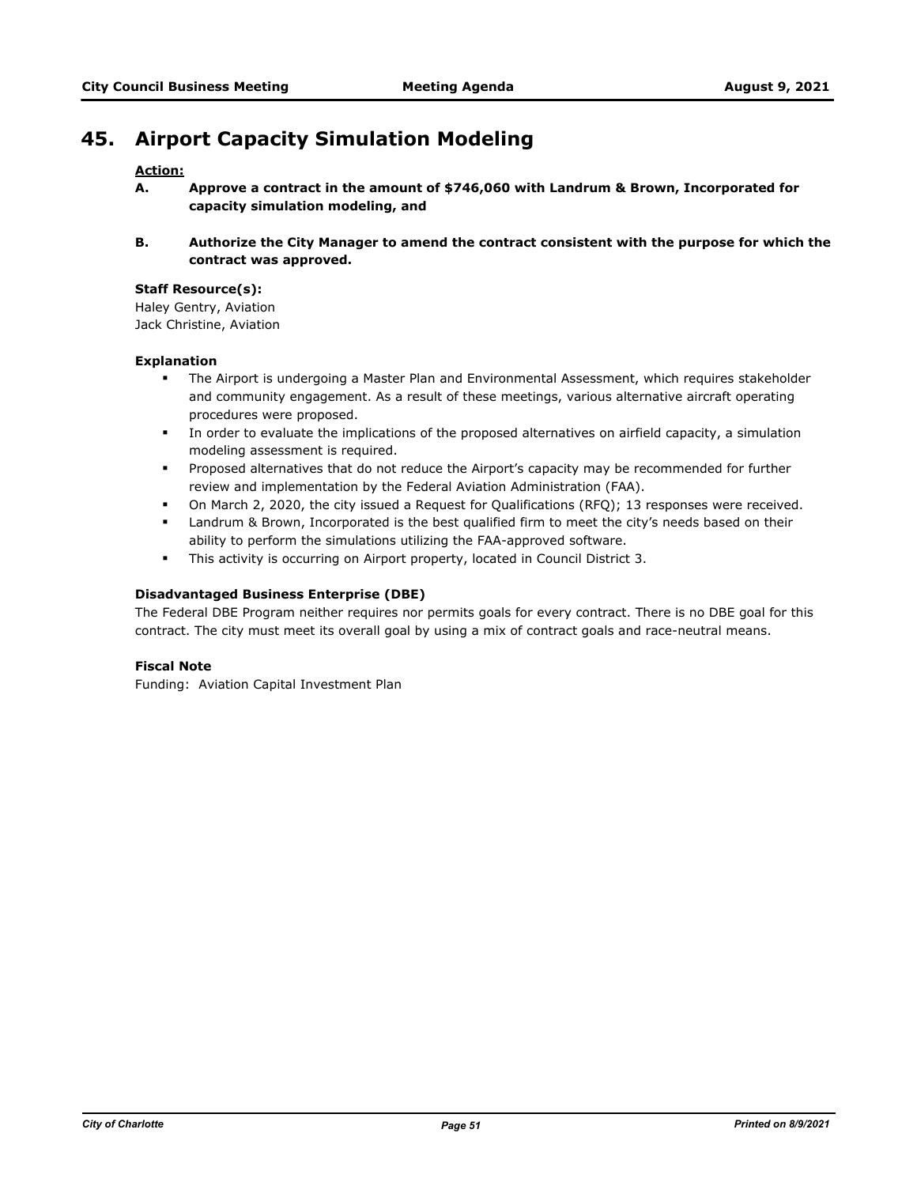# 45. Airport Capacity Simulation Modeling

**Action:**

**A. Approve a contract in the amount of $746,060 with Landrum & Brown, Incorporated for capacity simulation modeling, and**

**B. Authorize the City Manager to amend the contract consistent with the purpose for which the contract was approved.**

**Staff Resource(s):**

Haley Gentry, Aviation
Jack Christine, Aviation

**Explanation**

- The Airport is undergoing a Master Plan and Environmental Assessment, which requires stakeholder and community engagement. As a result of these meetings, various alternative aircraft operating procedures were proposed.
- In order to evaluate the implications of the proposed alternatives on airfield capacity, a simulation modeling assessment is required.
- Proposed alternatives that do not reduce the Airport's capacity may be recommended for further review and implementation by the Federal Aviation Administration (FAA).
- On March 2, 2020, the city issued a Request for Qualifications (RFQ); 13 responses were received.
- Landrum & Brown, Incorporated is the best qualified firm to meet the city's needs based on their ability to perform the simulations utilizing the FAA-approved software.
- This activity is occurring on Airport property, located in Council District 3.

**Disadvantaged Business Enterprise (DBE)**

The Federal DBE Program neither requires nor permits goals for every contract. There is no DBE goal for this contract. The city must meet its overall goal by using a mix of contract goals and race-neutral means.

**Fiscal Note**

Funding: Aviation Capital Investment Plan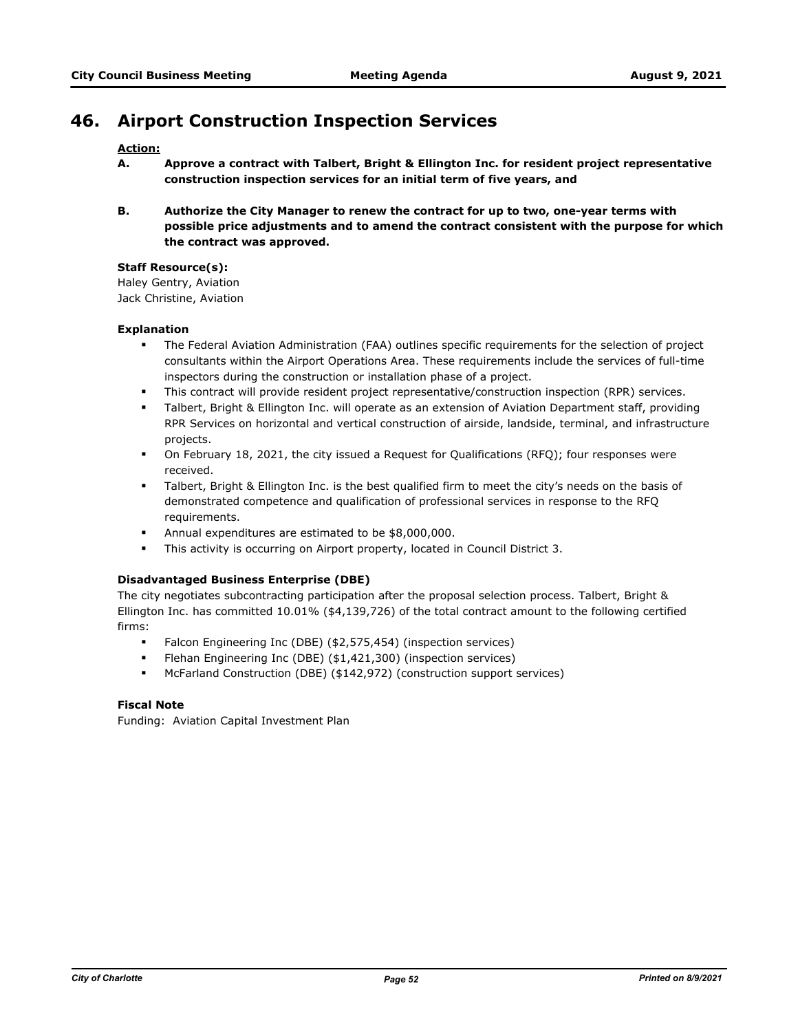# 46. Airport Construction Inspection Services

**Action:**

**A. Approve a contract with Talbert, Bright & Ellington Inc. for resident project representative construction inspection services for an initial term of five years, and**

**B. Authorize the City Manager to renew the contract for up to two, one-year terms with possible price adjustments and to amend the contract consistent with the purpose for which the contract was approved.**

**Staff Resource(s):**
Haley Gentry, Aviation
Jack Christine, Aviation

**Explanation**

- The Federal Aviation Administration (FAA) outlines specific requirements for the selection of project consultants within the Airport Operations Area. These requirements include the services of full-time inspectors during the construction or installation phase of a project.
- This contract will provide resident project representative/construction inspection (RPR) services.
- Talbert, Bright & Ellington Inc. will operate as an extension of Aviation Department staff, providing RPR Services on horizontal and vertical construction of airside, landside, terminal, and infrastructure projects.
- On February 18, 2021, the city issued a Request for Qualifications (RFQ); four responses were received.
- Talbert, Bright & Ellington Inc. is the best qualified firm to meet the city's needs on the basis of demonstrated competence and qualification of professional services in response to the RFQ requirements.
- Annual expenditures are estimated to be $8,000,000.
- This activity is occurring on Airport property, located in Council District 3.

**Disadvantaged Business Enterprise (DBE)**

The city negotiates subcontracting participation after the proposal selection process. Talbert, Bright & Ellington Inc. has committed 10.01% ($4,139,726) of the total contract amount to the following certified firms:

- Falcon Engineering Inc (DBE) ($2,575,454) (inspection services)
- Flehan Engineering Inc (DBE) ($1,421,300) (inspection services)
- McFarland Construction (DBE) ($142,972) (construction support services)

**Fiscal Note**

Funding: Aviation Capital Investment Plan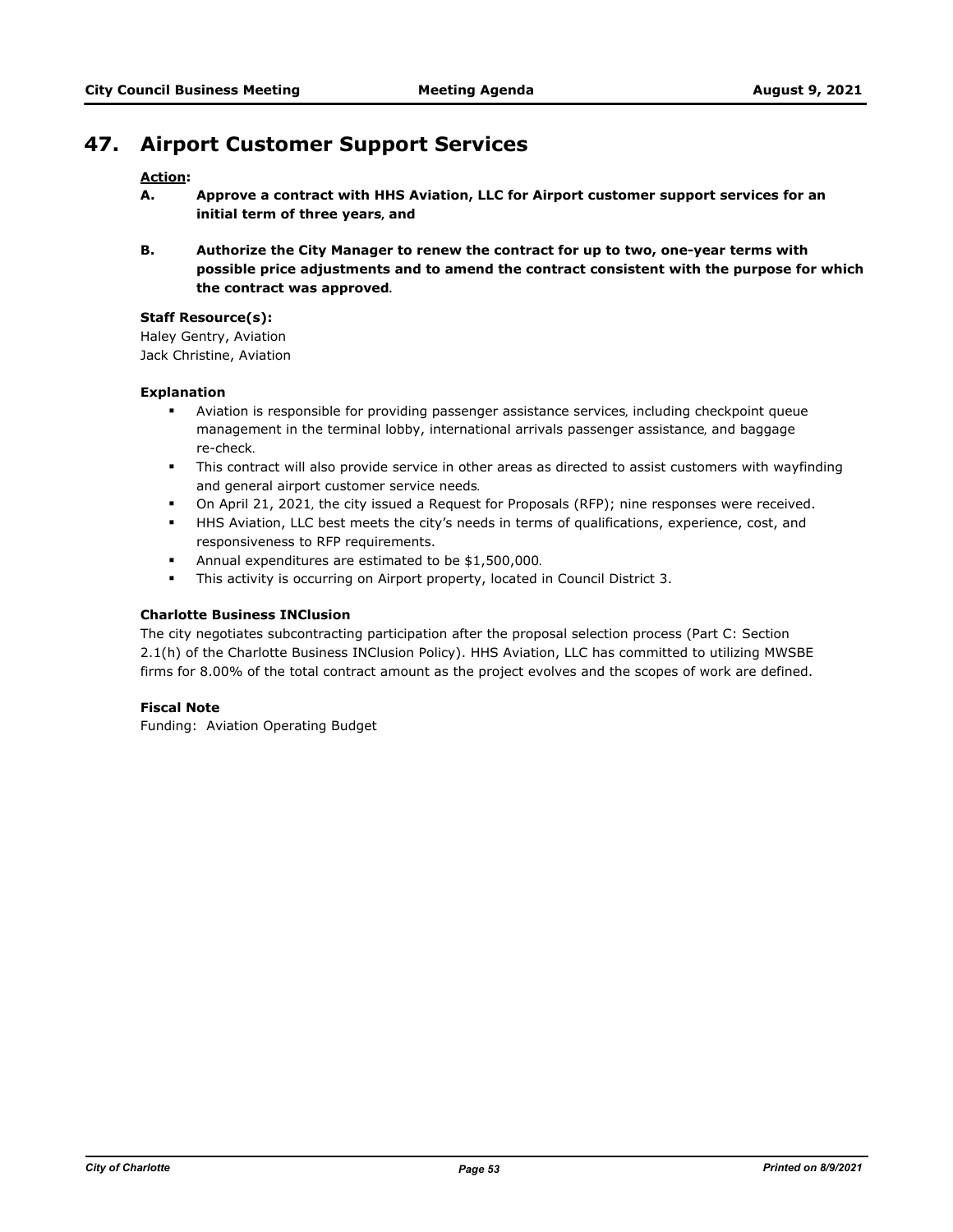# 47. Airport Customer Support Services

**Action:**

**A. Approve a contract with HHS Aviation, LLC for Airport customer support services for an initial term of three years, and**

**B. Authorize the City Manager to renew the contract for up to two, one-year terms with possible price adjustments and to amend the contract consistent with the purpose for which the contract was approved.**

**Staff Resource(s):**
Haley Gentry, Aviation
Jack Christine, Aviation

**Explanation**

- Aviation is responsible for providing passenger assistance services, including checkpoint queue management in the terminal lobby, international arrivals passenger assistance, and baggage re-check.
- This contract will also provide service in other areas as directed to assist customers with wayfinding and general airport customer service needs.
- On April 21, 2021, the city issued a Request for Proposals (RFP); nine responses were received.
- HHS Aviation, LLC best meets the city's needs in terms of qualifications, experience, cost, and responsiveness to RFP requirements.
- Annual expenditures are estimated to be $1,500,000.
- This activity is occurring on Airport property, located in Council District 3.

**Charlotte Business INClusion**

The city negotiates subcontracting participation after the proposal selection process (Part C: Section 2.1(h) of the Charlotte Business INClusion Policy). HHS Aviation, LLC has committed to utilizing MWSBE firms for 8.00% of the total contract amount as the project evolves and the scopes of work are defined.

**Fiscal Note**

Funding: Aviation Operating Budget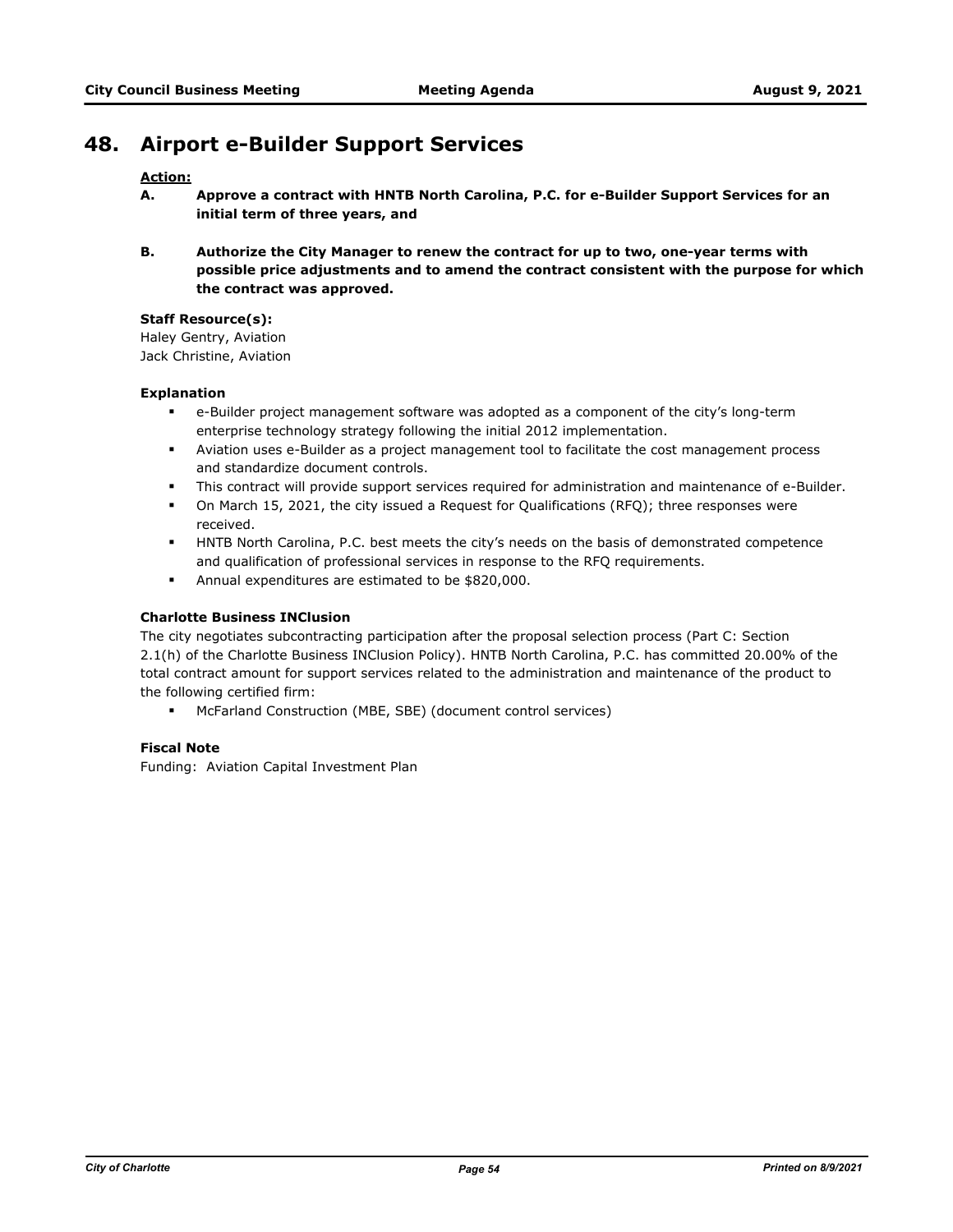# 48. Airport e-Builder Support Services

**Action:**

**A. Approve a contract with HNTB North Carolina, P.C. for e-Builder Support Services for an initial term of three years, and**

**B. Authorize the City Manager to renew the contract for up to two, one-year terms with possible price adjustments and to amend the contract consistent with the purpose for which the contract was approved.**

**Staff Resource(s):**
Haley Gentry, Aviation
Jack Christine, Aviation

**Explanation**

- e-Builder project management software was adopted as a component of the city's long-term enterprise technology strategy following the initial 2012 implementation.
- Aviation uses e-Builder as a project management tool to facilitate the cost management process and standardize document controls.
- This contract will provide support services required for administration and maintenance of e-Builder.
- On March 15, 2021, the city issued a Request for Qualifications (RFQ); three responses were received.
- HNTB North Carolina, P.C. best meets the city's needs on the basis of demonstrated competence and qualification of professional services in response to the RFQ requirements.
- Annual expenditures are estimated to be $820,000.

**Charlotte Business INClusion**

The city negotiates subcontracting participation after the proposal selection process (Part C: Section 2.1(h) of the Charlotte Business INClusion Policy). HNTB North Carolina, P.C. has committed 20.00% of the total contract amount for support services related to the administration and maintenance of the product to the following certified firm:

- McFarland Construction (MBE, SBE) (document control services)

**Fiscal Note**

Funding: Aviation Capital Investment Plan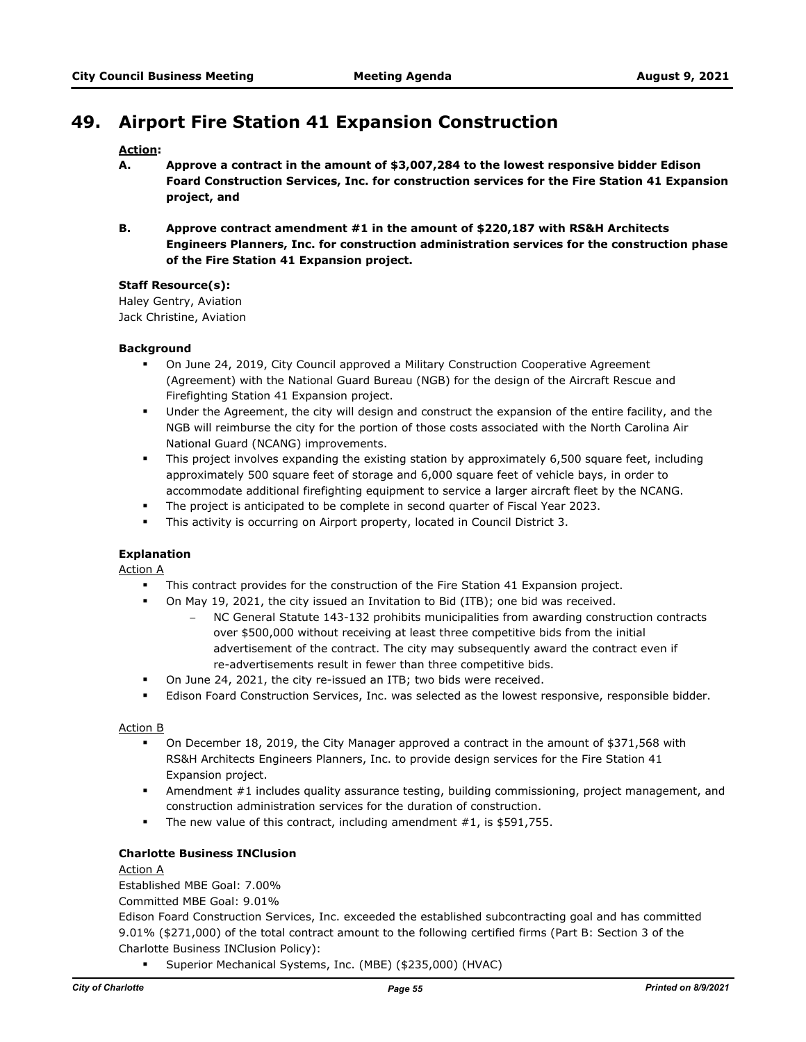# 49. Airport Fire Station 41 Expansion Construction

**Action:**

**A. Approve a contract in the amount of $3,007,284 to the lowest responsive bidder Edison Foard Construction Services, Inc. for construction services for the Fire Station 41 Expansion project, and**

**B. Approve contract amendment #1 in the amount of $220,187 with RS&H Architects Engineers Planners, Inc. for construction administration services for the construction phase of the Fire Station 41 Expansion project.**

**Staff Resource(s):**

Haley Gentry, Aviation
Jack Christine, Aviation

**Background**

- On June 24, 2019, City Council approved a Military Construction Cooperative Agreement (Agreement) with the National Guard Bureau (NGB) for the design of the Aircraft Rescue and Firefighting Station 41 Expansion project.
- Under the Agreement, the city will design and construct the expansion of the entire facility, and the NGB will reimburse the city for the portion of those costs associated with the North Carolina Air National Guard (NCANG) improvements.
- This project involves expanding the existing station by approximately 6,500 square feet, including approximately 500 square feet of storage and 6,000 square feet of vehicle bays, in order to accommodate additional firefighting equipment to service a larger aircraft fleet by the NCANG.
- The project is anticipated to be complete in second quarter of Fiscal Year 2023.
- This activity is occurring on Airport property, located in Council District 3.

**Explanation**

Action A

- This contract provides for the construction of the Fire Station 41 Expansion project.
- On May 19, 2021, the city issued an Invitation to Bid (ITB); one bid was received.
  - NC General Statute 143-132 prohibits municipalities from awarding construction contracts over $500,000 without receiving at least three competitive bids from the initial advertisement of the contract. The city may subsequently award the contract even if re-advertisements result in fewer than three competitive bids.
- On June 24, 2021, the city re-issued an ITB; two bids were received.
- Edison Foard Construction Services, Inc. was selected as the lowest responsive, responsible bidder.

Action B

- On December 18, 2019, the City Manager approved a contract in the amount of $371,568 with RS&H Architects Engineers Planners, Inc. to provide design services for the Fire Station 41 Expansion project.
- Amendment #1 includes quality assurance testing, building commissioning, project management, and construction administration services for the duration of construction.
- The new value of this contract, including amendment #1, is $591,755.

**Charlotte Business INClusion**

Action A

Established MBE Goal: 7.00%

Committed MBE Goal: 9.01%

Edison Foard Construction Services, Inc. exceeded the established subcontracting goal and has committed 9.01% ($271,000) of the total contract amount to the following certified firms (Part B: Section 3 of the Charlotte Business INClusion Policy):

- Superior Mechanical Systems, Inc. (MBE) ($235,000) (HVAC)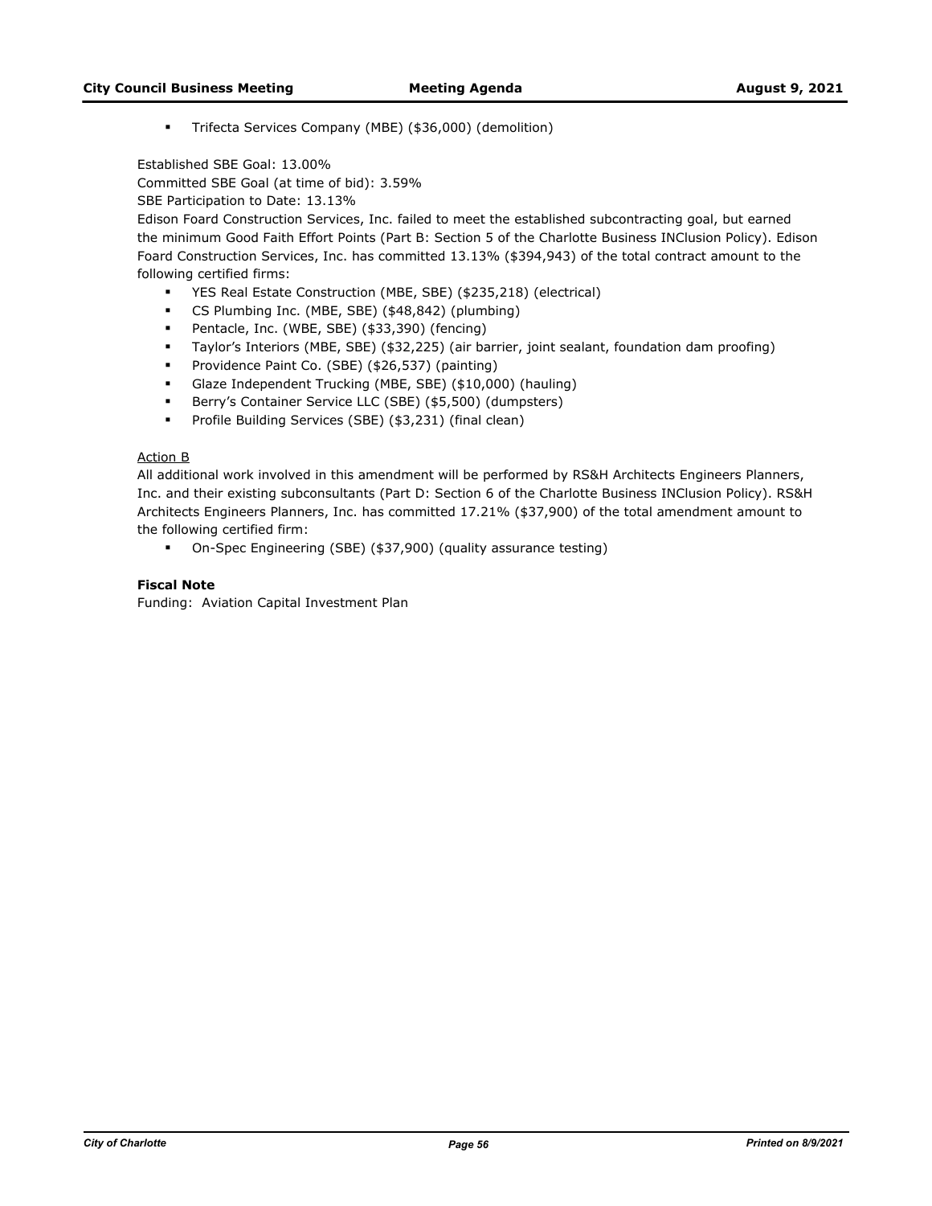- Trifecta Services Company (MBE) ($36,000) (demolition)

Established SBE Goal: 13.00%
Committed SBE Goal (at time of bid): 3.59%
SBE Participation to Date: 13.13%
Edison Foard Construction Services, Inc. failed to meet the established subcontracting goal, but earned the minimum Good Faith Effort Points (Part B: Section 5 of the Charlotte Business INClusion Policy). Edison Foard Construction Services, Inc. has committed 13.13% ($394,943) of the total contract amount to the following certified firms:

- YES Real Estate Construction (MBE, SBE) ($235,218) (electrical)
- CS Plumbing Inc. (MBE, SBE) ($48,842) (plumbing)
- Pentacle, Inc. (WBE, SBE) ($33,390) (fencing)
- Taylor's Interiors (MBE, SBE) ($32,225) (air barrier, joint sealant, foundation dam proofing)
- Providence Paint Co. (SBE) ($26,537) (painting)
- Glaze Independent Trucking (MBE, SBE) ($10,000) (hauling)
- Berry's Container Service LLC (SBE) ($5,500) (dumpsters)
- Profile Building Services (SBE) ($3,231) (final clean)

Action B
All additional work involved in this amendment will be performed by RS&H Architects Engineers Planners, Inc. and their existing subconsultants (Part D: Section 6 of the Charlotte Business INClusion Policy). RS&H Architects Engineers Planners, Inc. has committed 17.21% ($37,900) of the total amendment amount to the following certified firm:

- On-Spec Engineering (SBE) ($37,900) (quality assurance testing)

**Fiscal Note**
Funding: Aviation Capital Investment Plan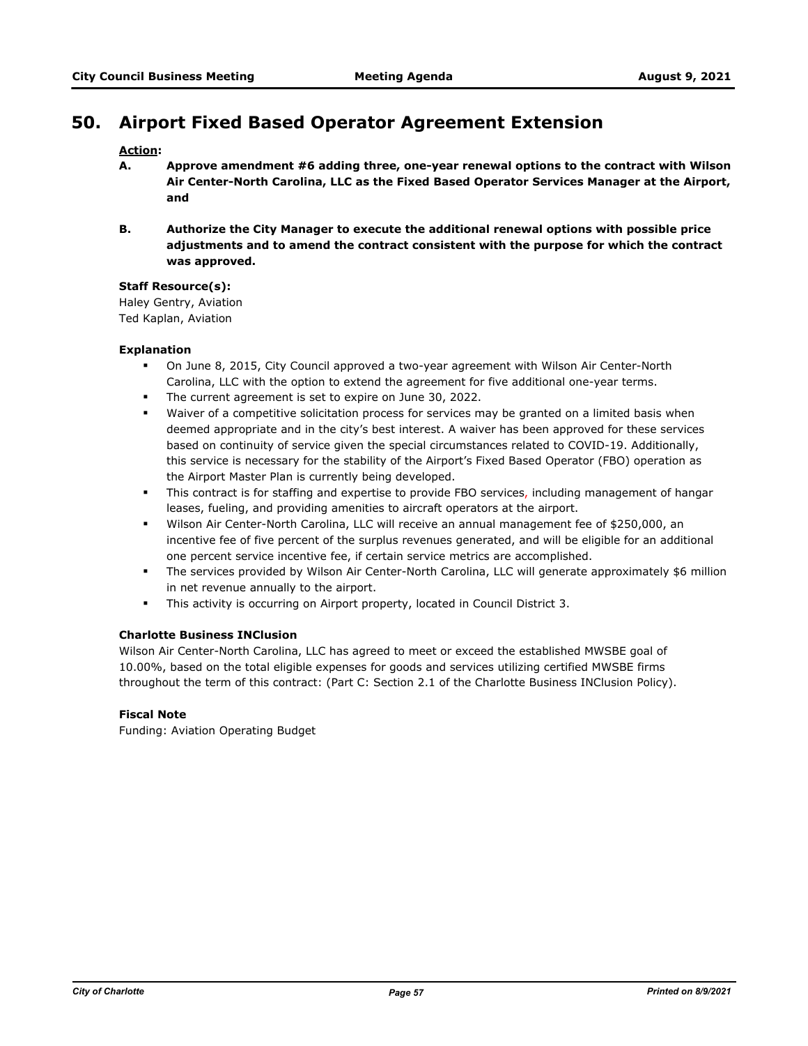# 50. Airport Fixed Based Operator Agreement Extension

**Action:**

**A. Approve amendment #6 adding three, one-year renewal options to the contract with Wilson Air Center-North Carolina, LLC as the Fixed Based Operator Services Manager at the Airport, and**

**B. Authorize the City Manager to execute the additional renewal options with possible price adjustments and to amend the contract consistent with the purpose for which the contract was approved.**

**Staff Resource(s):**

Haley Gentry, Aviation
Ted Kaplan, Aviation

**Explanation**

- On June 8, 2015, City Council approved a two-year agreement with Wilson Air Center-North Carolina, LLC with the option to extend the agreement for five additional one-year terms.
- The current agreement is set to expire on June 30, 2022.
- Waiver of a competitive solicitation process for services may be granted on a limited basis when deemed appropriate and in the city's best interest. A waiver has been approved for these services based on continuity of service given the special circumstances related to COVID-19. Additionally, this service is necessary for the stability of the Airport's Fixed Based Operator (FBO) operation as the Airport Master Plan is currently being developed.
- This contract is for staffing and expertise to provide FBO services, including management of hangar leases, fueling, and providing amenities to aircraft operators at the airport.
- Wilson Air Center-North Carolina, LLC will receive an annual management fee of $250,000, an incentive fee of five percent of the surplus revenues generated, and will be eligible for an additional one percent service incentive fee, if certain service metrics are accomplished.
- The services provided by Wilson Air Center-North Carolina, LLC will generate approximately $6 million in net revenue annually to the airport.
- This activity is occurring on Airport property, located in Council District 3.

**Charlotte Business INClusion**

Wilson Air Center-North Carolina, LLC has agreed to meet or exceed the established MWSBE goal of 10.00%, based on the total eligible expenses for goods and services utilizing certified MWSBE firms throughout the term of this contract: (Part C: Section 2.1 of the Charlotte Business INClusion Policy).

**Fiscal Note**

Funding: Aviation Operating Budget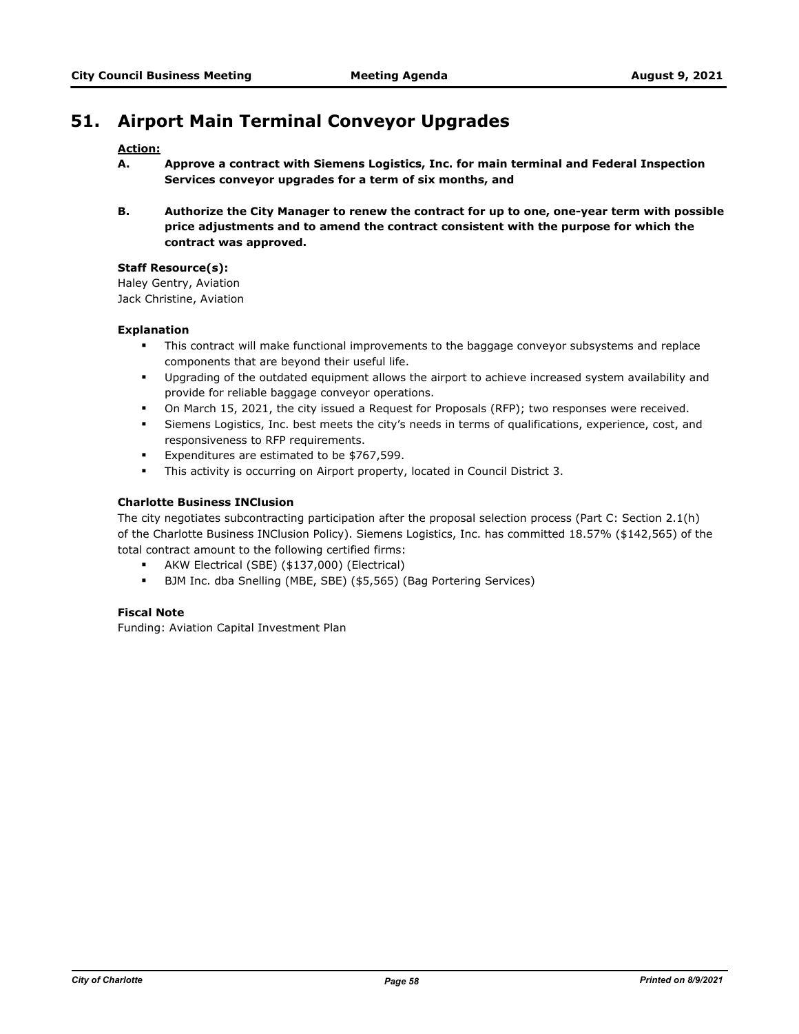## 51. Airport Main Terminal Conveyor Upgrades

**Action:**

**A. Approve a contract with Siemens Logistics, Inc. for main terminal and Federal Inspection Services conveyor upgrades for a term of six months, and**

**B. Authorize the City Manager to renew the contract for up to one, one-year term with possible price adjustments and to amend the contract consistent with the purpose for which the contract was approved.**

**Staff Resource(s):**
Haley Gentry, Aviation
Jack Christine, Aviation

**Explanation**

- This contract will make functional improvements to the baggage conveyor subsystems and replace components that are beyond their useful life.
- Upgrading of the outdated equipment allows the airport to achieve increased system availability and provide for reliable baggage conveyor operations.
- On March 15, 2021, the city issued a Request for Proposals (RFP); two responses were received.
- Siemens Logistics, Inc. best meets the city's needs in terms of qualifications, experience, cost, and responsiveness to RFP requirements.
- Expenditures are estimated to be $767,599.
- This activity is occurring on Airport property, located in Council District 3.

**Charlotte Business INClusion**

The city negotiates subcontracting participation after the proposal selection process (Part C: Section 2.1(h) of the Charlotte Business INClusion Policy). Siemens Logistics, Inc. has committed 18.57% ($142,565) of the total contract amount to the following certified firms:

- AKW Electrical (SBE) ($137,000) (Electrical)
- BJM Inc. dba Snelling (MBE, SBE) ($5,565) (Bag Portering Services)

**Fiscal Note**

Funding: Aviation Capital Investment Plan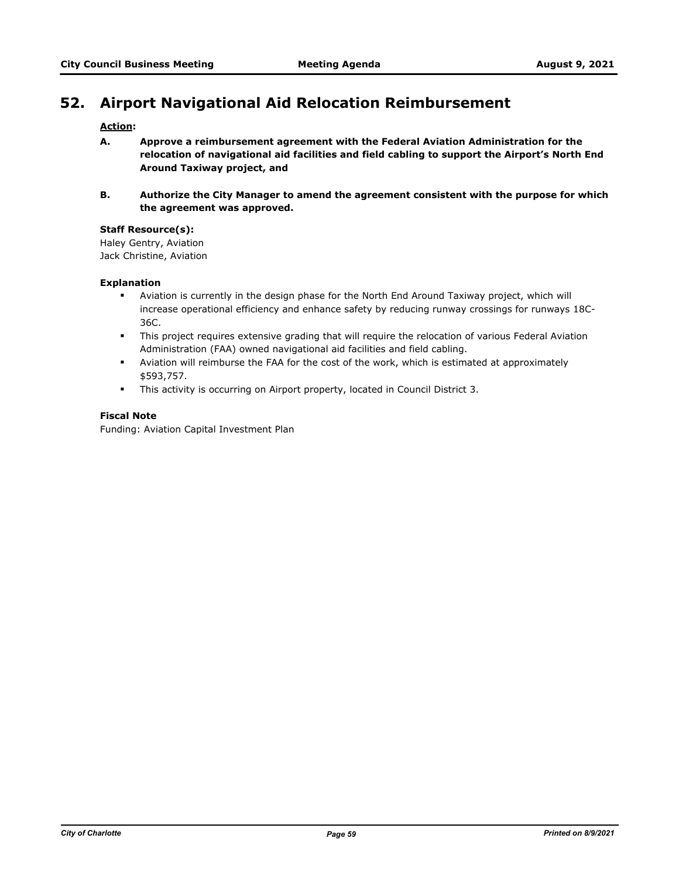## 52. Airport Navigational Aid Relocation Reimbursement

**Action:**

**A. Approve a reimbursement agreement with the Federal Aviation Administration for the relocation of navigational aid facilities and field cabling to support the Airport's North End Around Taxiway project, and**

**B. Authorize the City Manager to amend the agreement consistent with the purpose for which the agreement was approved.**

**Staff Resource(s):**
Haley Gentry, Aviation
Jack Christine, Aviation

**Explanation**

- Aviation is currently in the design phase for the North End Around Taxiway project, which will increase operational efficiency and enhance safety by reducing runway crossings for runways 18C-36C.
- This project requires extensive grading that will require the relocation of various Federal Aviation Administration (FAA) owned navigational aid facilities and field cabling.
- Aviation will reimburse the FAA for the cost of the work, which is estimated at approximately $593,757.
- This activity is occurring on Airport property, located in Council District 3.

**Fiscal Note**
Funding: Aviation Capital Investment Plan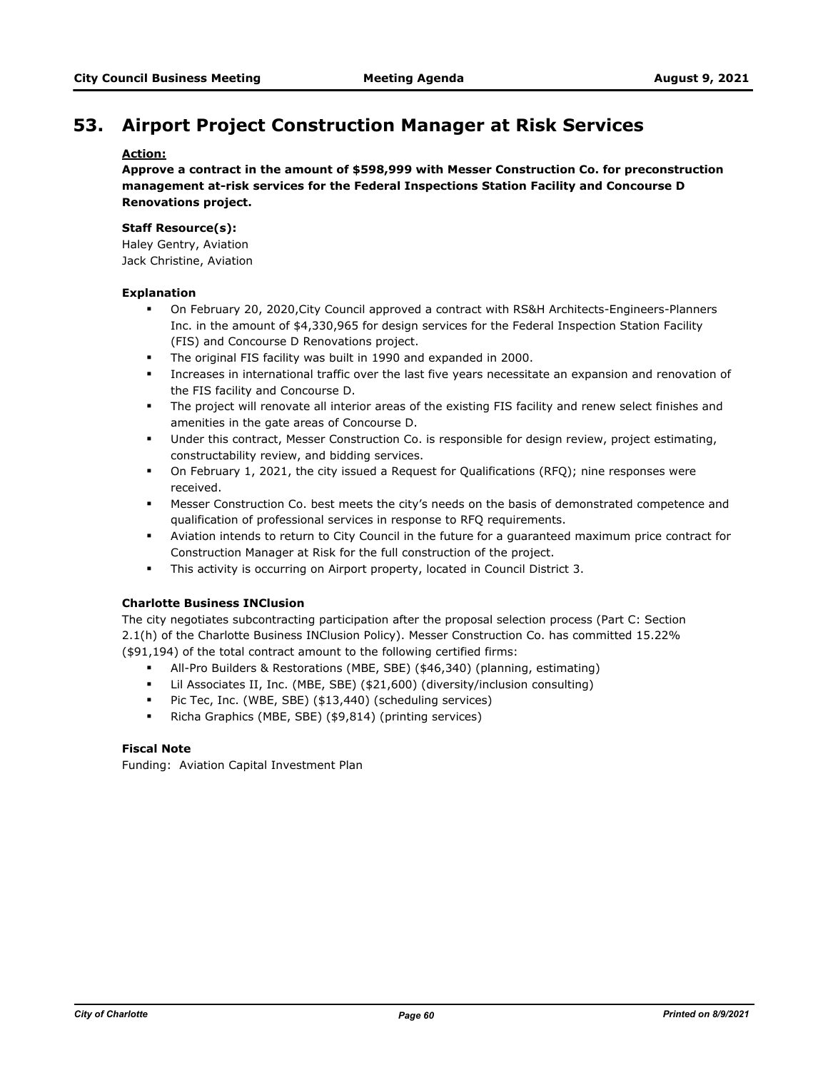# 53. Airport Project Construction Manager at Risk Services

**Action:**

**Approve a contract in the amount of $598,999 with Messer Construction Co. for preconstruction management at-risk services for the Federal Inspections Station Facility and Concourse D Renovations project.**

**Staff Resource(s):**

Haley Gentry, Aviation
Jack Christine, Aviation

**Explanation**

- On February 20, 2020,City Council approved a contract with RS&H Architects-Engineers-Planners Inc. in the amount of $4,330,965 for design services for the Federal Inspection Station Facility (FIS) and Concourse D Renovations project.
- The original FIS facility was built in 1990 and expanded in 2000.
- Increases in international traffic over the last five years necessitate an expansion and renovation of the FIS facility and Concourse D.
- The project will renovate all interior areas of the existing FIS facility and renew select finishes and amenities in the gate areas of Concourse D.
- Under this contract, Messer Construction Co. is responsible for design review, project estimating, constructability review, and bidding services.
- On February 1, 2021, the city issued a Request for Qualifications (RFQ); nine responses were received.
- Messer Construction Co. best meets the city's needs on the basis of demonstrated competence and qualification of professional services in response to RFQ requirements.
- Aviation intends to return to City Council in the future for a guaranteed maximum price contract for Construction Manager at Risk for the full construction of the project.
- This activity is occurring on Airport property, located in Council District 3.

**Charlotte Business INClusion**

The city negotiates subcontracting participation after the proposal selection process (Part C: Section 2.1(h) of the Charlotte Business INClusion Policy). Messer Construction Co. has committed 15.22% ($91,194) of the total contract amount to the following certified firms:

- All-Pro Builders & Restorations (MBE, SBE) ($46,340) (planning, estimating)
- Lil Associates II, Inc. (MBE, SBE) ($21,600) (diversity/inclusion consulting)
- Pic Tec, Inc. (WBE, SBE) ($13,440) (scheduling services)
- Richa Graphics (MBE, SBE) ($9,814) (printing services)

**Fiscal Note**

Funding: Aviation Capital Investment Plan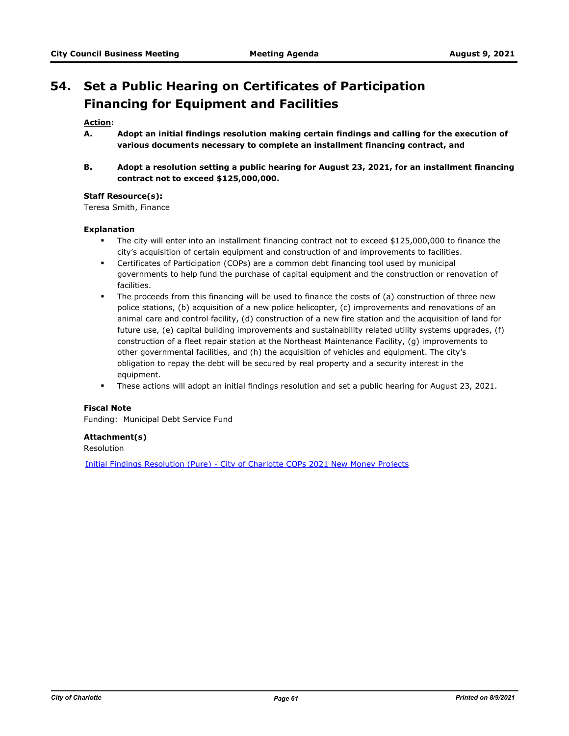# 54. Set a Public Hearing on Certificates of Participation Financing for Equipment and Facilities

**Action:**

**A. Adopt an initial findings resolution making certain findings and calling for the execution of various documents necessary to complete an installment financing contract, and**

**B. Adopt a resolution setting a public hearing for August 23, 2021, for an installment financing contract not to exceed $125,000,000.**

**Staff Resource(s):**
Teresa Smith, Finance

**Explanation**

- The city will enter into an installment financing contract not to exceed $125,000,000 to finance the city's acquisition of certain equipment and construction of and improvements to facilities.
- Certificates of Participation (COPs) are a common debt financing tool used by municipal governments to help fund the purchase of capital equipment and the construction or renovation of facilities.
- The proceeds from this financing will be used to finance the costs of (a) construction of three new police stations, (b) acquisition of a new police helicopter, (c) improvements and renovations of an animal care and control facility, (d) construction of a new fire station and the acquisition of land for future use, (e) capital building improvements and sustainability related utility systems upgrades, (f) construction of a fleet repair station at the Northeast Maintenance Facility, (g) improvements to other governmental facilities, and (h) the acquisition of vehicles and equipment. The city's obligation to repay the debt will be secured by real property and a security interest in the equipment.
- These actions will adopt an initial findings resolution and set a public hearing for August 23, 2021.

**Fiscal Note**
Funding: Municipal Debt Service Fund

**Attachment(s)**
Resolution

Initial Findings Resolution (Pure) - City of Charlotte COPs 2021 New Money Projects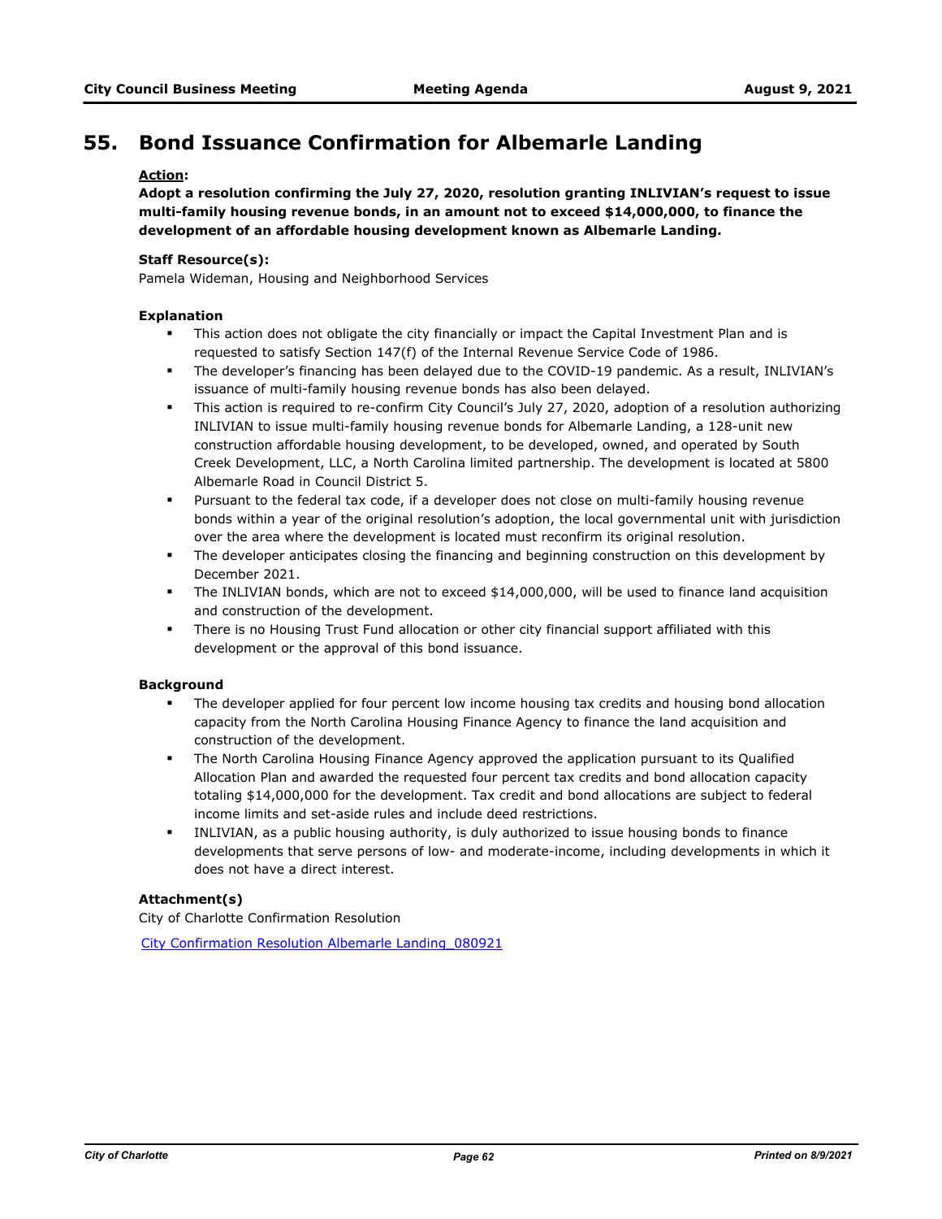## 55. Bond Issuance Confirmation for Albemarle Landing

**Action:**

**Adopt a resolution confirming the July 27, 2020, resolution granting INLIVIAN's request to issue multi-family housing revenue bonds, in an amount not to exceed $14,000,000, to finance the development of an affordable housing development known as Albemarle Landing.**

**Staff Resource(s):**

Pamela Wideman, Housing and Neighborhood Services

**Explanation**

- This action does not obligate the city financially or impact the Capital Investment Plan and is requested to satisfy Section 147(f) of the Internal Revenue Service Code of 1986.
- The developer's financing has been delayed due to the COVID-19 pandemic. As a result, INLIVIAN's issuance of multi-family housing revenue bonds has also been delayed.
- This action is required to re-confirm City Council's July 27, 2020, adoption of a resolution authorizing INLIVIAN to issue multi-family housing revenue bonds for Albemarle Landing, a 128-unit new construction affordable housing development, to be developed, owned, and operated by South Creek Development, LLC, a North Carolina limited partnership. The development is located at 5800 Albemarle Road in Council District 5.
- Pursuant to the federal tax code, if a developer does not close on multi-family housing revenue bonds within a year of the original resolution's adoption, the local governmental unit with jurisdiction over the area where the development is located must reconfirm its original resolution.
- The developer anticipates closing the financing and beginning construction on this development by December 2021.
- The INLIVIAN bonds, which are not to exceed $14,000,000, will be used to finance land acquisition and construction of the development.
- There is no Housing Trust Fund allocation or other city financial support affiliated with this development or the approval of this bond issuance.

**Background**

- The developer applied for four percent low income housing tax credits and housing bond allocation capacity from the North Carolina Housing Finance Agency to finance the land acquisition and construction of the development.
- The North Carolina Housing Finance Agency approved the application pursuant to its Qualified Allocation Plan and awarded the requested four percent tax credits and bond allocation capacity totaling $14,000,000 for the development. Tax credit and bond allocations are subject to federal income limits and set-aside rules and include deed restrictions.
- INLIVIAN, as a public housing authority, is duly authorized to issue housing bonds to finance developments that serve persons of low- and moderate-income, including developments in which it does not have a direct interest.

**Attachment(s)**

City of Charlotte Confirmation Resolution

City Confirmation Resolution Albemarle Landing_080921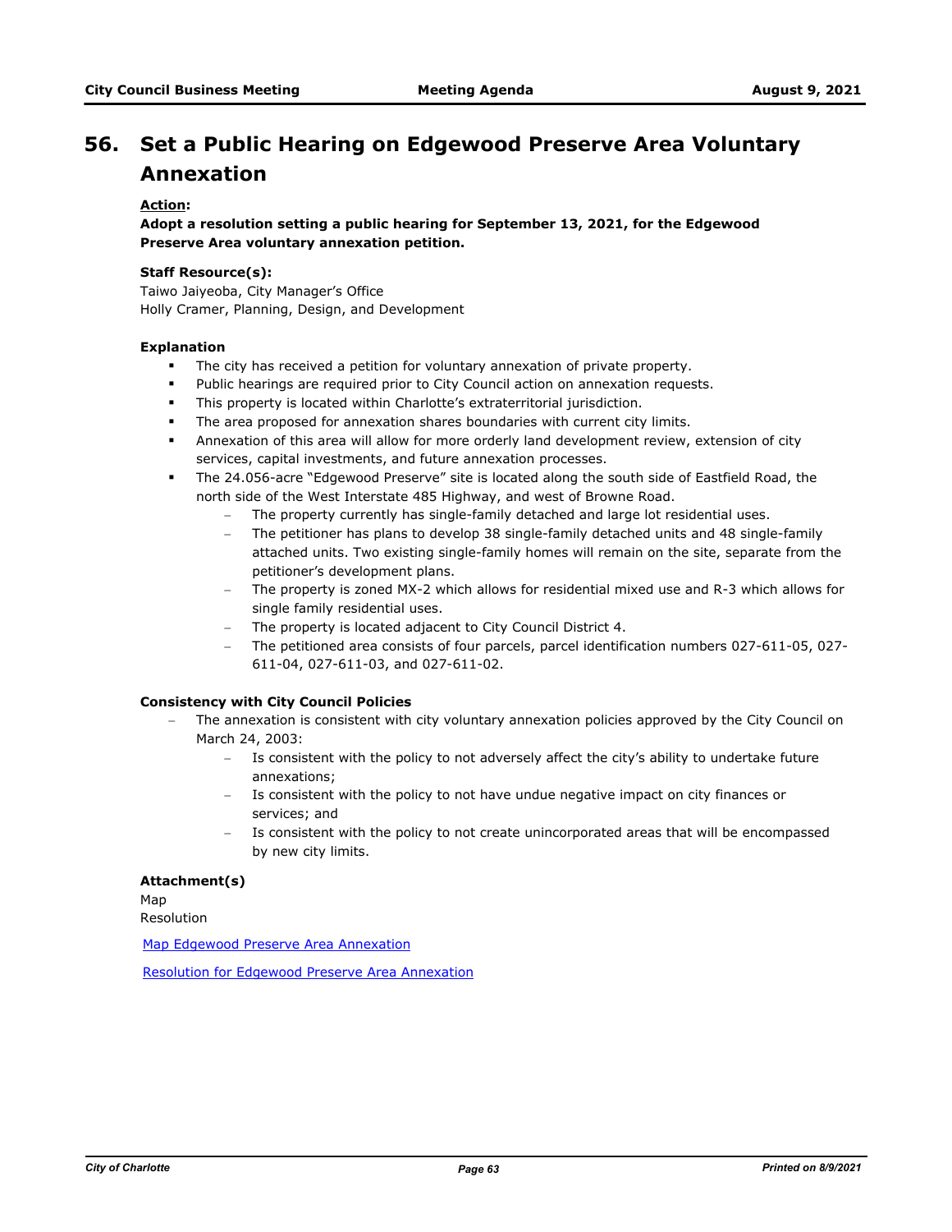# 56. Set a Public Hearing on Edgewood Preserve Area Voluntary Annexation

**Action:**

**Adopt a resolution setting a public hearing for September 13, 2021, for the Edgewood Preserve Area voluntary annexation petition.**

**Staff Resource(s):**

Taiwo Jaiyeoba, City Manager's Office
Holly Cramer, Planning, Design, and Development

**Explanation**

- The city has received a petition for voluntary annexation of private property.
- Public hearings are required prior to City Council action on annexation requests.
- This property is located within Charlotte's extraterritorial jurisdiction.
- The area proposed for annexation shares boundaries with current city limits.
- Annexation of this area will allow for more orderly land development review, extension of city services, capital investments, and future annexation processes.
- The 24.056-acre "Edgewood Preserve" site is located along the south side of Eastfield Road, the north side of the West Interstate 485 Highway, and west of Browne Road.
  - The property currently has single-family detached and large lot residential uses.
  - The petitioner has plans to develop 38 single-family detached units and 48 single-family attached units. Two existing single-family homes will remain on the site, separate from the petitioner's development plans.
  - The property is zoned MX-2 which allows for residential mixed use and R-3 which allows for single family residential uses.
  - The property is located adjacent to City Council District 4.
  - The petitioned area consists of four parcels, parcel identification numbers 027-611-05, 027-611-04, 027-611-03, and 027-611-02.

**Consistency with City Council Policies**

- The annexation is consistent with city voluntary annexation policies approved by the City Council on March 24, 2003:
  - Is consistent with the policy to not adversely affect the city's ability to undertake future annexations;
  - Is consistent with the policy to not have undue negative impact on city finances or services; and
  - Is consistent with the policy to not create unincorporated areas that will be encompassed by new city limits.

**Attachment(s)**

Map
Resolution

Map Edgewood Preserve Area Annexation

Resolution for Edgewood Preserve Area Annexation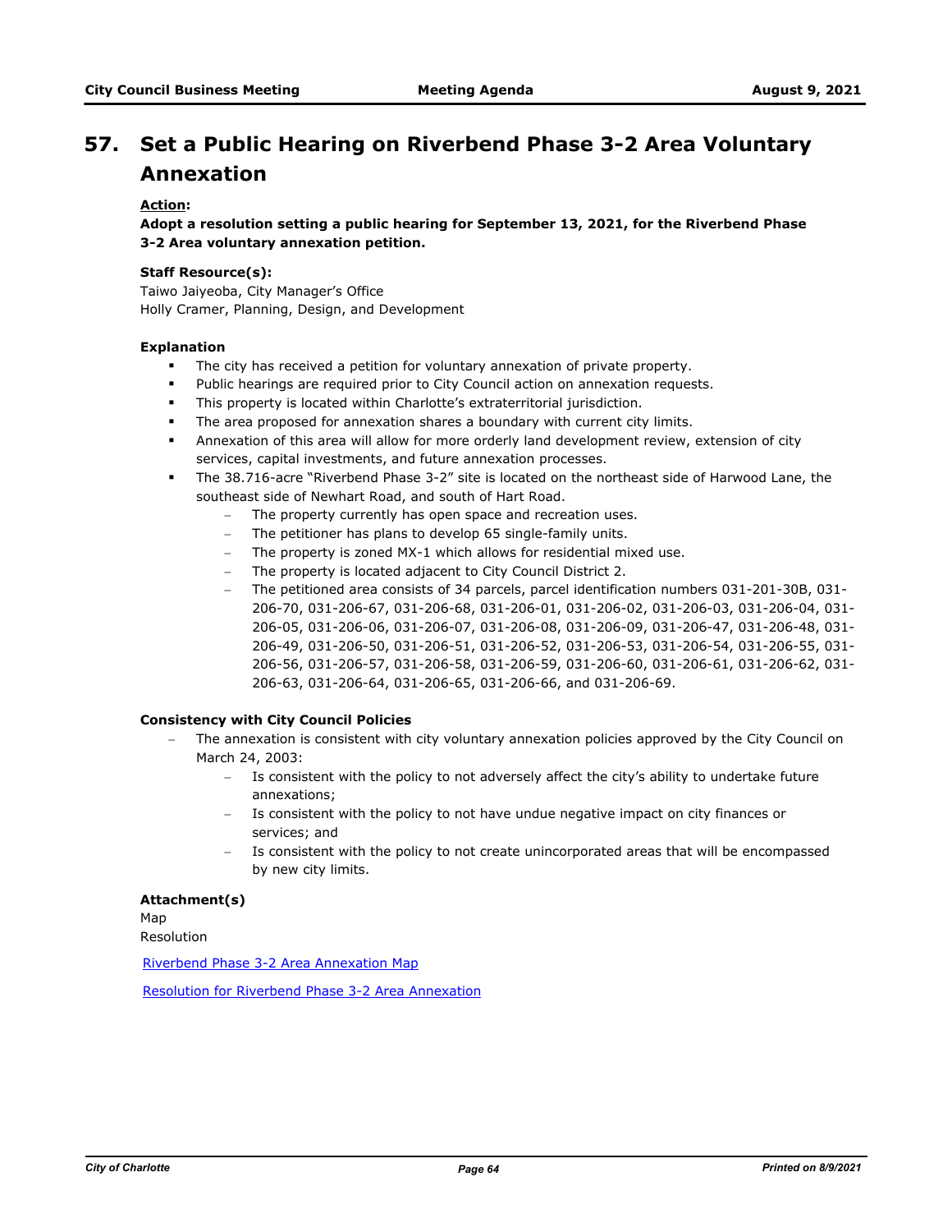# 57. Set a Public Hearing on Riverbend Phase 3-2 Area Voluntary Annexation

**Action:**

**Adopt a resolution setting a public hearing for September 13, 2021, for the Riverbend Phase 3-2 Area voluntary annexation petition.**

**Staff Resource(s):**

Taiwo Jaiyeoba, City Manager's Office
Holly Cramer, Planning, Design, and Development

**Explanation**

- The city has received a petition for voluntary annexation of private property.
- Public hearings are required prior to City Council action on annexation requests.
- This property is located within Charlotte's extraterritorial jurisdiction.
- The area proposed for annexation shares a boundary with current city limits.
- Annexation of this area will allow for more orderly land development review, extension of city services, capital investments, and future annexation processes.
- The 38.716-acre "Riverbend Phase 3-2" site is located on the northeast side of Harwood Lane, the southeast side of Newhart Road, and south of Hart Road.
  - The property currently has open space and recreation uses.
  - The petitioner has plans to develop 65 single-family units.
  - The property is zoned MX-1 which allows for residential mixed use.
  - The property is located adjacent to City Council District 2.
  - The petitioned area consists of 34 parcels, parcel identification numbers 031-201-30B, 031-206-70, 031-206-67, 031-206-68, 031-206-01, 031-206-02, 031-206-03, 031-206-04, 031-206-05, 031-206-06, 031-206-07, 031-206-08, 031-206-09, 031-206-47, 031-206-48, 031-206-49, 031-206-50, 031-206-51, 031-206-52, 031-206-53, 031-206-54, 031-206-55, 031-206-56, 031-206-57, 031-206-58, 031-206-59, 031-206-60, 031-206-61, 031-206-62, 031-206-63, 031-206-64, 031-206-65, 031-206-66, and 031-206-69.

**Consistency with City Council Policies**

- The annexation is consistent with city voluntary annexation policies approved by the City Council on March 24, 2003:
  - Is consistent with the policy to not adversely affect the city's ability to undertake future annexations;
  - Is consistent with the policy to not have undue negative impact on city finances or services; and
  - Is consistent with the policy to not create unincorporated areas that will be encompassed by new city limits.

**Attachment(s)**

Map
Resolution

Riverbend Phase 3-2 Area Annexation Map

Resolution for Riverbend Phase 3-2 Area Annexation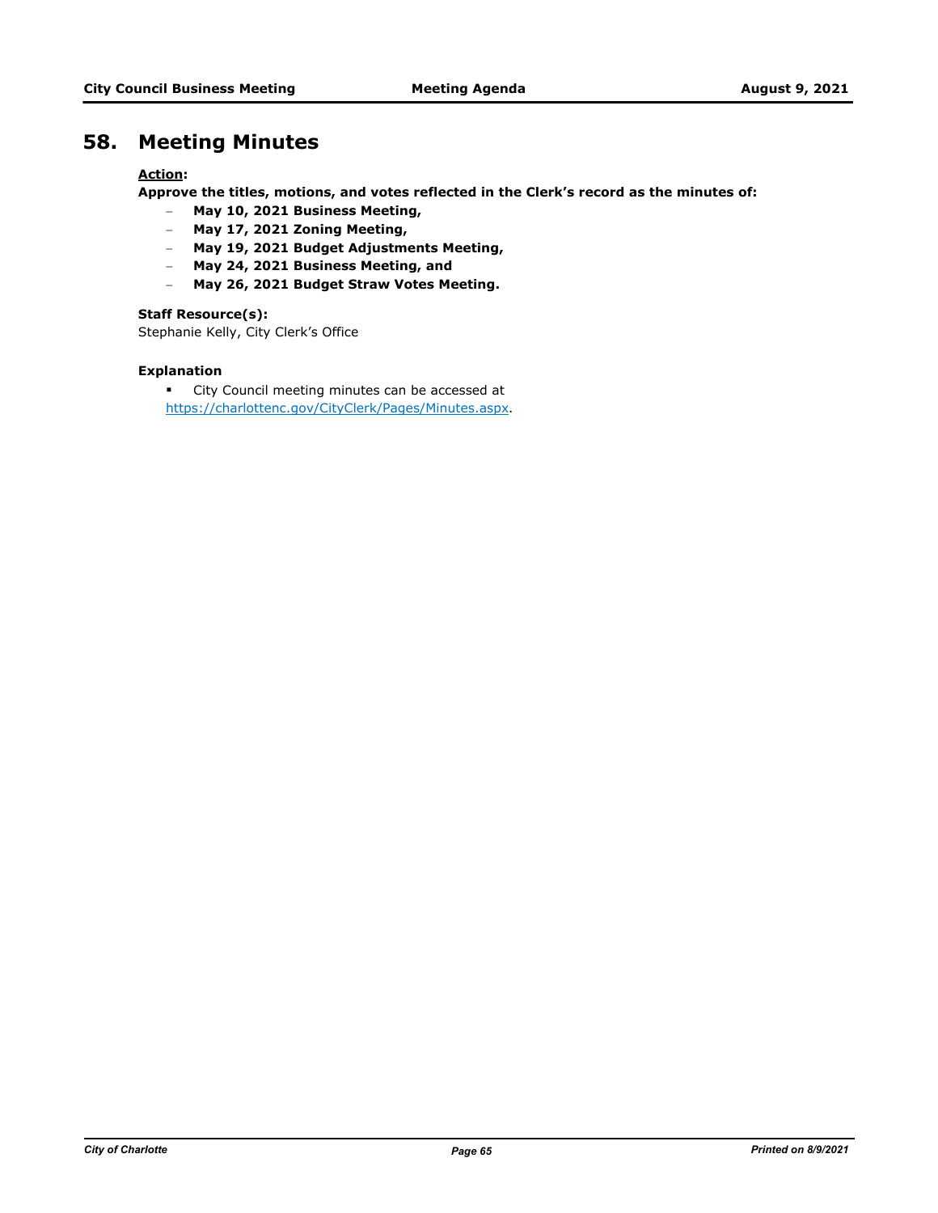## 58. Meeting Minutes

**<u>Action</u>:**

**Approve the titles, motions, and votes reflected in the Clerk's record as the minutes of:**

- **May 10, 2021 Business Meeting,**
- **May 17, 2021 Zoning Meeting,**
- **May 19, 2021 Budget Adjustments Meeting,**
- **May 24, 2021 Business Meeting, and**
- **May 26, 2021 Budget Straw Votes Meeting.**

**Staff Resource(s):**

Stephanie Kelly, City Clerk's Office

**Explanation**

- City Council meeting minutes can be accessed at https://charlottenc.gov/CityClerk/Pages/Minutes.aspx.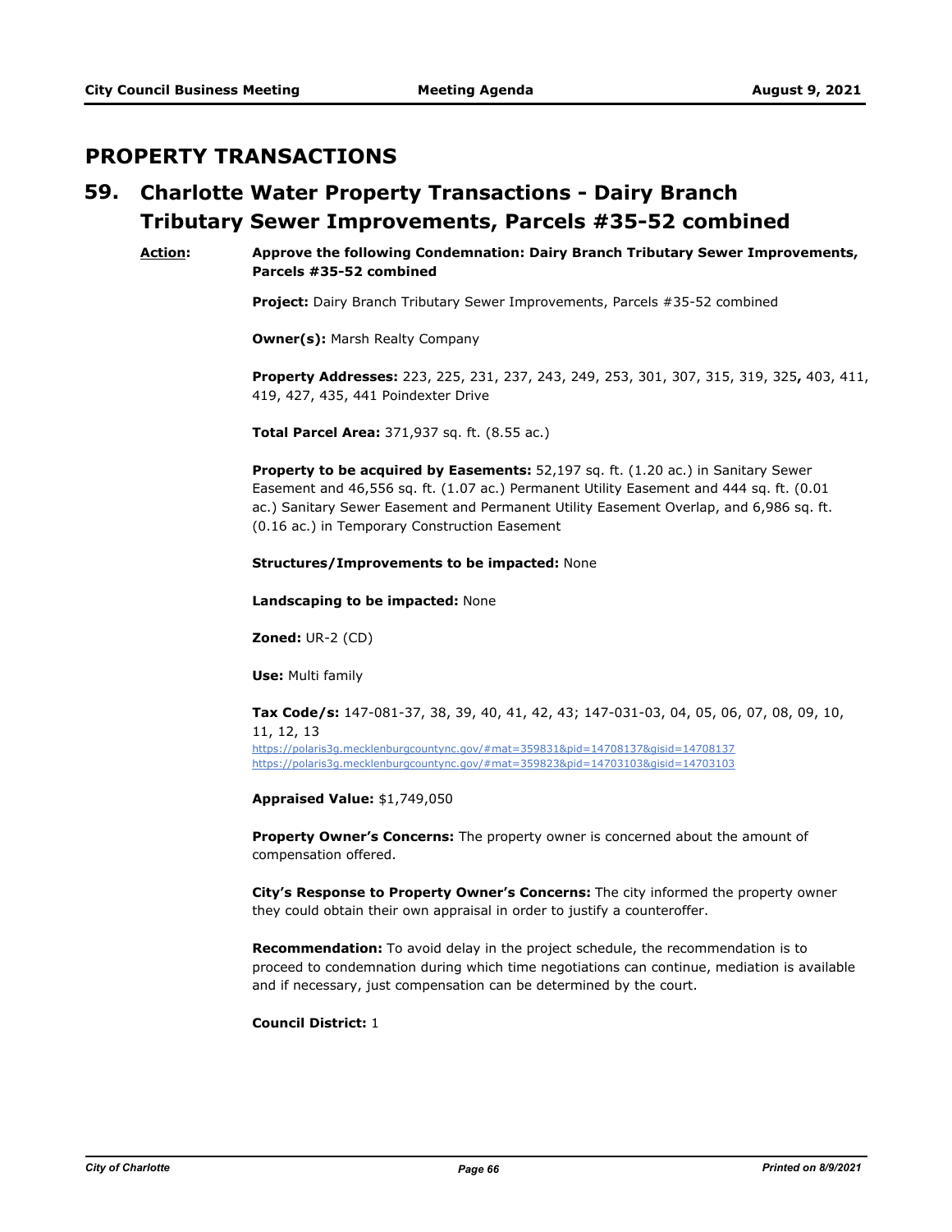# PROPERTY TRANSACTIONS

## 59. Charlotte Water Property Transactions - Dairy Branch Tributary Sewer Improvements, Parcels #35-52 combined

**Action:** **Approve the following Condemnation: Dairy Branch Tributary Sewer Improvements, Parcels #35-52 combined**

**Project:** Dairy Branch Tributary Sewer Improvements, Parcels #35-52 combined

**Owner(s):** Marsh Realty Company

**Property Addresses:** 223, 225, 231, 237, 243, 249, 253, 301, 307, 315, 319, 325**,** 403, 411, 419, 427, 435, 441 Poindexter Drive

**Total Parcel Area:** 371,937 sq. ft. (8.55 ac.)

**Property to be acquired by Easements:** 52,197 sq. ft. (1.20 ac.) in Sanitary Sewer Easement and 46,556 sq. ft. (1.07 ac.) Permanent Utility Easement and 444 sq. ft. (0.01 ac.) Sanitary Sewer Easement and Permanent Utility Easement Overlap, and 6,986 sq. ft. (0.16 ac.) in Temporary Construction Easement

**Structures/Improvements to be impacted:** None

**Landscaping to be impacted:** None

**Zoned:** UR-2 (CD)

**Use:** Multi family

**Tax Code/s:** 147-081-37, 38, 39, 40, 41, 42, 43; 147-031-03, 04, 05, 06, 07, 08, 09, 10, 11, 12, 13
https://polaris3g.mecklenburgcountync.gov/#mat=359831&pid=14708137&gisid=14708137
https://polaris3g.mecklenburgcountync.gov/#mat=359823&pid=14703103&gisid=14703103

**Appraised Value:** $1,749,050

**Property Owner's Concerns:** The property owner is concerned about the amount of compensation offered.

**City's Response to Property Owner's Concerns:** The city informed the property owner they could obtain their own appraisal in order to justify a counteroffer.

**Recommendation:** To avoid delay in the project schedule, the recommendation is to proceed to condemnation during which time negotiations can continue, mediation is available and if necessary, just compensation can be determined by the court.

**Council District:** 1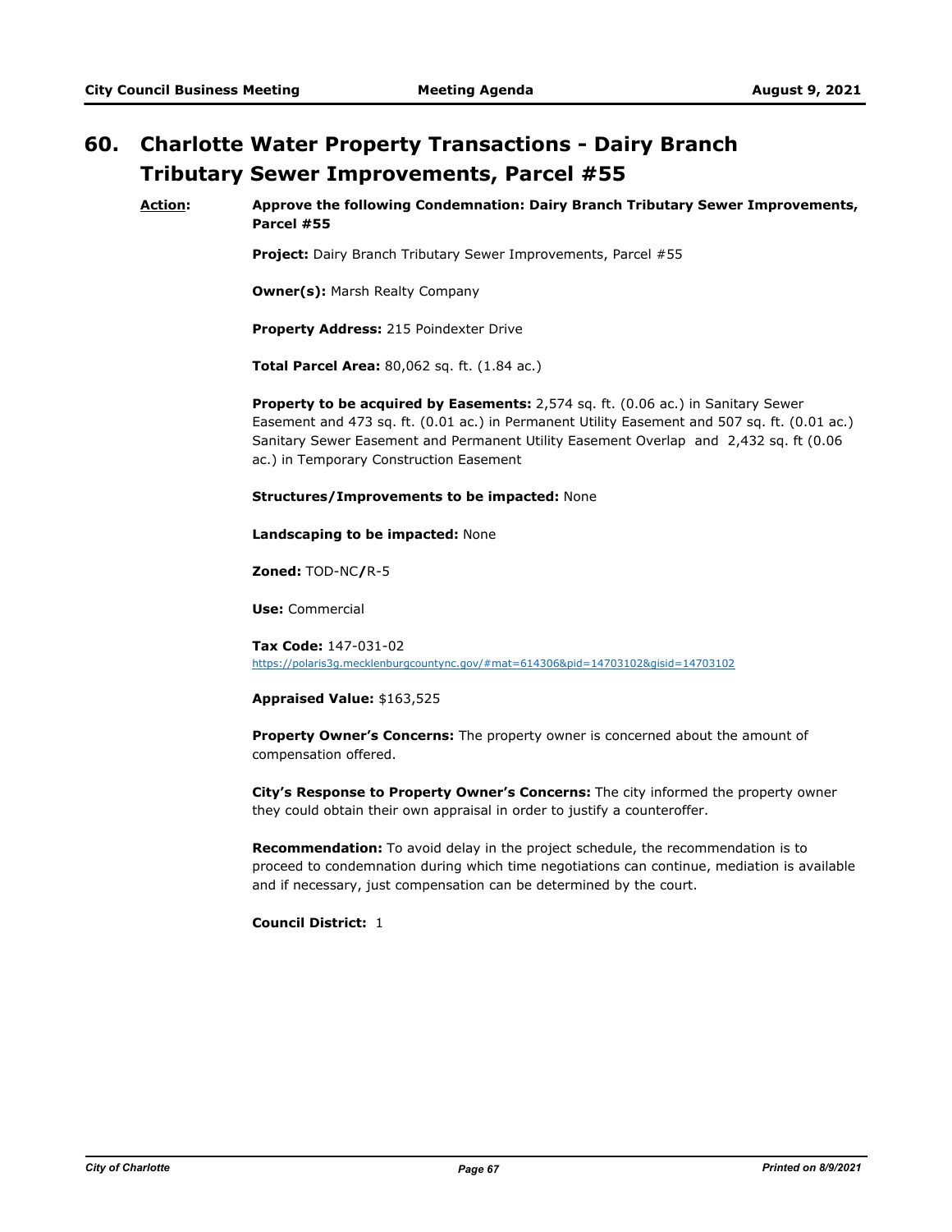# 60. Charlotte Water Property Transactions - Dairy Branch Tributary Sewer Improvements, Parcel #55

**Action:** **Approve the following Condemnation: Dairy Branch Tributary Sewer Improvements, Parcel #55**

**Project:** Dairy Branch Tributary Sewer Improvements, Parcel #55

**Owner(s):** Marsh Realty Company

**Property Address:** 215 Poindexter Drive

**Total Parcel Area:** 80,062 sq. ft. (1.84 ac.)

**Property to be acquired by Easements:** 2,574 sq. ft. (0.06 ac.) in Sanitary Sewer Easement and 473 sq. ft. (0.01 ac.) in Permanent Utility Easement and 507 sq. ft. (0.01 ac.) Sanitary Sewer Easement and Permanent Utility Easement Overlap and 2,432 sq. ft (0.06 ac.) in Temporary Construction Easement

**Structures/Improvements to be impacted:** None

**Landscaping to be impacted:** None

**Zoned:** TOD-NC**/**R-5

**Use:** Commercial

**Tax Code:** 147-031-02
https://polaris3g.mecklenburgcountync.gov/#mat=614306&pid=14703102&gisid=14703102

**Appraised Value:** $163,525

**Property Owner's Concerns:** The property owner is concerned about the amount of compensation offered.

**City's Response to Property Owner's Concerns:** The city informed the property owner they could obtain their own appraisal in order to justify a counteroffer.

**Recommendation:** To avoid delay in the project schedule, the recommendation is to proceed to condemnation during which time negotiations can continue, mediation is available and if necessary, just compensation can be determined by the court.

**Council District:** 1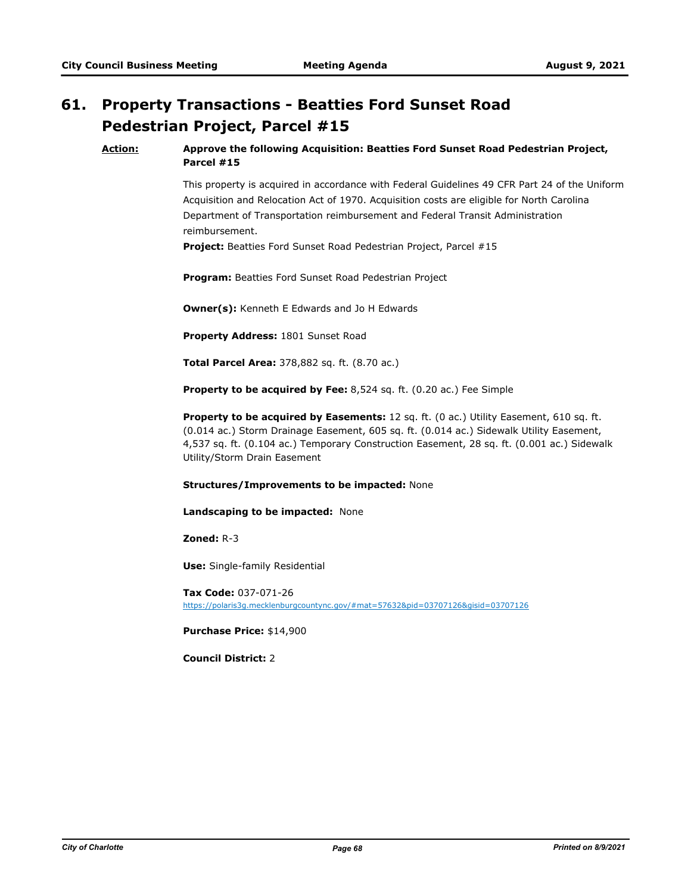# 61. Property Transactions - Beatties Ford Sunset Road Pedestrian Project, Parcel #15

**Action:** **Approve the following Acquisition: Beatties Ford Sunset Road Pedestrian Project, Parcel #15**

This property is acquired in accordance with Federal Guidelines 49 CFR Part 24 of the Uniform Acquisition and Relocation Act of 1970. Acquisition costs are eligible for North Carolina Department of Transportation reimbursement and Federal Transit Administration reimbursement.

**Project:** Beatties Ford Sunset Road Pedestrian Project, Parcel #15

**Program:** Beatties Ford Sunset Road Pedestrian Project

**Owner(s):** Kenneth E Edwards and Jo H Edwards

**Property Address:** 1801 Sunset Road

**Total Parcel Area:** 378,882 sq. ft. (8.70 ac.)

**Property to be acquired by Fee:** 8,524 sq. ft. (0.20 ac.) Fee Simple

**Property to be acquired by Easements:** 12 sq. ft. (0 ac.) Utility Easement, 610 sq. ft. (0.014 ac.) Storm Drainage Easement, 605 sq. ft. (0.014 ac.) Sidewalk Utility Easement, 4,537 sq. ft. (0.104 ac.) Temporary Construction Easement, 28 sq. ft. (0.001 ac.) Sidewalk Utility/Storm Drain Easement

**Structures/Improvements to be impacted:** None

**Landscaping to be impacted:** None

**Zoned:** R-3

**Use:** Single-family Residential

**Tax Code:** 037-071-26
https://polaris3g.mecklenburgcountync.gov/#mat=57632&pid=03707126&gisid=03707126

**Purchase Price:** $14,900

**Council District:** 2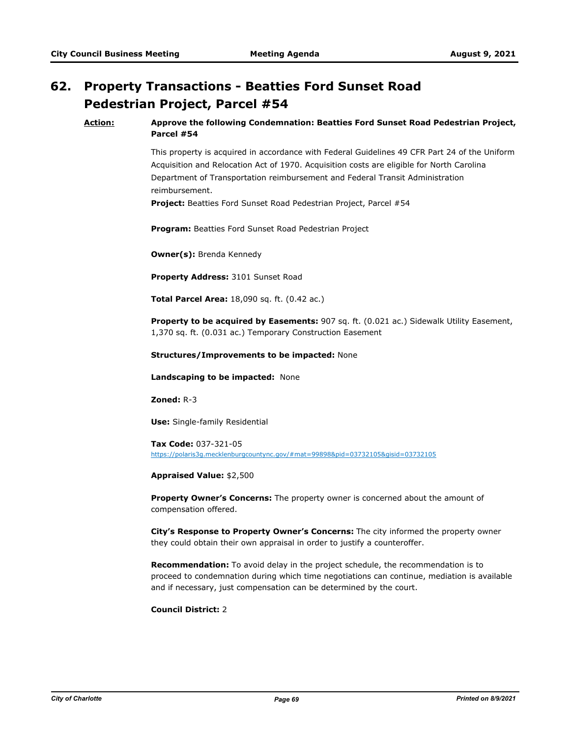## 62. Property Transactions - Beatties Ford Sunset Road Pedestrian Project, Parcel #54

**Action:** **Approve the following Condemnation: Beatties Ford Sunset Road Pedestrian Project, Parcel #54**

This property is acquired in accordance with Federal Guidelines 49 CFR Part 24 of the Uniform Acquisition and Relocation Act of 1970. Acquisition costs are eligible for North Carolina Department of Transportation reimbursement and Federal Transit Administration reimbursement.

**Project:** Beatties Ford Sunset Road Pedestrian Project, Parcel #54

**Program:** Beatties Ford Sunset Road Pedestrian Project

**Owner(s):** Brenda Kennedy

**Property Address:** 3101 Sunset Road

**Total Parcel Area:** 18,090 sq. ft. (0.42 ac.)

**Property to be acquired by Easements:** 907 sq. ft. (0.021 ac.) Sidewalk Utility Easement, 1,370 sq. ft. (0.031 ac.) Temporary Construction Easement

**Structures/Improvements to be impacted:** None

**Landscaping to be impacted:** None

**Zoned:** R-3

**Use:** Single-family Residential

**Tax Code:** 037-321-05
https://polaris3g.mecklenburgcountync.gov/#mat=99898&pid=03732105&gisid=03732105

**Appraised Value:** $2,500

**Property Owner's Concerns:** The property owner is concerned about the amount of compensation offered.

**City's Response to Property Owner's Concerns:** The city informed the property owner they could obtain their own appraisal in order to justify a counteroffer.

**Recommendation:** To avoid delay in the project schedule, the recommendation is to proceed to condemnation during which time negotiations can continue, mediation is available and if necessary, just compensation can be determined by the court.

**Council District:** 2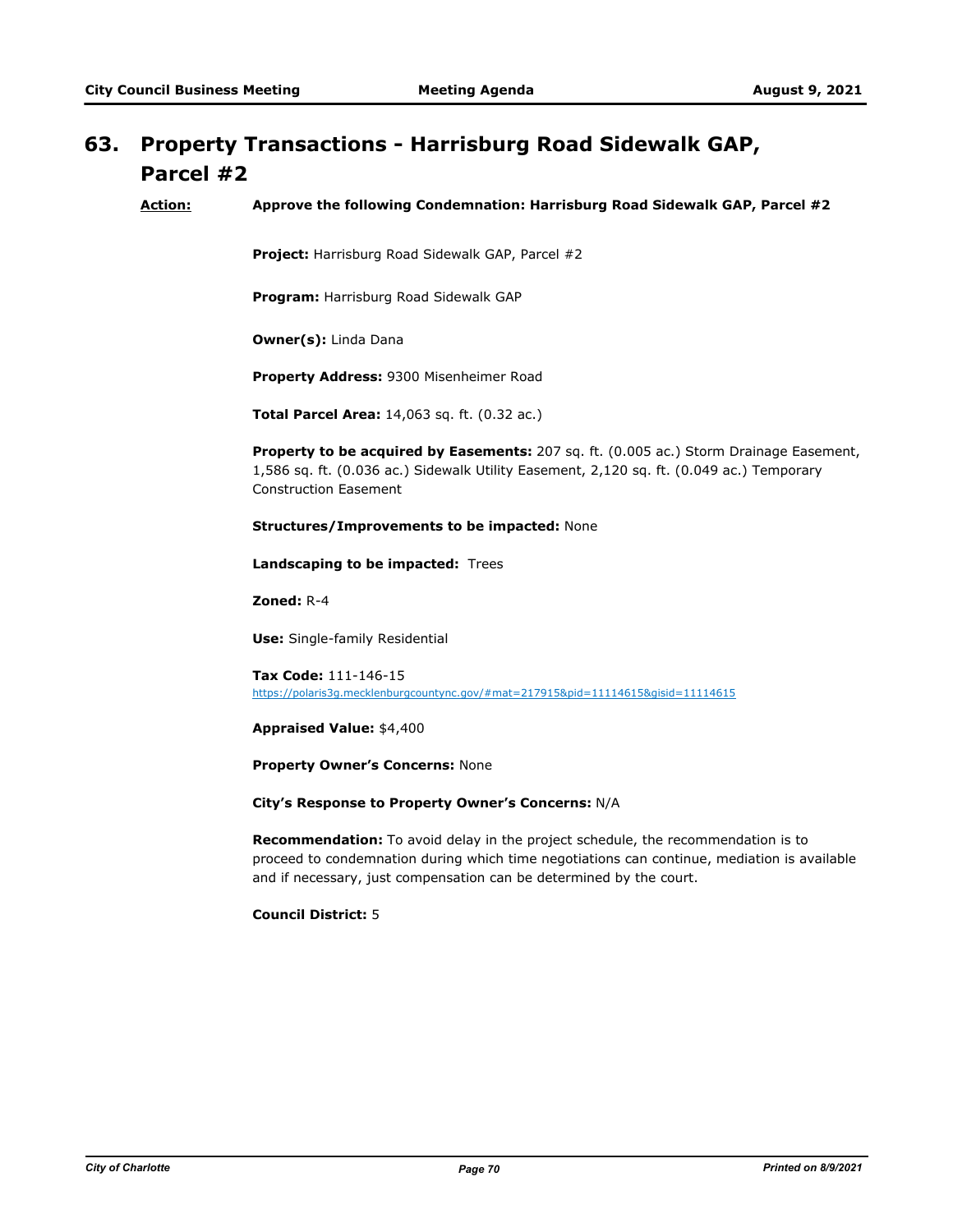## 63. Property Transactions - Harrisburg Road Sidewalk GAP, Parcel #2

**Action:** **Approve the following Condemnation: Harrisburg Road Sidewalk GAP, Parcel #2**

**Project:** Harrisburg Road Sidewalk GAP, Parcel #2

**Program:** Harrisburg Road Sidewalk GAP

**Owner(s):** Linda Dana

**Property Address:** 9300 Misenheimer Road

**Total Parcel Area:** 14,063 sq. ft. (0.32 ac.)

**Property to be acquired by Easements:** 207 sq. ft. (0.005 ac.) Storm Drainage Easement, 1,586 sq. ft. (0.036 ac.) Sidewalk Utility Easement, 2,120 sq. ft. (0.049 ac.) Temporary Construction Easement

**Structures/Improvements to be impacted:** None

**Landscaping to be impacted:** Trees

**Zoned:** R-4

**Use:** Single-family Residential

**Tax Code:** 111-146-15
https://polaris3g.mecklenburgcountync.gov/#mat=217915&pid=11114615&gisid=11114615

**Appraised Value:** $4,400

**Property Owner's Concerns:** None

**City's Response to Property Owner's Concerns:** N/A

**Recommendation:** To avoid delay in the project schedule, the recommendation is to proceed to condemnation during which time negotiations can continue, mediation is available and if necessary, just compensation can be determined by the court.

**Council District:** 5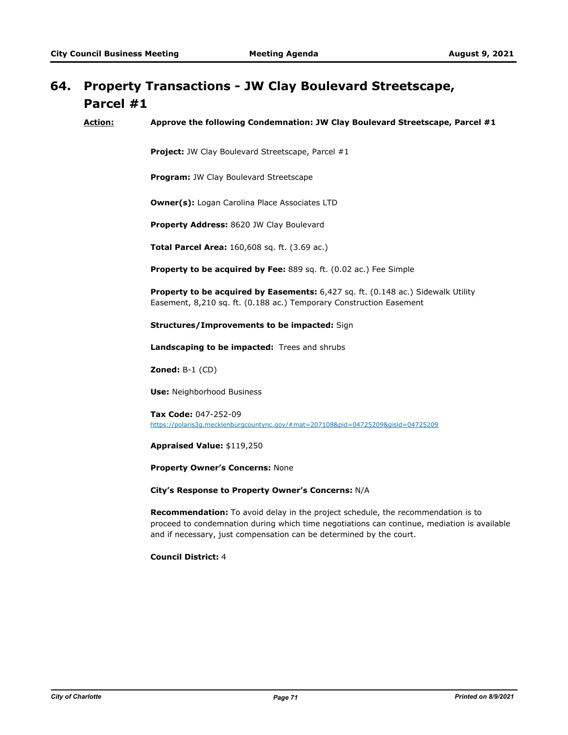# 64. Property Transactions - JW Clay Boulevard Streetscape, Parcel #1

**Action:** **Approve the following Condemnation: JW Clay Boulevard Streetscape, Parcel #1**

**Project:** JW Clay Boulevard Streetscape, Parcel #1

**Program:** JW Clay Boulevard Streetscape

**Owner(s):** Logan Carolina Place Associates LTD

**Property Address:** 8620 JW Clay Boulevard

**Total Parcel Area:** 160,608 sq. ft. (3.69 ac.)

**Property to be acquired by Fee:** 889 sq. ft. (0.02 ac.) Fee Simple

**Property to be acquired by Easements:** 6,427 sq. ft. (0.148 ac.) Sidewalk Utility Easement, 8,210 sq. ft. (0.188 ac.) Temporary Construction Easement

**Structures/Improvements to be impacted:** Sign

**Landscaping to be impacted:** Trees and shrubs

**Zoned:** B-1 (CD)

**Use:** Neighborhood Business

**Tax Code:** 047-252-09
https://polaris3g.mecklenburgcountync.gov/#mat=207108&pid=04725209&gisid=04725209

**Appraised Value:** $119,250

**Property Owner's Concerns:** None

**City's Response to Property Owner's Concerns:** N/A

**Recommendation:** To avoid delay in the project schedule, the recommendation is to proceed to condemnation during which time negotiations can continue, mediation is available and if necessary, just compensation can be determined by the court.

**Council District:** 4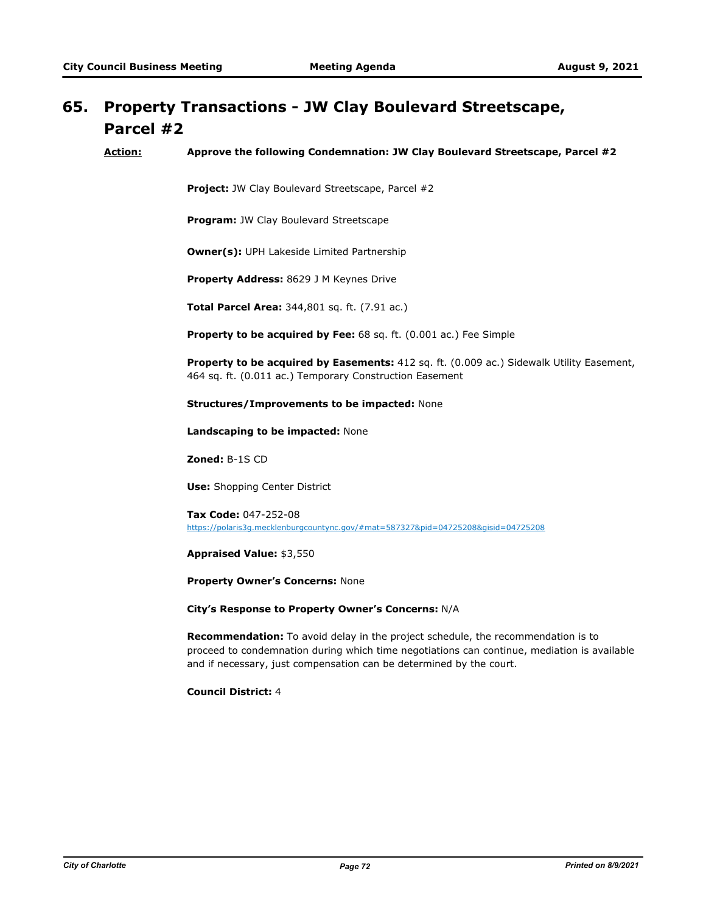# 65. Property Transactions - JW Clay Boulevard Streetscape, Parcel #2

**Action:** **Approve the following Condemnation: JW Clay Boulevard Streetscape, Parcel #2**

**Project:** JW Clay Boulevard Streetscape, Parcel #2

**Program:** JW Clay Boulevard Streetscape

**Owner(s):** UPH Lakeside Limited Partnership

**Property Address:** 8629 J M Keynes Drive

**Total Parcel Area:** 344,801 sq. ft. (7.91 ac.)

**Property to be acquired by Fee:** 68 sq. ft. (0.001 ac.) Fee Simple

**Property to be acquired by Easements:** 412 sq. ft. (0.009 ac.) Sidewalk Utility Easement, 464 sq. ft. (0.011 ac.) Temporary Construction Easement

**Structures/Improvements to be impacted:** None

**Landscaping to be impacted:** None

**Zoned:** B-1S CD

**Use:** Shopping Center District

**Tax Code:** 047-252-08
https://polaris3g.mecklenburgcountync.gov/#mat=587327&pid=04725208&gisid=04725208

**Appraised Value:** $3,550

**Property Owner's Concerns:** None

**City's Response to Property Owner's Concerns:** N/A

**Recommendation:** To avoid delay in the project schedule, the recommendation is to proceed to condemnation during which time negotiations can continue, mediation is available and if necessary, just compensation can be determined by the court.

**Council District:** 4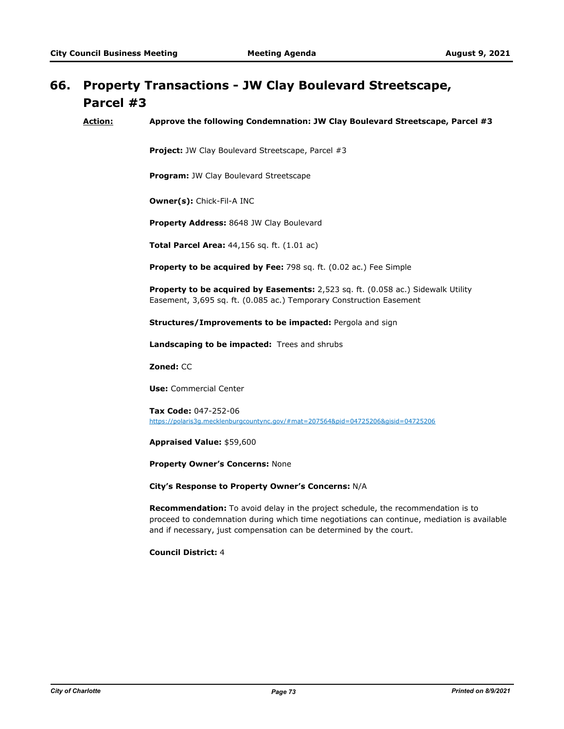## 66. Property Transactions - JW Clay Boulevard Streetscape, Parcel #3

**Action:** **Approve the following Condemnation: JW Clay Boulevard Streetscape, Parcel #3**

**Project:** JW Clay Boulevard Streetscape, Parcel #3

**Program:** JW Clay Boulevard Streetscape

**Owner(s):** Chick-Fil-A INC

**Property Address:** 8648 JW Clay Boulevard

**Total Parcel Area:** 44,156 sq. ft. (1.01 ac)

**Property to be acquired by Fee:** 798 sq. ft. (0.02 ac.) Fee Simple

**Property to be acquired by Easements:** 2,523 sq. ft. (0.058 ac.) Sidewalk Utility Easement, 3,695 sq. ft. (0.085 ac.) Temporary Construction Easement

**Structures/Improvements to be impacted:** Pergola and sign

**Landscaping to be impacted:** Trees and shrubs

**Zoned:** CC

**Use:** Commercial Center

**Tax Code:** 047-252-06
https://polaris3g.mecklenburgcountync.gov/#mat=207564&pid=04725206&gisid=04725206

**Appraised Value:** $59,600

**Property Owner's Concerns:** None

**City's Response to Property Owner's Concerns:** N/A

**Recommendation:** To avoid delay in the project schedule, the recommendation is to proceed to condemnation during which time negotiations can continue, mediation is available and if necessary, just compensation can be determined by the court.

**Council District:** 4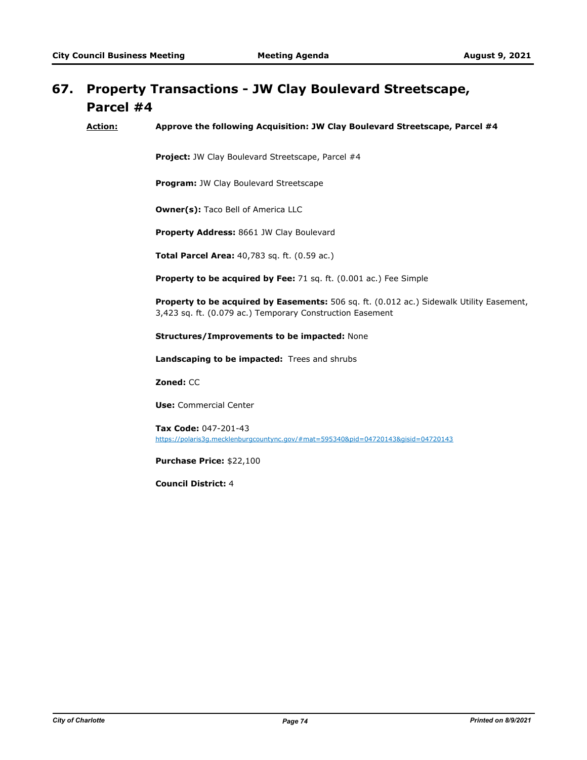# 67. Property Transactions - JW Clay Boulevard Streetscape, Parcel #4

**Action:** **Approve the following Acquisition: JW Clay Boulevard Streetscape, Parcel #4**

**Project:** JW Clay Boulevard Streetscape, Parcel #4

**Program:** JW Clay Boulevard Streetscape

**Owner(s):** Taco Bell of America LLC

**Property Address:** 8661 JW Clay Boulevard

**Total Parcel Area:** 40,783 sq. ft. (0.59 ac.)

**Property to be acquired by Fee:** 71 sq. ft. (0.001 ac.) Fee Simple

**Property to be acquired by Easements:** 506 sq. ft. (0.012 ac.) Sidewalk Utility Easement, 3,423 sq. ft. (0.079 ac.) Temporary Construction Easement

**Structures/Improvements to be impacted:** None

**Landscaping to be impacted:** Trees and shrubs

**Zoned:** CC

**Use:** Commercial Center

**Tax Code:** 047-201-43
https://polaris3g.mecklenburgcountync.gov/#mat=595340&pid=04720143&gisid=04720143

**Purchase Price:** $22,100

**Council District:** 4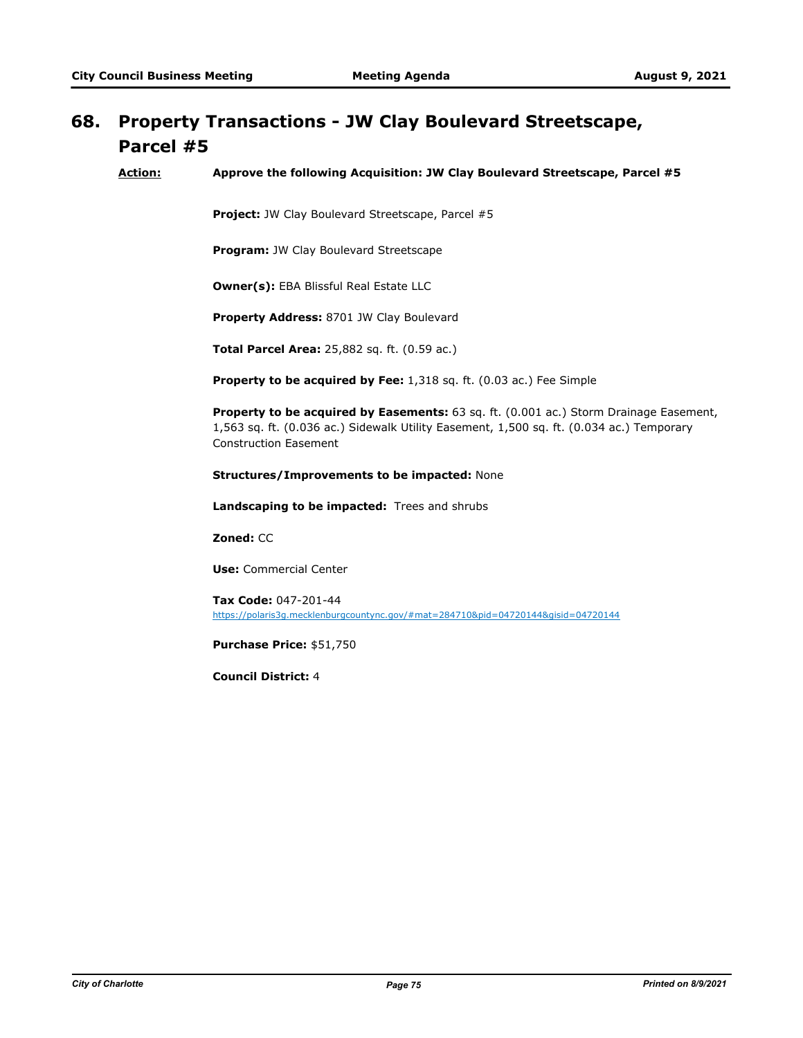## 68. Property Transactions - JW Clay Boulevard Streetscape, Parcel #5

**Action:** **Approve the following Acquisition: JW Clay Boulevard Streetscape, Parcel #5**

**Project:** JW Clay Boulevard Streetscape, Parcel #5

**Program:** JW Clay Boulevard Streetscape

**Owner(s):** EBA Blissful Real Estate LLC

**Property Address:** 8701 JW Clay Boulevard

**Total Parcel Area:** 25,882 sq. ft. (0.59 ac.)

**Property to be acquired by Fee:** 1,318 sq. ft. (0.03 ac.) Fee Simple

**Property to be acquired by Easements:** 63 sq. ft. (0.001 ac.) Storm Drainage Easement, 1,563 sq. ft. (0.036 ac.) Sidewalk Utility Easement, 1,500 sq. ft. (0.034 ac.) Temporary Construction Easement

**Structures/Improvements to be impacted:** None

**Landscaping to be impacted:** Trees and shrubs

**Zoned:** CC

**Use:** Commercial Center

**Tax Code:** 047-201-44
https://polaris3g.mecklenburgcountync.gov/#mat=284710&pid=04720144&gisid=04720144

**Purchase Price:** $51,750

**Council District:** 4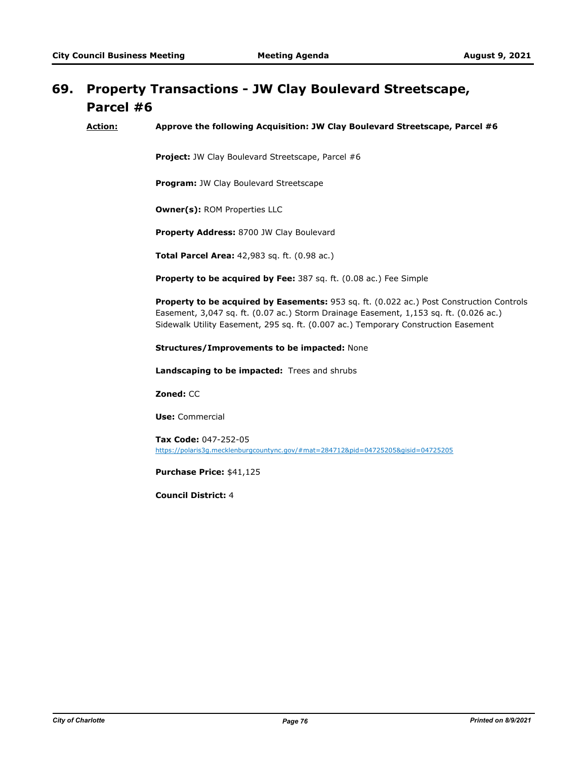## 69. Property Transactions - JW Clay Boulevard Streetscape, Parcel #6

**Action:** **Approve the following Acquisition: JW Clay Boulevard Streetscape, Parcel #6**

**Project:** JW Clay Boulevard Streetscape, Parcel #6

**Program:** JW Clay Boulevard Streetscape

**Owner(s):** ROM Properties LLC

**Property Address:** 8700 JW Clay Boulevard

**Total Parcel Area:** 42,983 sq. ft. (0.98 ac.)

**Property to be acquired by Fee:** 387 sq. ft. (0.08 ac.) Fee Simple

**Property to be acquired by Easements:** 953 sq. ft. (0.022 ac.) Post Construction Controls Easement, 3,047 sq. ft. (0.07 ac.) Storm Drainage Easement, 1,153 sq. ft. (0.026 ac.) Sidewalk Utility Easement, 295 sq. ft. (0.007 ac.) Temporary Construction Easement

**Structures/Improvements to be impacted:** None

**Landscaping to be impacted:** Trees and shrubs

**Zoned:** CC

**Use:** Commercial

**Tax Code:** 047-252-05
https://polaris3g.mecklenburgcountync.gov/#mat=284712&pid=04725205&gisid=04725205

**Purchase Price:** $41,125

**Council District:** 4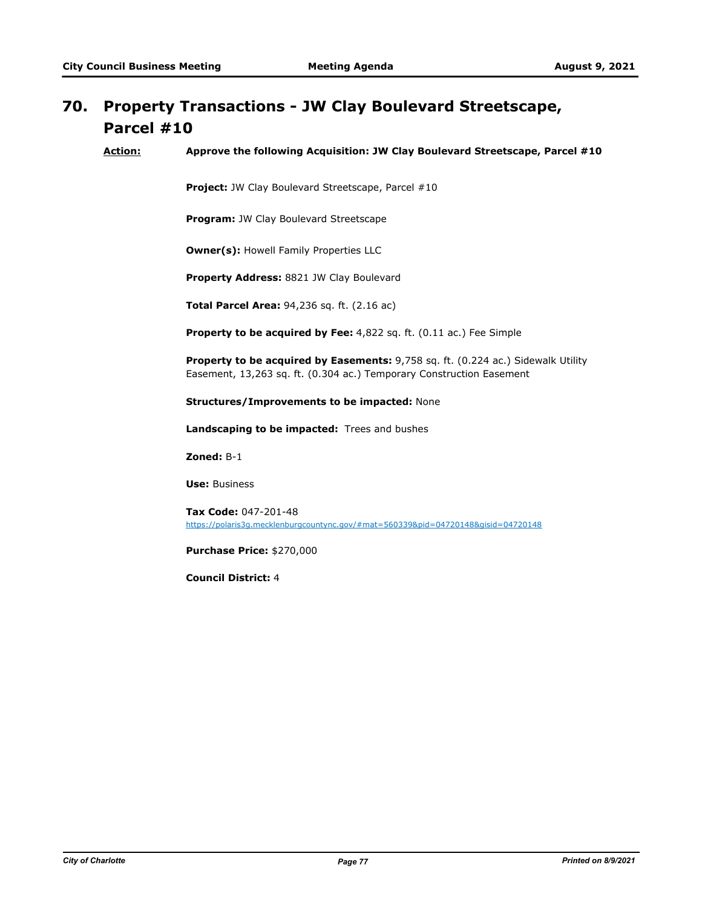# 70. Property Transactions - JW Clay Boulevard Streetscape, Parcel #10

**Action:** **Approve the following Acquisition: JW Clay Boulevard Streetscape, Parcel #10**

**Project:** JW Clay Boulevard Streetscape, Parcel #10

**Program:** JW Clay Boulevard Streetscape

**Owner(s):** Howell Family Properties LLC

**Property Address:** 8821 JW Clay Boulevard

**Total Parcel Area:** 94,236 sq. ft. (2.16 ac)

**Property to be acquired by Fee:** 4,822 sq. ft. (0.11 ac.) Fee Simple

**Property to be acquired by Easements:** 9,758 sq. ft. (0.224 ac.) Sidewalk Utility Easement, 13,263 sq. ft. (0.304 ac.) Temporary Construction Easement

**Structures/Improvements to be impacted:** None

**Landscaping to be impacted:** Trees and bushes

**Zoned:** B-1

**Use:** Business

**Tax Code:** 047-201-48
https://polaris3g.mecklenburgcountync.gov/#mat=560339&pid=04720148&gisid=04720148

**Purchase Price:** $270,000

**Council District:** 4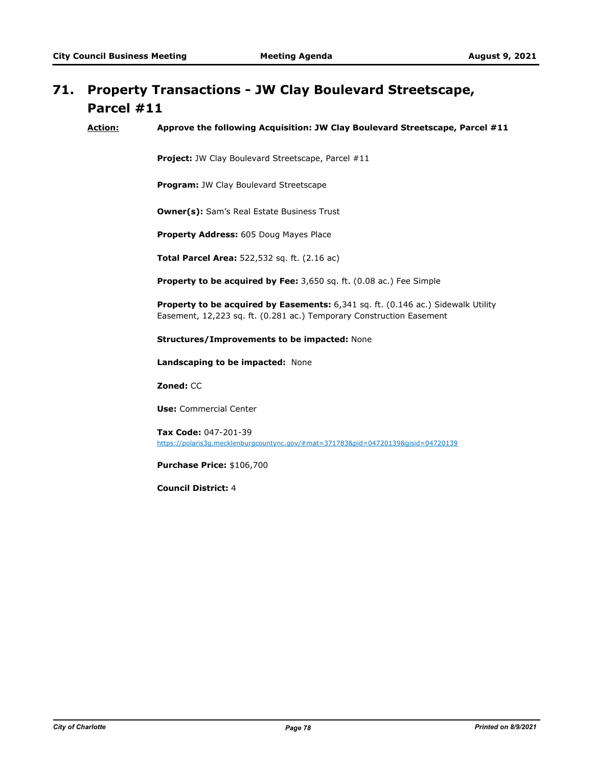## 71. Property Transactions - JW Clay Boulevard Streetscape, Parcel #11

**Action:** **Approve the following Acquisition: JW Clay Boulevard Streetscape, Parcel #11**

**Project:** JW Clay Boulevard Streetscape, Parcel #11

**Program:** JW Clay Boulevard Streetscape

**Owner(s):** Sam's Real Estate Business Trust

**Property Address:** 605 Doug Mayes Place

**Total Parcel Area:** 522,532 sq. ft. (2.16 ac)

**Property to be acquired by Fee:** 3,650 sq. ft. (0.08 ac.) Fee Simple

**Property to be acquired by Easements:** 6,341 sq. ft. (0.146 ac.) Sidewalk Utility Easement, 12,223 sq. ft. (0.281 ac.) Temporary Construction Easement

**Structures/Improvements to be impacted:** None

**Landscaping to be impacted:** None

**Zoned:** CC

**Use:** Commercial Center

**Tax Code:** 047-201-39
https://polaris3g.mecklenburgcountync.gov/#mat=371783&pid=04720139&gisid=04720139

**Purchase Price:** $106,700

**Council District:** 4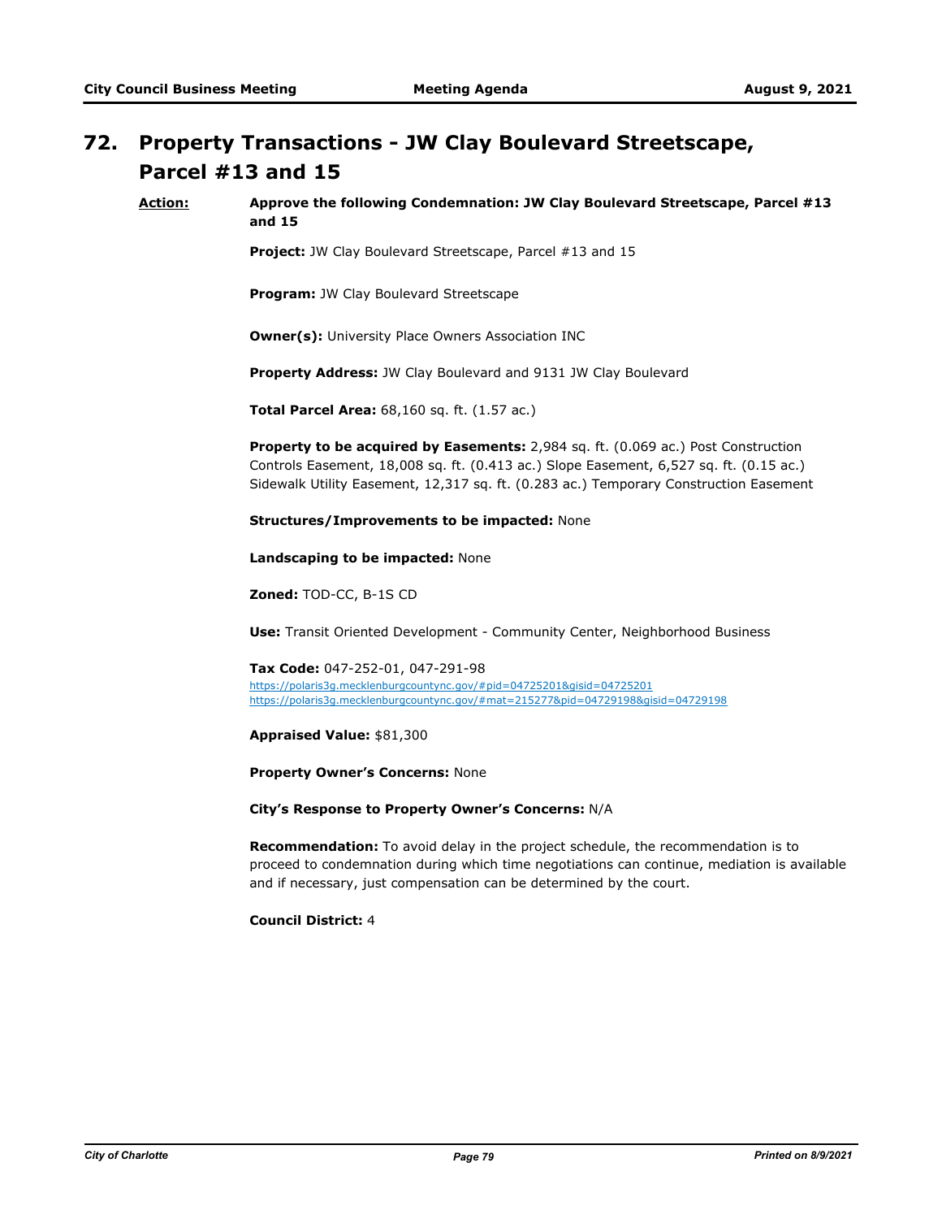## 72. Property Transactions - JW Clay Boulevard Streetscape, Parcel #13 and 15

**Action:** **Approve the following Condemnation: JW Clay Boulevard Streetscape, Parcel #13 and 15**

**Project:** JW Clay Boulevard Streetscape, Parcel #13 and 15

**Program:** JW Clay Boulevard Streetscape

**Owner(s):** University Place Owners Association INC

**Property Address:** JW Clay Boulevard and 9131 JW Clay Boulevard

**Total Parcel Area:** 68,160 sq. ft. (1.57 ac.)

**Property to be acquired by Easements:** 2,984 sq. ft. (0.069 ac.) Post Construction Controls Easement, 18,008 sq. ft. (0.413 ac.) Slope Easement, 6,527 sq. ft. (0.15 ac.) Sidewalk Utility Easement, 12,317 sq. ft. (0.283 ac.) Temporary Construction Easement

**Structures/Improvements to be impacted:** None

**Landscaping to be impacted:** None

**Zoned:** TOD-CC, B-1S CD

**Use:** Transit Oriented Development - Community Center, Neighborhood Business

**Tax Code:** 047-252-01, 047-291-98
https://polaris3g.mecklenburgcountync.gov/#pid=04725201&gisid=04725201
https://polaris3g.mecklenburgcountync.gov/#mat=215277&pid=04729198&gisid=04729198

**Appraised Value:** $81,300

**Property Owner's Concerns:** None

**City's Response to Property Owner's Concerns:** N/A

**Recommendation:** To avoid delay in the project schedule, the recommendation is to proceed to condemnation during which time negotiations can continue, mediation is available and if necessary, just compensation can be determined by the court.

**Council District:** 4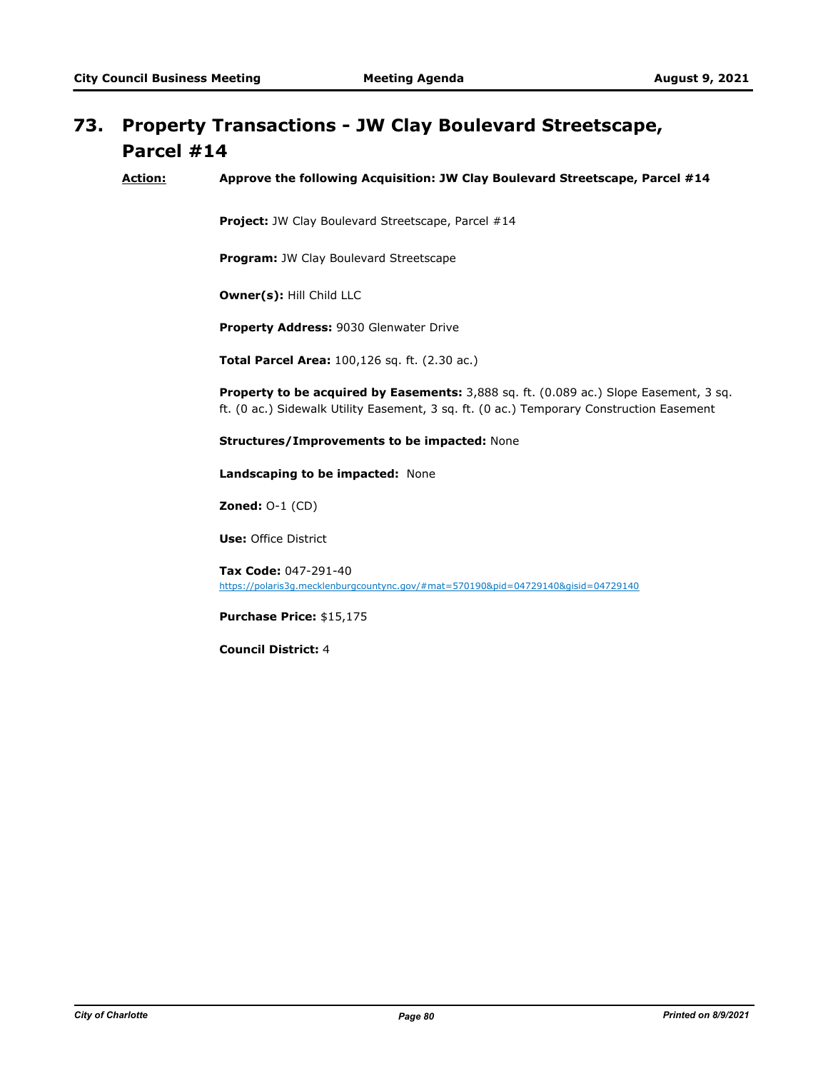## 73. Property Transactions - JW Clay Boulevard Streetscape, Parcel #14

**Action:** **Approve the following Acquisition: JW Clay Boulevard Streetscape, Parcel #14**

**Project:** JW Clay Boulevard Streetscape, Parcel #14

**Program:** JW Clay Boulevard Streetscape

**Owner(s):** Hill Child LLC

**Property Address:** 9030 Glenwater Drive

**Total Parcel Area:** 100,126 sq. ft. (2.30 ac.)

**Property to be acquired by Easements:** 3,888 sq. ft. (0.089 ac.) Slope Easement, 3 sq. ft. (0 ac.) Sidewalk Utility Easement, 3 sq. ft. (0 ac.) Temporary Construction Easement

**Structures/Improvements to be impacted:** None

**Landscaping to be impacted:** None

**Zoned:** O-1 (CD)

**Use:** Office District

**Tax Code:** 047-291-40
https://polaris3g.mecklenburgcountync.gov/#mat=570190&pid=04729140&gisid=04729140

**Purchase Price:** $15,175

**Council District:** 4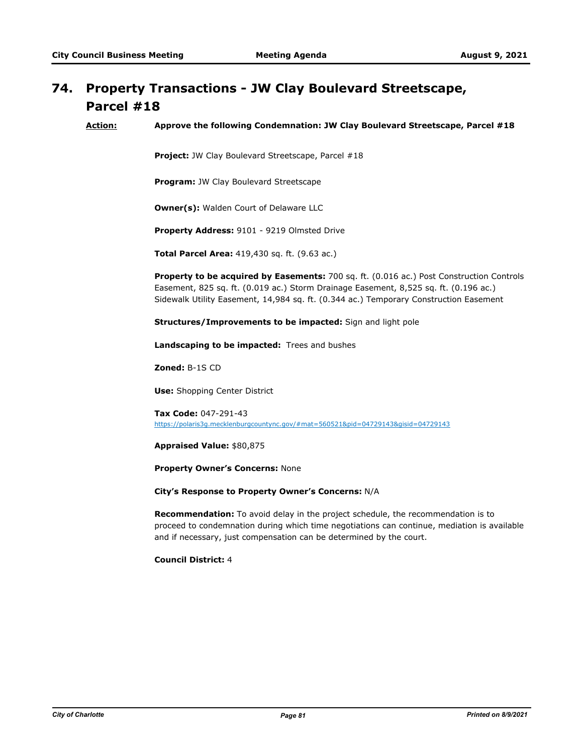# 74. Property Transactions - JW Clay Boulevard Streetscape, Parcel #18

**Action:** **Approve the following Condemnation: JW Clay Boulevard Streetscape, Parcel #18**

**Project:** JW Clay Boulevard Streetscape, Parcel #18

**Program:** JW Clay Boulevard Streetscape

**Owner(s):** Walden Court of Delaware LLC

**Property Address:** 9101 - 9219 Olmsted Drive

**Total Parcel Area:** 419,430 sq. ft. (9.63 ac.)

**Property to be acquired by Easements:** 700 sq. ft. (0.016 ac.) Post Construction Controls Easement, 825 sq. ft. (0.019 ac.) Storm Drainage Easement, 8,525 sq. ft. (0.196 ac.) Sidewalk Utility Easement, 14,984 sq. ft. (0.344 ac.) Temporary Construction Easement

**Structures/Improvements to be impacted:** Sign and light pole

**Landscaping to be impacted:** Trees and bushes

**Zoned:** B-1S CD

**Use:** Shopping Center District

**Tax Code:** 047-291-43
https://polaris3g.mecklenburgcountync.gov/#mat=560521&pid=04729143&gisid=04729143

**Appraised Value:** $80,875

**Property Owner's Concerns:** None

**City's Response to Property Owner's Concerns:** N/A

**Recommendation:** To avoid delay in the project schedule, the recommendation is to proceed to condemnation during which time negotiations can continue, mediation is available and if necessary, just compensation can be determined by the court.

**Council District:** 4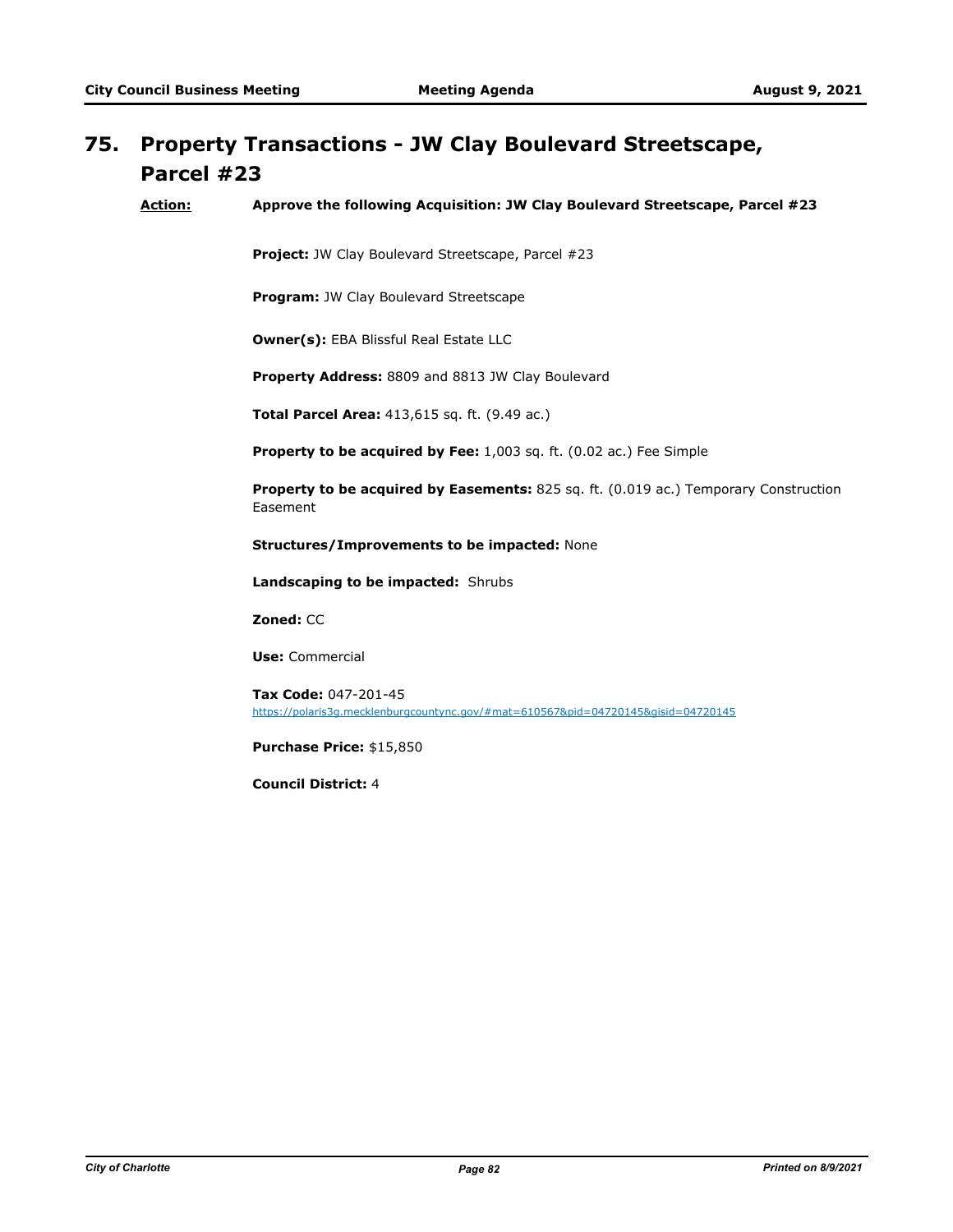# 75. Property Transactions - JW Clay Boulevard Streetscape, Parcel #23

**Action:** **Approve the following Acquisition: JW Clay Boulevard Streetscape, Parcel #23**

**Project:** JW Clay Boulevard Streetscape, Parcel #23

**Program:** JW Clay Boulevard Streetscape

**Owner(s):** EBA Blissful Real Estate LLC

**Property Address:** 8809 and 8813 JW Clay Boulevard

**Total Parcel Area:** 413,615 sq. ft. (9.49 ac.)

**Property to be acquired by Fee:** 1,003 sq. ft. (0.02 ac.) Fee Simple

**Property to be acquired by Easements:** 825 sq. ft. (0.019 ac.) Temporary Construction Easement

**Structures/Improvements to be impacted:** None

**Landscaping to be impacted:** Shrubs

**Zoned:** CC

**Use:** Commercial

**Tax Code:** 047-201-45
https://polaris3g.mecklenburgcountync.gov/#mat=610567&pid=04720145&gisid=04720145

**Purchase Price:** $15,850

**Council District:** 4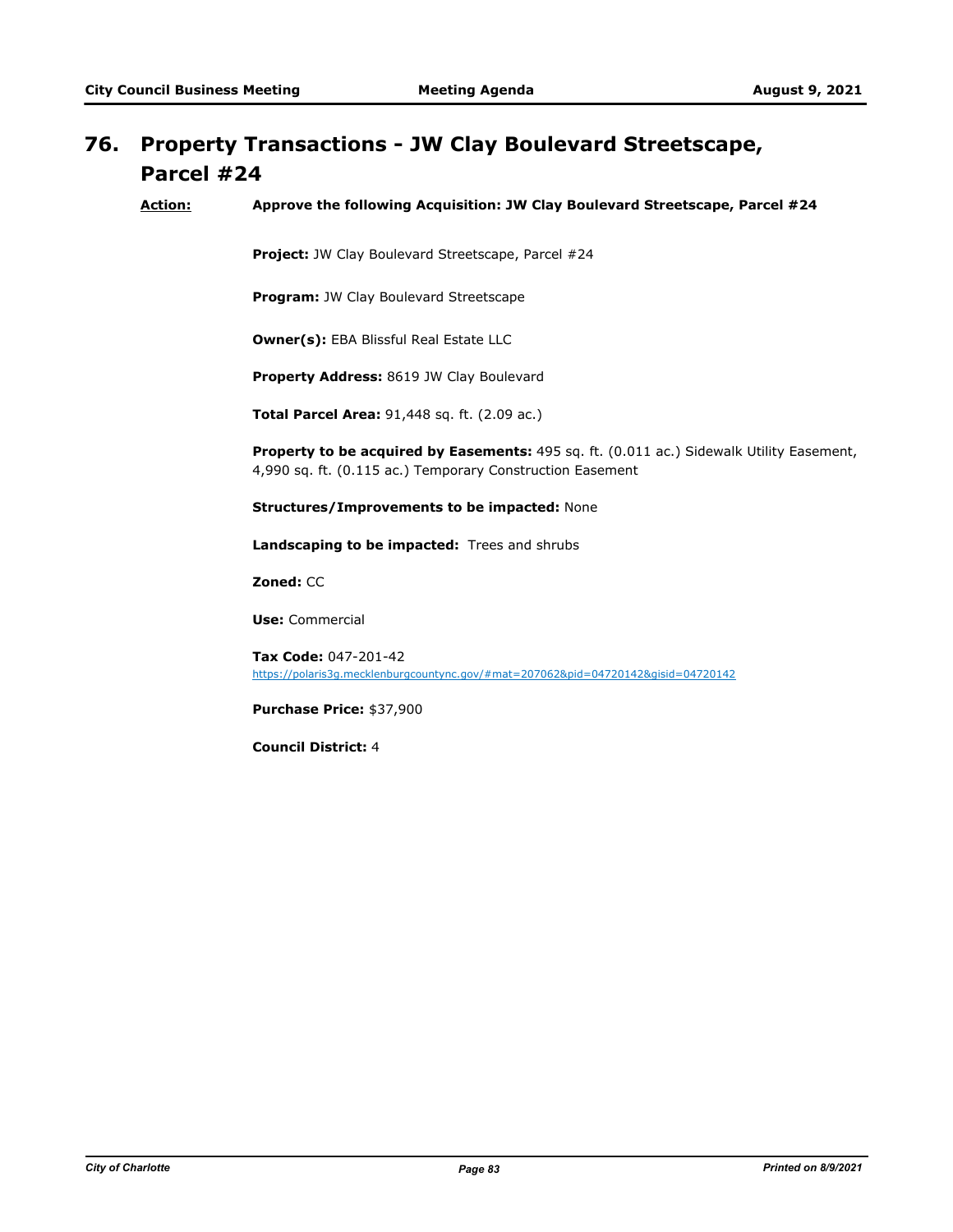## 76. Property Transactions - JW Clay Boulevard Streetscape, Parcel #24

**Action:** **Approve the following Acquisition: JW Clay Boulevard Streetscape, Parcel #24**

**Project:** JW Clay Boulevard Streetscape, Parcel #24

**Program:** JW Clay Boulevard Streetscape

**Owner(s):** EBA Blissful Real Estate LLC

**Property Address:** 8619 JW Clay Boulevard

**Total Parcel Area:** 91,448 sq. ft. (2.09 ac.)

**Property to be acquired by Easements:** 495 sq. ft. (0.011 ac.) Sidewalk Utility Easement, 4,990 sq. ft. (0.115 ac.) Temporary Construction Easement

**Structures/Improvements to be impacted:** None

**Landscaping to be impacted:** Trees and shrubs

**Zoned:** CC

**Use:** Commercial

**Tax Code:** 047-201-42
https://polaris3g.mecklenburgcountync.gov/#mat=207062&pid=04720142&gisid=04720142

**Purchase Price:** $37,900

**Council District:** 4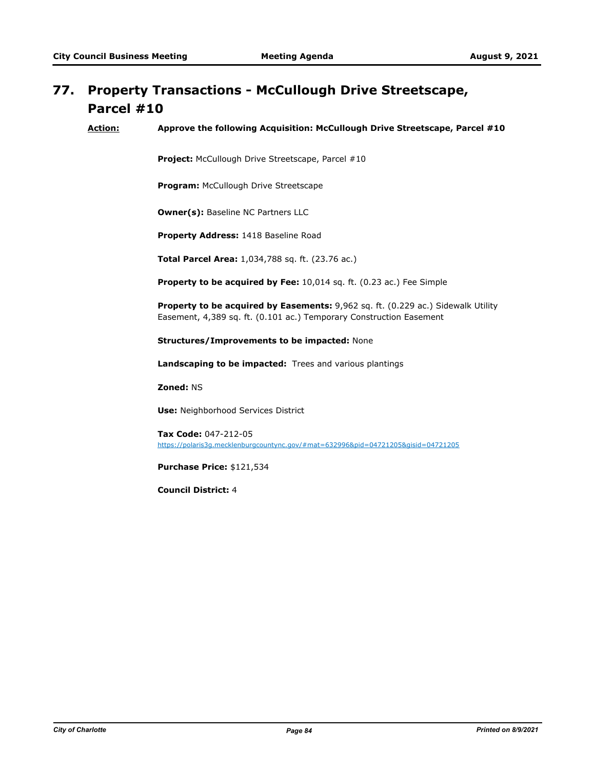# 77. Property Transactions - McCullough Drive Streetscape, Parcel #10

**Action:** **Approve the following Acquisition: McCullough Drive Streetscape, Parcel #10**

**Project:** McCullough Drive Streetscape, Parcel #10

**Program:** McCullough Drive Streetscape

**Owner(s):** Baseline NC Partners LLC

**Property Address:** 1418 Baseline Road

**Total Parcel Area:** 1,034,788 sq. ft. (23.76 ac.)

**Property to be acquired by Fee:** 10,014 sq. ft. (0.23 ac.) Fee Simple

**Property to be acquired by Easements:** 9,962 sq. ft. (0.229 ac.) Sidewalk Utility Easement, 4,389 sq. ft. (0.101 ac.) Temporary Construction Easement

**Structures/Improvements to be impacted:** None

**Landscaping to be impacted:** Trees and various plantings

**Zoned:** NS

**Use:** Neighborhood Services District

**Tax Code:** 047-212-05
https://polaris3g.mecklenburgcountync.gov/#mat=632996&pid=04721205&gisid=04721205

**Purchase Price:** $121,534

**Council District:** 4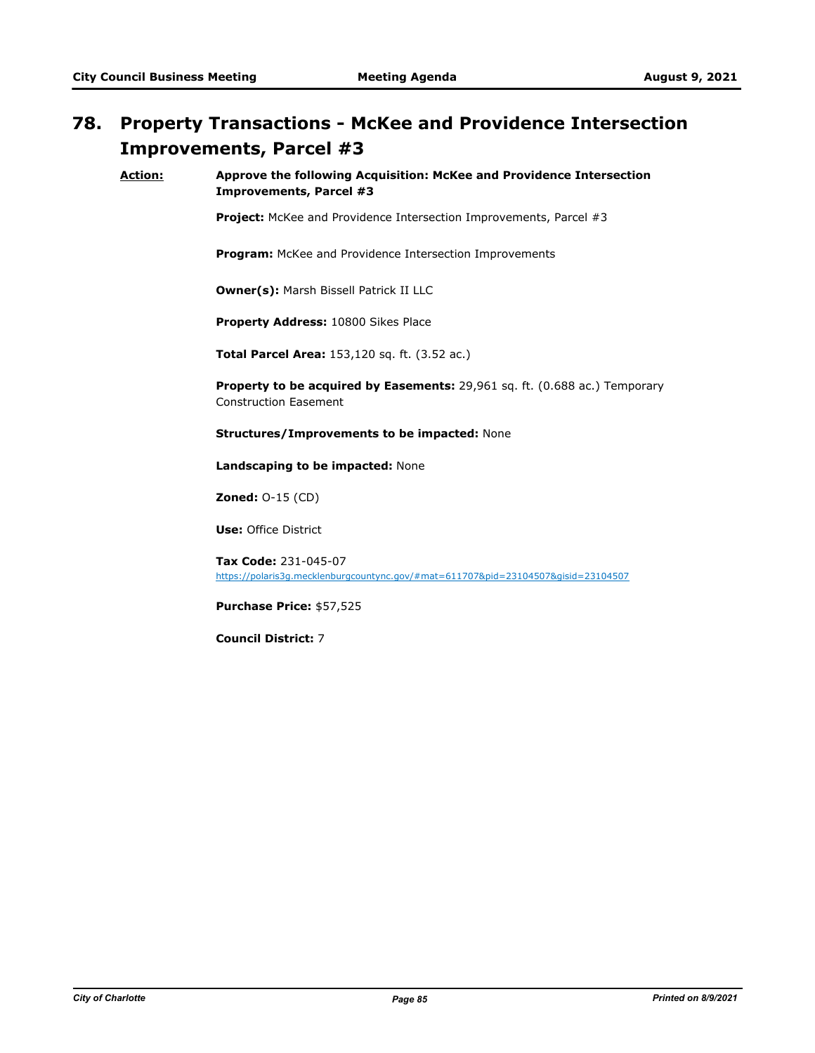# 78. Property Transactions - McKee and Providence Intersection Improvements, Parcel #3

**Action:** **Approve the following Acquisition: McKee and Providence Intersection Improvements, Parcel #3**

**Project:** McKee and Providence Intersection Improvements, Parcel #3

**Program:** McKee and Providence Intersection Improvements

**Owner(s):** Marsh Bissell Patrick II LLC

**Property Address:** 10800 Sikes Place

**Total Parcel Area:** 153,120 sq. ft. (3.52 ac.)

**Property to be acquired by Easements:** 29,961 sq. ft. (0.688 ac.) Temporary Construction Easement

**Structures/Improvements to be impacted:** None

**Landscaping to be impacted:** None

**Zoned:** O-15 (CD)

**Use:** Office District

**Tax Code:** 231-045-07
https://polaris3g.mecklenburgcountync.gov/#mat=611707&pid=23104507&gisid=23104507

**Purchase Price:** $57,525

**Council District:** 7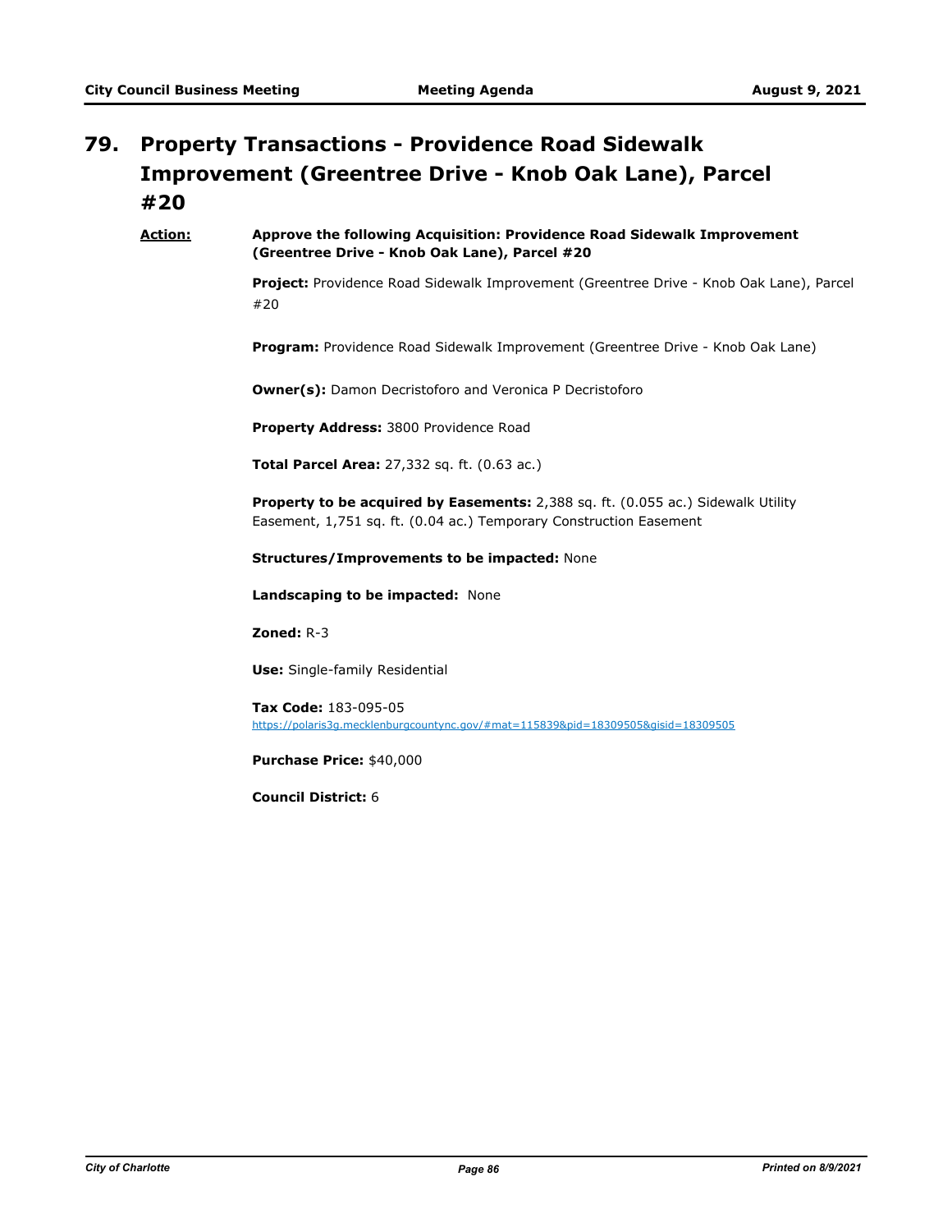# 79. Property Transactions - Providence Road Sidewalk Improvement (Greentree Drive - Knob Oak Lane), Parcel #20

**Action:** **Approve the following Acquisition: Providence Road Sidewalk Improvement (Greentree Drive - Knob Oak Lane), Parcel #20**

**Project:** Providence Road Sidewalk Improvement (Greentree Drive - Knob Oak Lane), Parcel #20

**Program:** Providence Road Sidewalk Improvement (Greentree Drive - Knob Oak Lane)

**Owner(s):** Damon Decristoforo and Veronica P Decristoforo

**Property Address:** 3800 Providence Road

**Total Parcel Area:** 27,332 sq. ft. (0.63 ac.)

**Property to be acquired by Easements:** 2,388 sq. ft. (0.055 ac.) Sidewalk Utility Easement, 1,751 sq. ft. (0.04 ac.) Temporary Construction Easement

**Structures/Improvements to be impacted:** None

**Landscaping to be impacted:** None

**Zoned:** R-3

**Use:** Single-family Residential

**Tax Code:** 183-095-05
https://polaris3g.mecklenburgcountync.gov/#mat=115839&pid=18309505&gisid=18309505

**Purchase Price:** $40,000

**Council District:** 6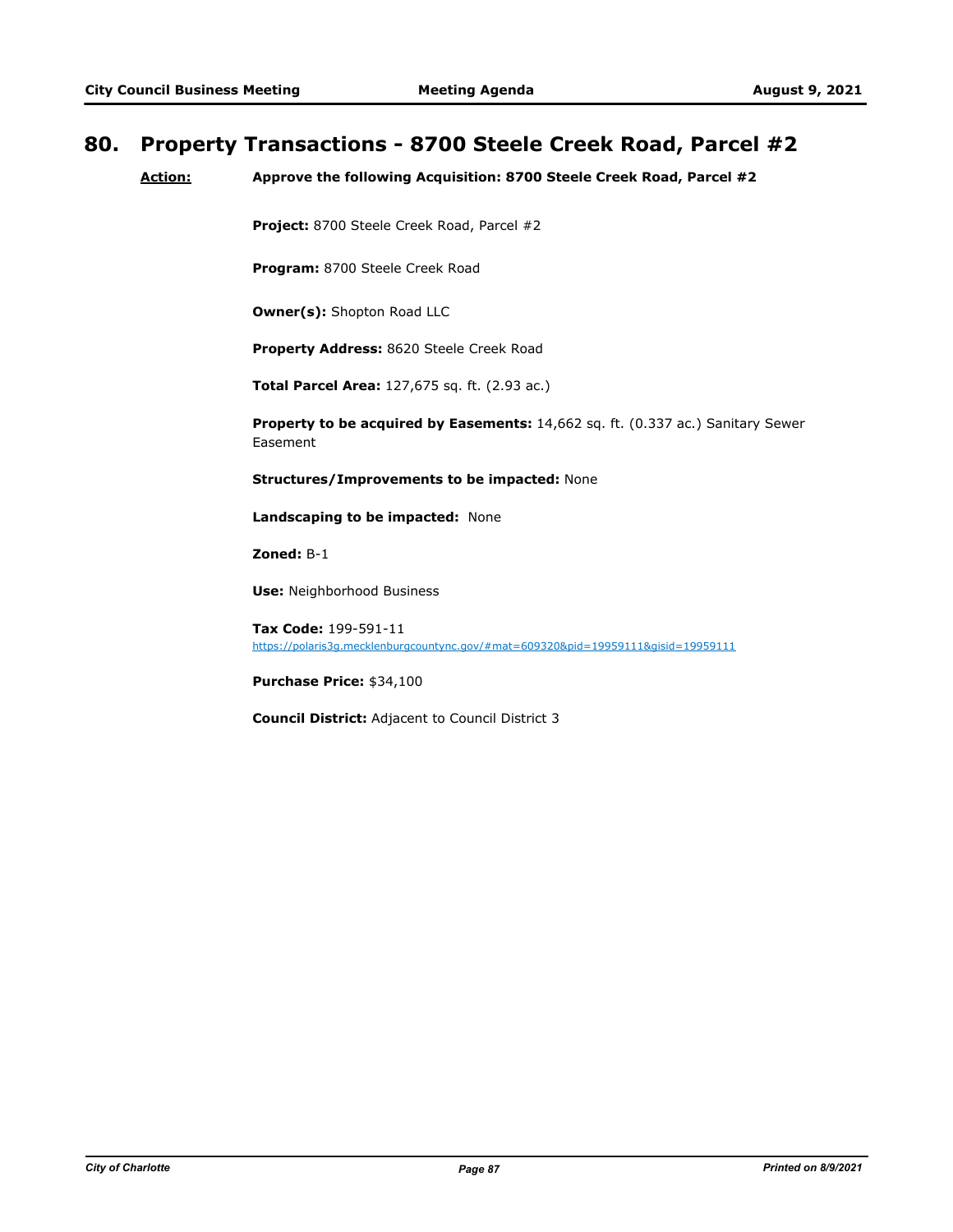# 80. Property Transactions - 8700 Steele Creek Road, Parcel #2

**Action:** **Approve the following Acquisition: 8700 Steele Creek Road, Parcel #2**

**Project:** 8700 Steele Creek Road, Parcel #2

**Program:** 8700 Steele Creek Road

**Owner(s):** Shopton Road LLC

**Property Address:** 8620 Steele Creek Road

**Total Parcel Area:** 127,675 sq. ft. (2.93 ac.)

**Property to be acquired by Easements:** 14,662 sq. ft. (0.337 ac.) Sanitary Sewer Easement

**Structures/Improvements to be impacted:** None

**Landscaping to be impacted:** None

**Zoned:** B-1

**Use:** Neighborhood Business

**Tax Code:** 199-591-11
https://polaris3g.mecklenburgcountync.gov/#mat=609320&pid=19959111&gisid=19959111

**Purchase Price:** $34,100

**Council District:** Adjacent to Council District 3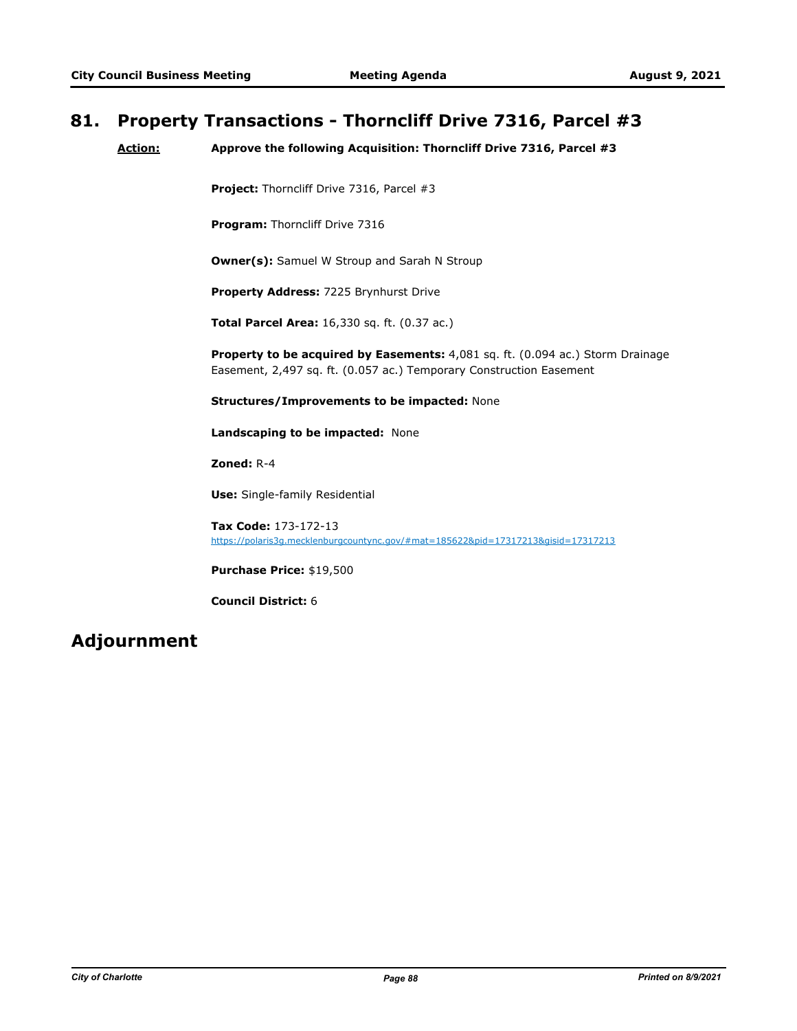## 81. Property Transactions - Thorncliff Drive 7316, Parcel #3

**Action:** **Approve the following Acquisition: Thorncliff Drive 7316, Parcel #3**

**Project:** Thorncliff Drive 7316, Parcel #3

**Program:** Thorncliff Drive 7316

**Owner(s):** Samuel W Stroup and Sarah N Stroup

**Property Address:** 7225 Brynhurst Drive

**Total Parcel Area:** 16,330 sq. ft. (0.37 ac.)

**Property to be acquired by Easements:** 4,081 sq. ft. (0.094 ac.) Storm Drainage Easement, 2,497 sq. ft. (0.057 ac.) Temporary Construction Easement

**Structures/Improvements to be impacted:** None

**Landscaping to be impacted:** None

**Zoned:** R-4

**Use:** Single-family Residential

**Tax Code:** 173-172-13
https://polaris3g.mecklenburgcountync.gov/#mat=185622&pid=17317213&gisid=17317213

**Purchase Price:** $19,500

**Council District:** 6

# Adjournment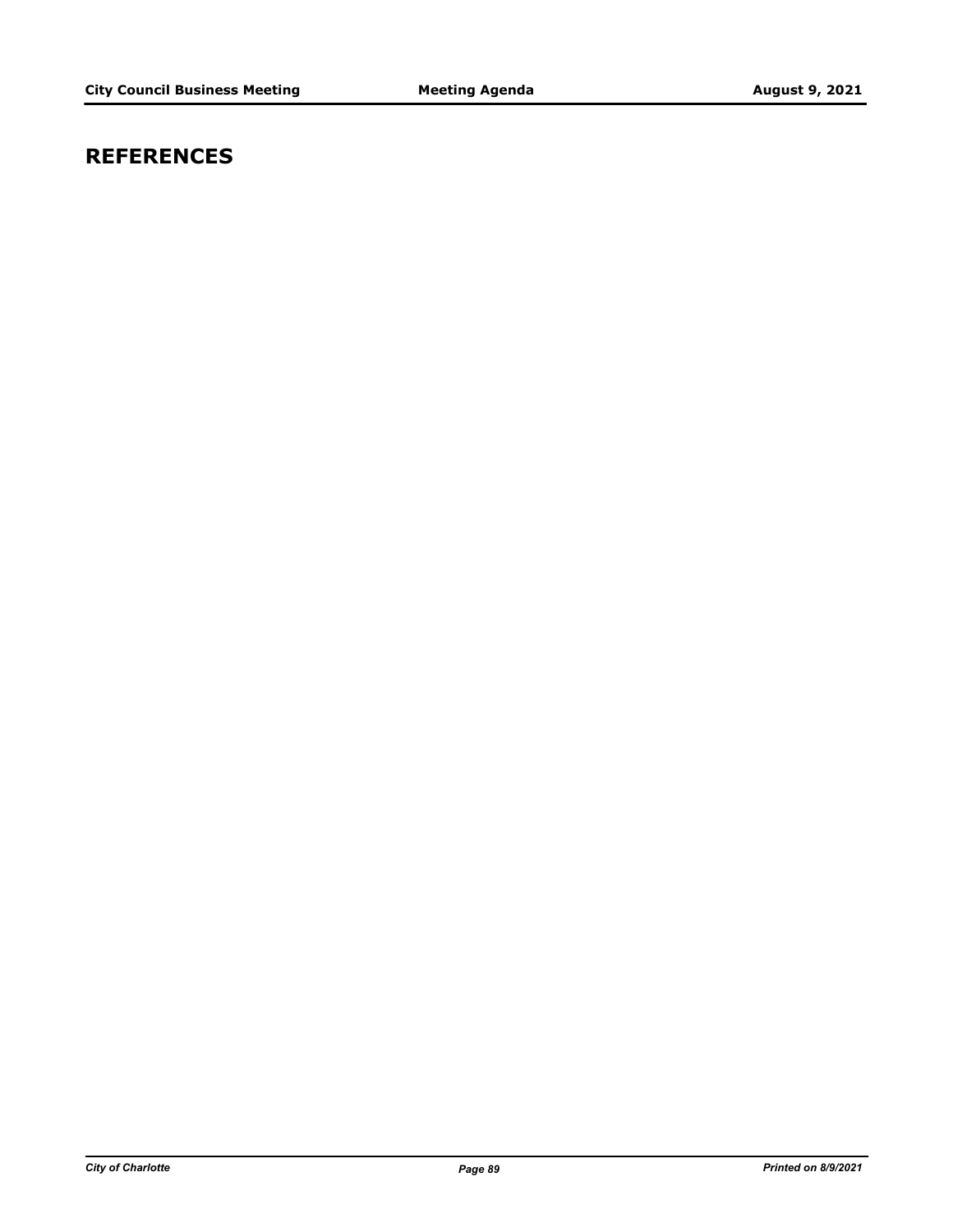# REFERENCES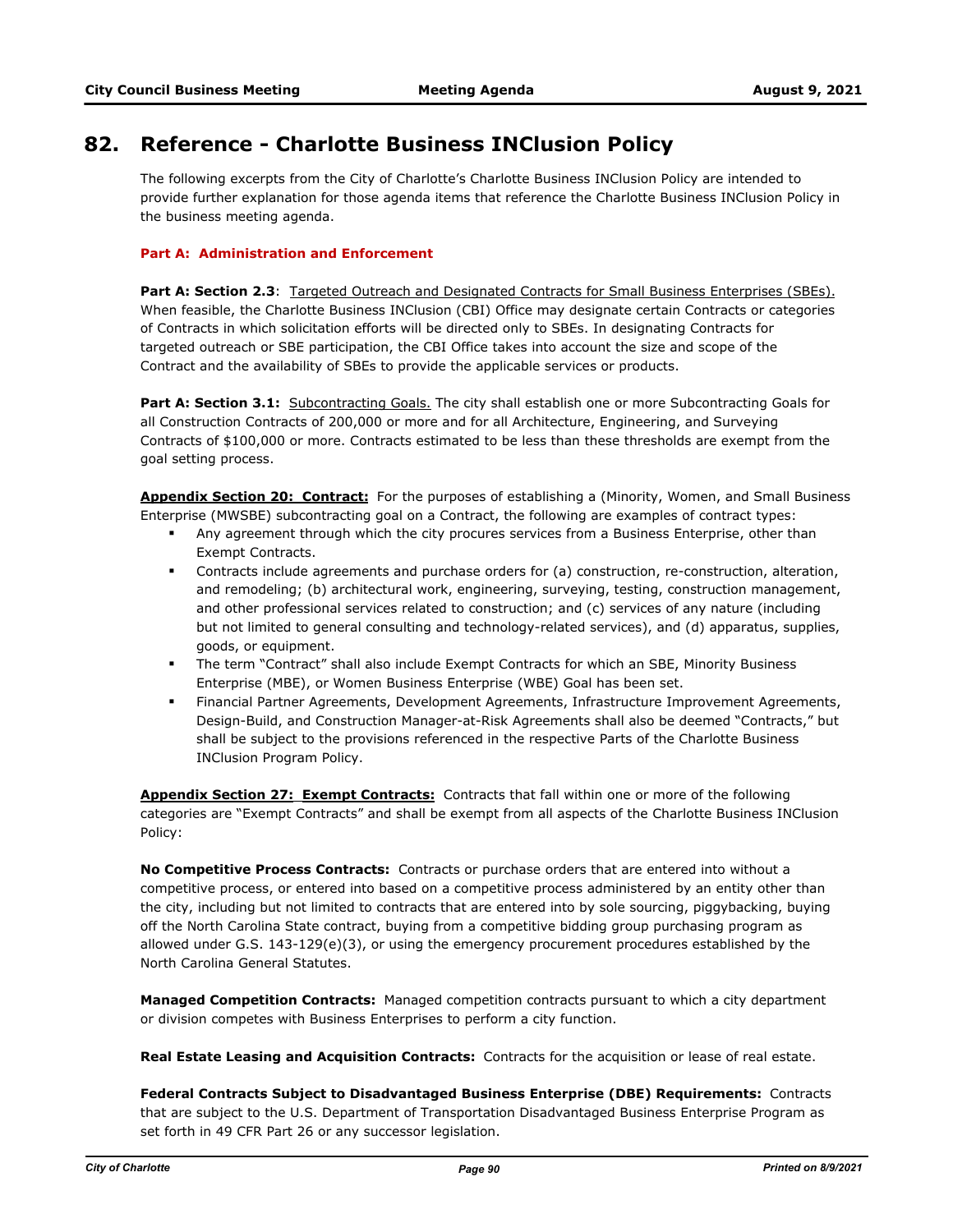# 82. Reference - Charlotte Business INClusion Policy

The following excerpts from the City of Charlotte's Charlotte Business INClusion Policy are intended to provide further explanation for those agenda items that reference the Charlotte Business INClusion Policy in the business meeting agenda.

## Part A: Administration and Enforcement

**Part A: Section 2.3**: Targeted Outreach and Designated Contracts for Small Business Enterprises (SBEs). When feasible, the Charlotte Business INClusion (CBI) Office may designate certain Contracts or categories of Contracts in which solicitation efforts will be directed only to SBEs. In designating Contracts for targeted outreach or SBE participation, the CBI Office takes into account the size and scope of the Contract and the availability of SBEs to provide the applicable services or products.

**Part A: Section 3.1:** Subcontracting Goals. The city shall establish one or more Subcontracting Goals for all Construction Contracts of 200,000 or more and for all Architecture, Engineering, and Surveying Contracts of $100,000 or more. Contracts estimated to be less than these thresholds are exempt from the goal setting process.

**Appendix Section 20: Contract:** For the purposes of establishing a (Minority, Women, and Small Business Enterprise (MWSBE) subcontracting goal on a Contract, the following are examples of contract types:

- Any agreement through which the city procures services from a Business Enterprise, other than Exempt Contracts.
- Contracts include agreements and purchase orders for (a) construction, re-construction, alteration, and remodeling; (b) architectural work, engineering, surveying, testing, construction management, and other professional services related to construction; and (c) services of any nature (including but not limited to general consulting and technology-related services), and (d) apparatus, supplies, goods, or equipment.
- The term "Contract" shall also include Exempt Contracts for which an SBE, Minority Business Enterprise (MBE), or Women Business Enterprise (WBE) Goal has been set.
- Financial Partner Agreements, Development Agreements, Infrastructure Improvement Agreements, Design-Build, and Construction Manager-at-Risk Agreements shall also be deemed "Contracts," but shall be subject to the provisions referenced in the respective Parts of the Charlotte Business INClusion Program Policy.

**Appendix Section 27: Exempt Contracts:** Contracts that fall within one or more of the following categories are "Exempt Contracts" and shall be exempt from all aspects of the Charlotte Business INClusion Policy:

**No Competitive Process Contracts:** Contracts or purchase orders that are entered into without a competitive process, or entered into based on a competitive process administered by an entity other than the city, including but not limited to contracts that are entered into by sole sourcing, piggybacking, buying off the North Carolina State contract, buying from a competitive bidding group purchasing program as allowed under G.S. 143-129(e)(3), or using the emergency procurement procedures established by the North Carolina General Statutes.

**Managed Competition Contracts:** Managed competition contracts pursuant to which a city department or division competes with Business Enterprises to perform a city function.

**Real Estate Leasing and Acquisition Contracts:** Contracts for the acquisition or lease of real estate.

**Federal Contracts Subject to Disadvantaged Business Enterprise (DBE) Requirements:** Contracts that are subject to the U.S. Department of Transportation Disadvantaged Business Enterprise Program as set forth in 49 CFR Part 26 or any successor legislation.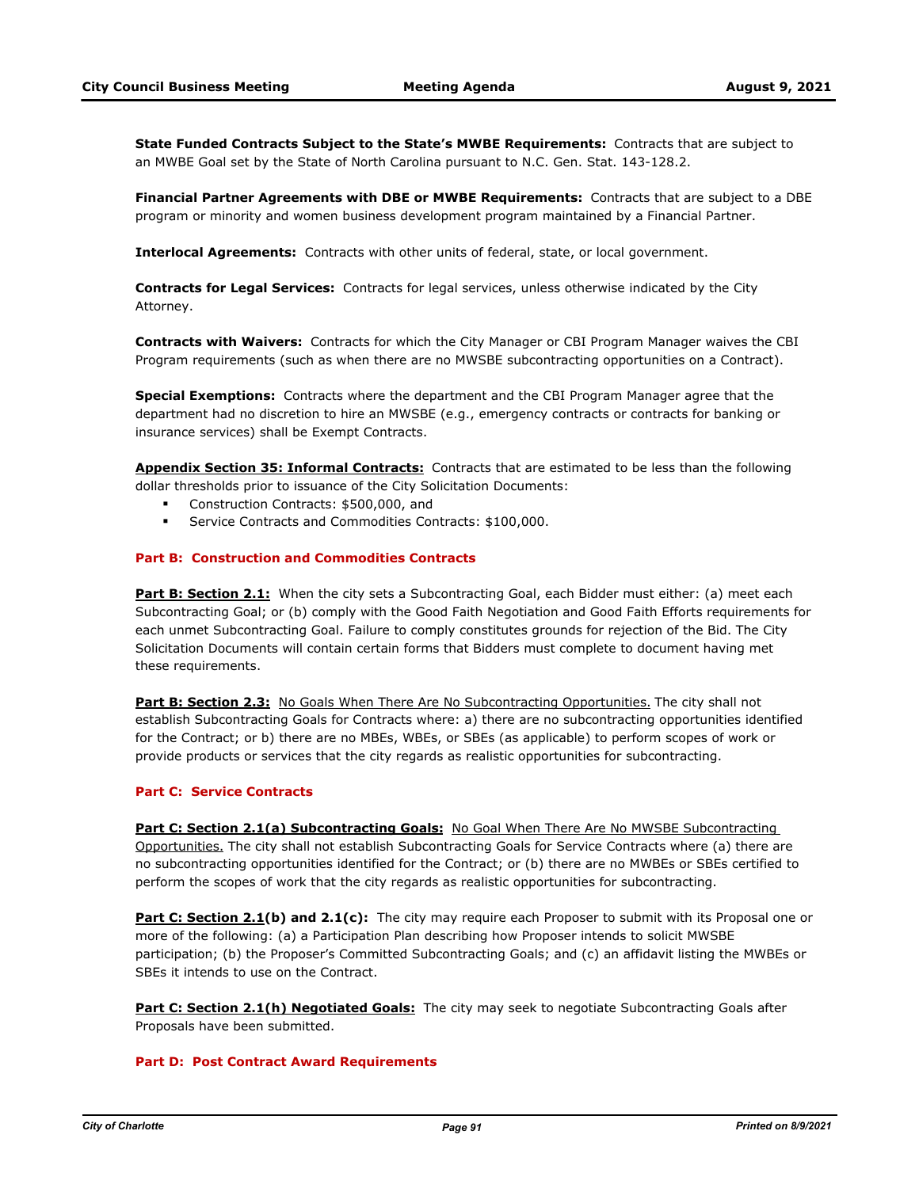**State Funded Contracts Subject to the State's MWBE Requirements:** Contracts that are subject to an MWBE Goal set by the State of North Carolina pursuant to N.C. Gen. Stat. 143-128.2.

**Financial Partner Agreements with DBE or MWBE Requirements:** Contracts that are subject to a DBE program or minority and women business development program maintained by a Financial Partner.

**Interlocal Agreements:** Contracts with other units of federal, state, or local government.

**Contracts for Legal Services:** Contracts for legal services, unless otherwise indicated by the City Attorney.

**Contracts with Waivers:** Contracts for which the City Manager or CBI Program Manager waives the CBI Program requirements (such as when there are no MWSBE subcontracting opportunities on a Contract).

**Special Exemptions:** Contracts where the department and the CBI Program Manager agree that the department had no discretion to hire an MWSBE (e.g., emergency contracts or contracts for banking or insurance services) shall be Exempt Contracts.

**Appendix Section 35: Informal Contracts:** Contracts that are estimated to be less than the following dollar thresholds prior to issuance of the City Solicitation Documents:

- Construction Contracts: $500,000, and
- Service Contracts and Commodities Contracts: $100,000.

**Part B: Construction and Commodities Contracts**

**Part B: Section 2.1:** When the city sets a Subcontracting Goal, each Bidder must either: (a) meet each Subcontracting Goal; or (b) comply with the Good Faith Negotiation and Good Faith Efforts requirements for each unmet Subcontracting Goal. Failure to comply constitutes grounds for rejection of the Bid. The City Solicitation Documents will contain certain forms that Bidders must complete to document having met these requirements.

**Part B: Section 2.3:** No Goals When There Are No Subcontracting Opportunities. The city shall not establish Subcontracting Goals for Contracts where: a) there are no subcontracting opportunities identified for the Contract; or b) there are no MBEs, WBEs, or SBEs (as applicable) to perform scopes of work or provide products or services that the city regards as realistic opportunities for subcontracting.

**Part C: Service Contracts**

**Part C: Section 2.1(a) Subcontracting Goals:** No Goal When There Are No MWSBE Subcontracting Opportunities. The city shall not establish Subcontracting Goals for Service Contracts where (a) there are no subcontracting opportunities identified for the Contract; or (b) there are no MWBEs or SBEs certified to perform the scopes of work that the city regards as realistic opportunities for subcontracting.

**Part C: Section 2.1(b) and 2.1(c):** The city may require each Proposer to submit with its Proposal one or more of the following: (a) a Participation Plan describing how Proposer intends to solicit MWSBE participation; (b) the Proposer's Committed Subcontracting Goals; and (c) an affidavit listing the MWBEs or SBEs it intends to use on the Contract.

**Part C: Section 2.1(h) Negotiated Goals:** The city may seek to negotiate Subcontracting Goals after Proposals have been submitted.

**Part D: Post Contract Award Requirements**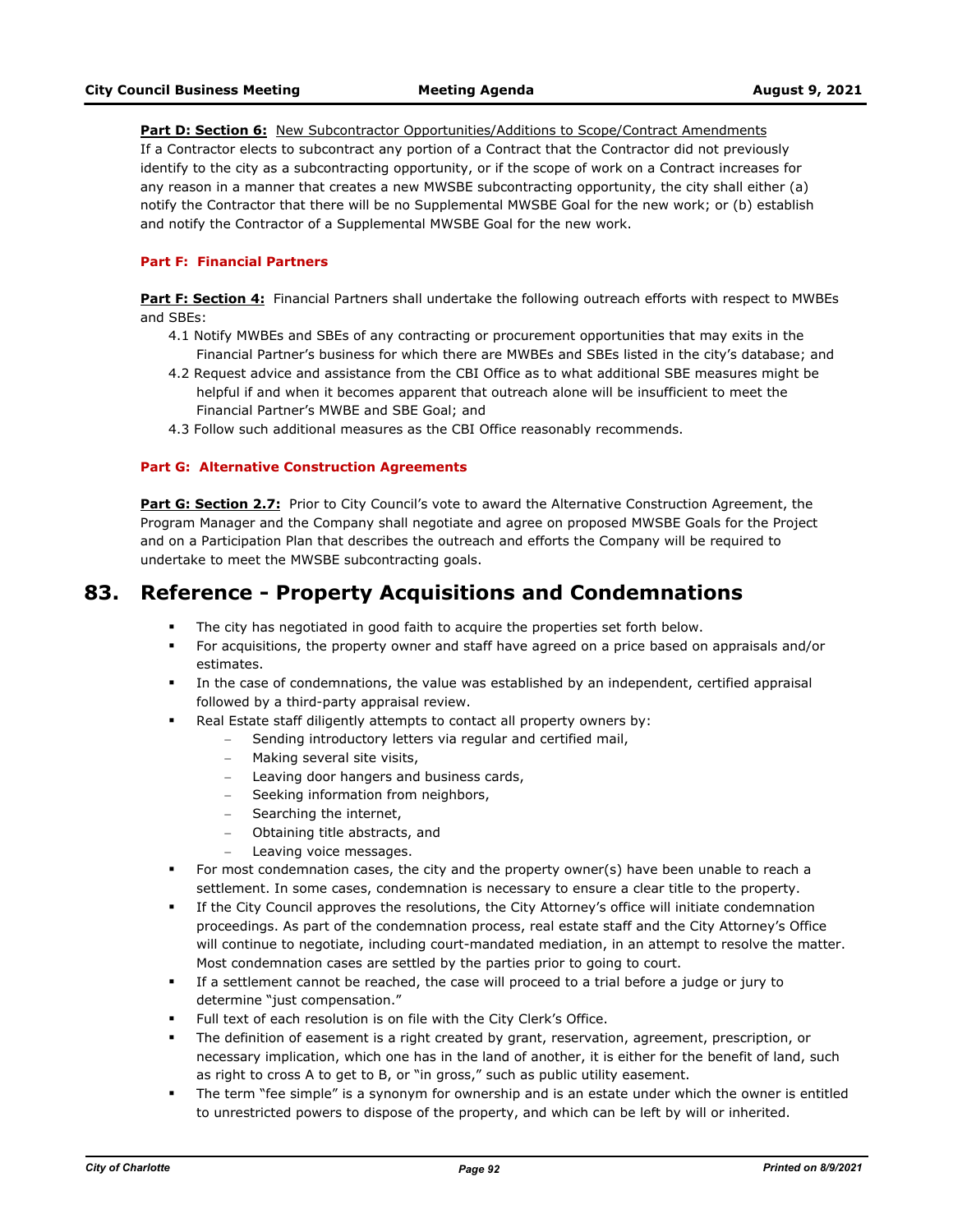**Part D: Section 6:** New Subcontractor Opportunities/Additions to Scope/Contract Amendments
If a Contractor elects to subcontract any portion of a Contract that the Contractor did not previously identify to the city as a subcontracting opportunity, or if the scope of work on a Contract increases for any reason in a manner that creates a new MWSBE subcontracting opportunity, the city shall either (a) notify the Contractor that there will be no Supplemental MWSBE Goal for the new work; or (b) establish and notify the Contractor of a Supplemental MWSBE Goal for the new work.

**Part F: Financial Partners**

**Part F: Section 4:** Financial Partners shall undertake the following outreach efforts with respect to MWBEs and SBEs:

4.1 Notify MWBEs and SBEs of any contracting or procurement opportunities that may exits in the Financial Partner's business for which there are MWBEs and SBEs listed in the city's database; and
4.2 Request advice and assistance from the CBI Office as to what additional SBE measures might be helpful if and when it becomes apparent that outreach alone will be insufficient to meet the Financial Partner's MWBE and SBE Goal; and
4.3 Follow such additional measures as the CBI Office reasonably recommends.

**Part G: Alternative Construction Agreements**

**Part G: Section 2.7:** Prior to City Council's vote to award the Alternative Construction Agreement, the Program Manager and the Company shall negotiate and agree on proposed MWSBE Goals for the Project and on a Participation Plan that describes the outreach and efforts the Company will be required to undertake to meet the MWSBE subcontracting goals.

## 83. Reference - Property Acquisitions and Condemnations

- The city has negotiated in good faith to acquire the properties set forth below.
- For acquisitions, the property owner and staff have agreed on a price based on appraisals and/or estimates.
- In the case of condemnations, the value was established by an independent, certified appraisal followed by a third-party appraisal review.
- Real Estate staff diligently attempts to contact all property owners by:
  - Sending introductory letters via regular and certified mail,
  - Making several site visits,
  - Leaving door hangers and business cards,
  - Seeking information from neighbors,
  - Searching the internet,
  - Obtaining title abstracts, and
  - Leaving voice messages.
- For most condemnation cases, the city and the property owner(s) have been unable to reach a settlement. In some cases, condemnation is necessary to ensure a clear title to the property.
- If the City Council approves the resolutions, the City Attorney's office will initiate condemnation proceedings. As part of the condemnation process, real estate staff and the City Attorney's Office will continue to negotiate, including court-mandated mediation, in an attempt to resolve the matter. Most condemnation cases are settled by the parties prior to going to court.
- If a settlement cannot be reached, the case will proceed to a trial before a judge or jury to determine "just compensation."
- Full text of each resolution is on file with the City Clerk's Office.
- The definition of easement is a right created by grant, reservation, agreement, prescription, or necessary implication, which one has in the land of another, it is either for the benefit of land, such as right to cross A to get to B, or "in gross," such as public utility easement.
- The term "fee simple" is a synonym for ownership and is an estate under which the owner is entitled to unrestricted powers to dispose of the property, and which can be left by will or inherited.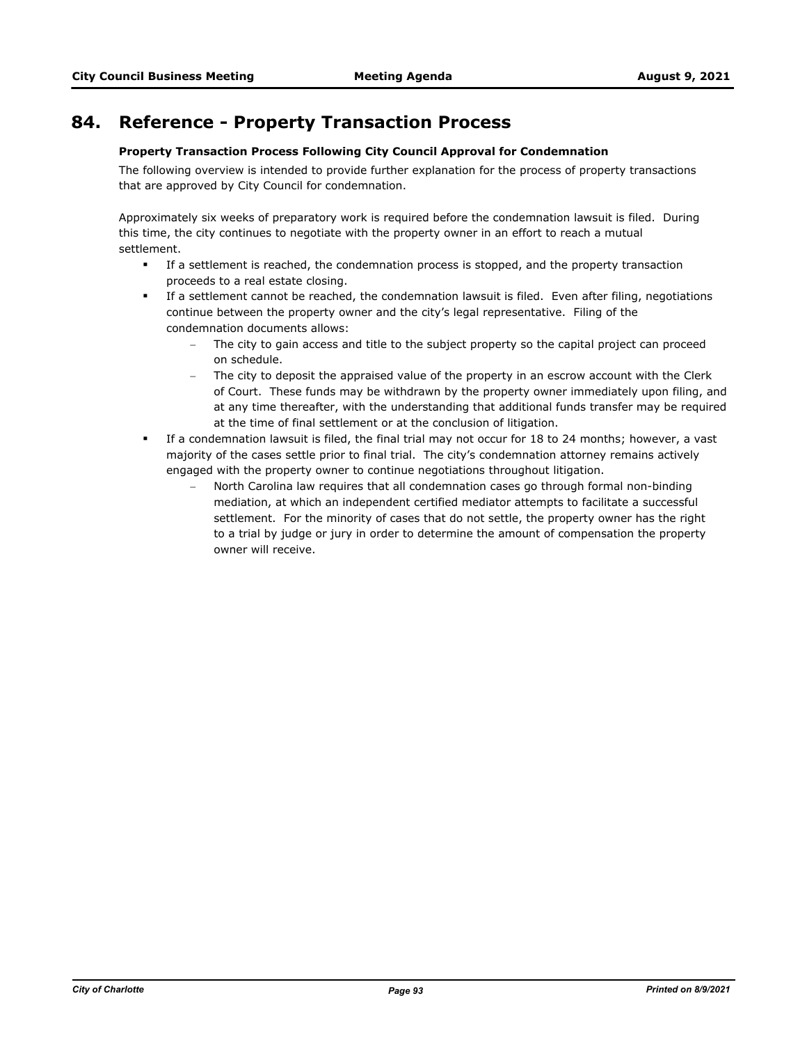# 84. Reference - Property Transaction Process

**Property Transaction Process Following City Council Approval for Condemnation**

The following overview is intended to provide further explanation for the process of property transactions that are approved by City Council for condemnation.

Approximately six weeks of preparatory work is required before the condemnation lawsuit is filed. During this time, the city continues to negotiate with the property owner in an effort to reach a mutual settlement.

- If a settlement is reached, the condemnation process is stopped, and the property transaction proceeds to a real estate closing.
- If a settlement cannot be reached, the condemnation lawsuit is filed. Even after filing, negotiations continue between the property owner and the city's legal representative. Filing of the condemnation documents allows:
  - The city to gain access and title to the subject property so the capital project can proceed on schedule.
  - The city to deposit the appraised value of the property in an escrow account with the Clerk of Court. These funds may be withdrawn by the property owner immediately upon filing, and at any time thereafter, with the understanding that additional funds transfer may be required at the time of final settlement or at the conclusion of litigation.
- If a condemnation lawsuit is filed, the final trial may not occur for 18 to 24 months; however, a vast majority of the cases settle prior to final trial. The city's condemnation attorney remains actively engaged with the property owner to continue negotiations throughout litigation.
  - North Carolina law requires that all condemnation cases go through formal non-binding mediation, at which an independent certified mediator attempts to facilitate a successful settlement. For the minority of cases that do not settle, the property owner has the right to a trial by judge or jury in order to determine the amount of compensation the property owner will receive.